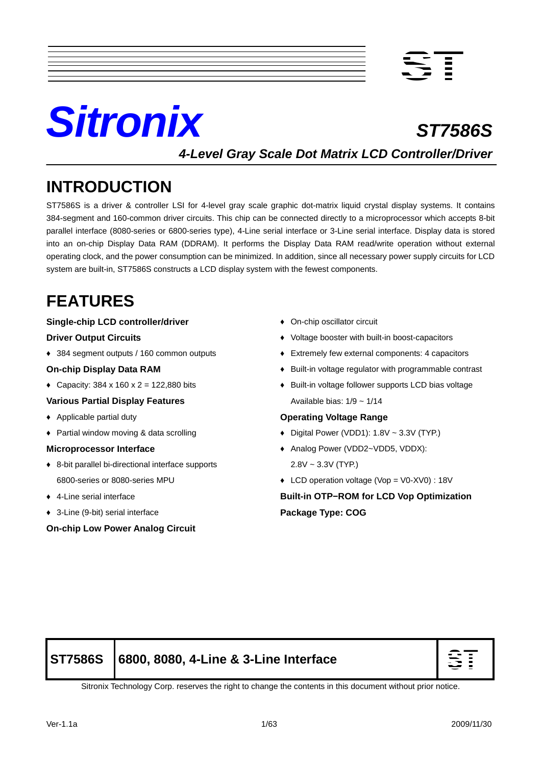# Sitronix

## ST7586S

### 4-Level Gray Scale Dot Matrix LCD Controller/Driver

## INTRODUCTION

ST7586S is a driver & controller LSI for 4-level gray scale graphic dot-matrix liquid crystal display systems. It contains 384-segment and 160-common driver circuits. This chip can be connected directly to a microprocessor which accepts 8-bit parallel interface (8080-series or 6800-series type), 4-Line serial interface or 3-Line serial interface. Display data is stored into an on-chip Display Data RAM (DDRAM). It performs the Display Data RAM read/write operation without external operating clock, and the power consumption can be minimized. In addition, since all necessary power supply circuits for LCD system are built-in, ST7586S constructs a LCD display system with the fewest components.

## FEATURES

**Single-chip LCD controller/driver**

**Driver Output Circuits**

- 384 segment outputs / 160 common outputs

**On-chip Display Data RAM**

- Capacity: 384 x 160 x 2 = 122,880 bits

**Various Partial Display Features**

- Applicable partial duty
- Partial window moving & data scrolling

**Microprocessor Interface**

- 8-bit parallel bi-directional interface supports 6800-series or 8080-series MPU
- 4-Line serial interface
- 3-Line (9-bit) serial interface

**On-chip Low Power Analog Circuit**

- On-chip oscillator circuit
- Voltage booster with built-in boost-capacitors
- Extremely few external components: 4 capacitors
- Built-in voltage regulator with programmable contrast
- Built-in voltage follower supports LCD bias voltage
  Available bias: 1/9 ~ 1/14

**Operating Voltage Range**

- Digital Power (VDD1): 1.8V ~ 3.3V (TYP.)
- Analog Power (VDD2~VDD5, VDDX):
  2.8V ~ 3.3V (TYP.)
- LCD operation voltage (Vop = V0-XV0) : 18V

**Built-in OTP−ROM for LCD Vop Optimization**

**Package Type: COG**

| ST7586S | 6800, 8080, 4-Line & 3-Line Interface |
|---|---|

Sitronix Technology Corp. reserves the right to change the contents in this document without prior notice.

Ver-1.1a 2009/11/30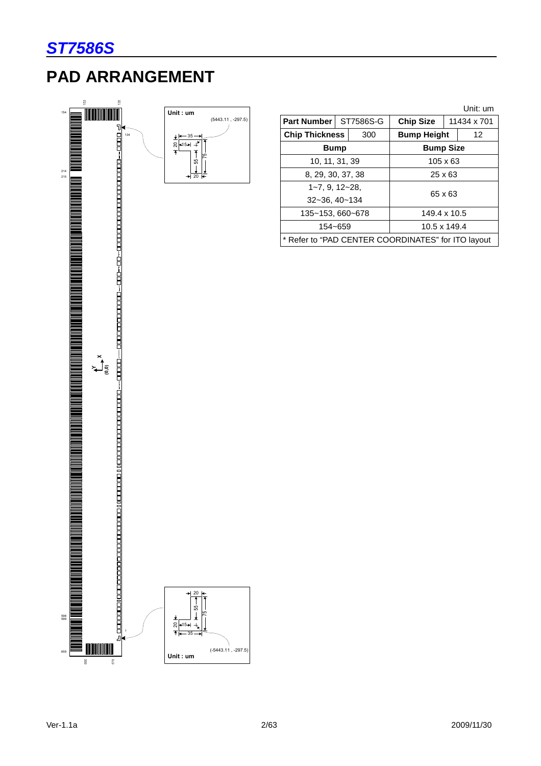# PAD ARRANGEMENT

Unit: um

| Part Number | ST7586S-G | Chip Size | 11434 x 701 |
|---|---|---|---|
| Chip Thickness | 300 | Bump Height | 12 |
| Bump | | Bump Size | |
| 10, 11, 31, 39 | | 105 x 63 | |
| 8, 29, 30, 37, 38 | | 25 x 63 | |
| 1~7, 9, 12~28, 32~36, 40~134 | | 65 x 63 | |
| 135~153, 660~678 | | 149.4 x 10.5 | |
| 154~659 | | 10.5 x 149.4 | |
| * Refer to "PAD CENTER COORDINATES" for ITO layout | | | |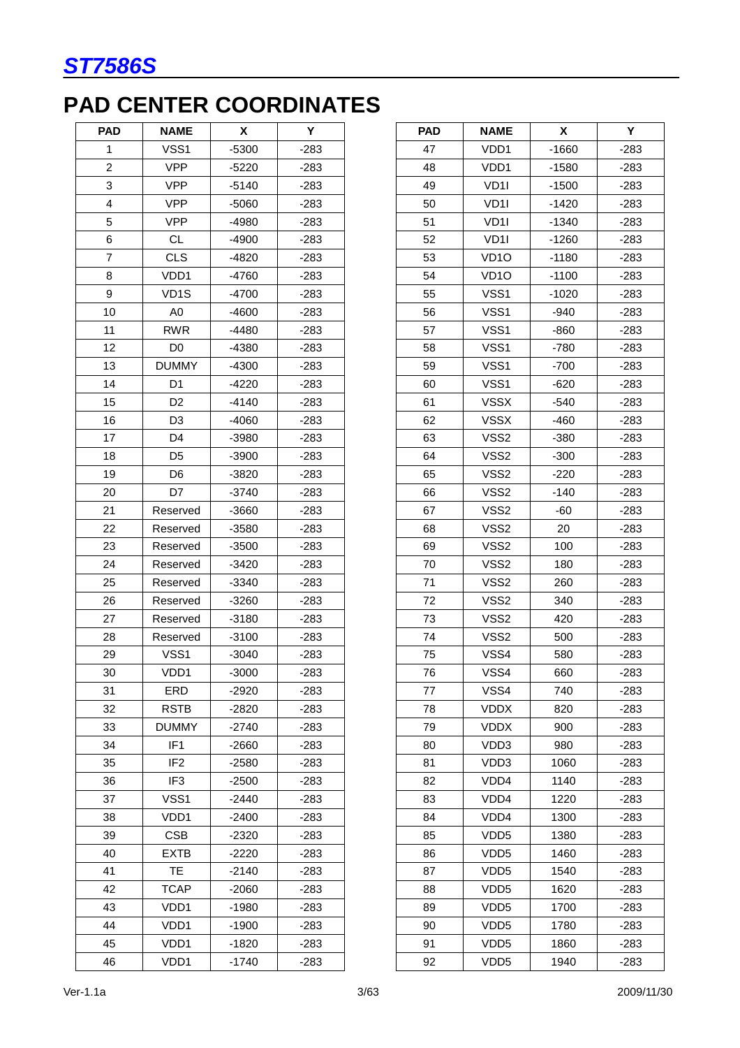# PAD CENTER COORDINATES

| PAD | NAME | X | Y |
|---|---|---|---|
| 1 | VSS1 | -5300 | -283 |
| 2 | VPP | -5220 | -283 |
| 3 | VPP | -5140 | -283 |
| 4 | VPP | -5060 | -283 |
| 5 | VPP | -4980 | -283 |
| 6 | CL | -4900 | -283 |
| 7 | CLS | -4820 | -283 |
| 8 | VDD1 | -4760 | -283 |
| 9 | VD1S | -4700 | -283 |
| 10 | A0 | -4600 | -283 |
| 11 | RWR | -4480 | -283 |
| 12 | D0 | -4380 | -283 |
| 13 | DUMMY | -4300 | -283 |
| 14 | D1 | -4220 | -283 |
| 15 | D2 | -4140 | -283 |
| 16 | D3 | -4060 | -283 |
| 17 | D4 | -3980 | -283 |
| 18 | D5 | -3900 | -283 |
| 19 | D6 | -3820 | -283 |
| 20 | D7 | -3740 | -283 |
| 21 | Reserved | -3660 | -283 |
| 22 | Reserved | -3580 | -283 |
| 23 | Reserved | -3500 | -283 |
| 24 | Reserved | -3420 | -283 |
| 25 | Reserved | -3340 | -283 |
| 26 | Reserved | -3260 | -283 |
| 27 | Reserved | -3180 | -283 |
| 28 | Reserved | -3100 | -283 |
| 29 | VSS1 | -3040 | -283 |
| 30 | VDD1 | -3000 | -283 |
| 31 | ERD | -2920 | -283 |
| 32 | RSTB | -2820 | -283 |
| 33 | DUMMY | -2740 | -283 |
| 34 | IF1 | -2660 | -283 |
| 35 | IF2 | -2580 | -283 |
| 36 | IF3 | -2500 | -283 |
| 37 | VSS1 | -2440 | -283 |
| 38 | VDD1 | -2400 | -283 |
| 39 | CSB | -2320 | -283 |
| 40 | EXTB | -2220 | -283 |
| 41 | TE | -2140 | -283 |
| 42 | TCAP | -2060 | -283 |
| 43 | VDD1 | -1980 | -283 |
| 44 | VDD1 | -1900 | -283 |
| 45 | VDD1 | -1820 | -283 |
| 46 | VDD1 | -1740 | -283 |
| 47 | VDD1 | -1660 | -283 |
| 48 | VDD1 | -1580 | -283 |
| 49 | VD1I | -1500 | -283 |
| 50 | VD1I | -1420 | -283 |
| 51 | VD1I | -1340 | -283 |
| 52 | VD1I | -1260 | -283 |
| 53 | VD1O | -1180 | -283 |
| 54 | VD1O | -1100 | -283 |
| 55 | VSS1 | -1020 | -283 |
| 56 | VSS1 | -940 | -283 |
| 57 | VSS1 | -860 | -283 |
| 58 | VSS1 | -780 | -283 |
| 59 | VSS1 | -700 | -283 |
| 60 | VSS1 | -620 | -283 |
| 61 | VSSX | -540 | -283 |
| 62 | VSSX | -460 | -283 |
| 63 | VSS2 | -380 | -283 |
| 64 | VSS2 | -300 | -283 |
| 65 | VSS2 | -220 | -283 |
| 66 | VSS2 | -140 | -283 |
| 67 | VSS2 | -60 | -283 |
| 68 | VSS2 | 20 | -283 |
| 69 | VSS2 | 100 | -283 |
| 70 | VSS2 | 180 | -283 |
| 71 | VSS2 | 260 | -283 |
| 72 | VSS2 | 340 | -283 |
| 73 | VSS2 | 420 | -283 |
| 74 | VSS2 | 500 | -283 |
| 75 | VSS4 | 580 | -283 |
| 76 | VSS4 | 660 | -283 |
| 77 | VSS4 | 740 | -283 |
| 78 | VDDX | 820 | -283 |
| 79 | VDDX | 900 | -283 |
| 80 | VDD3 | 980 | -283 |
| 81 | VDD3 | 1060 | -283 |
| 82 | VDD4 | 1140 | -283 |
| 83 | VDD4 | 1220 | -283 |
| 84 | VDD4 | 1300 | -283 |
| 85 | VDD5 | 1380 | -283 |
| 86 | VDD5 | 1460 | -283 |
| 87 | VDD5 | 1540 | -283 |
| 88 | VDD5 | 1620 | -283 |
| 89 | VDD5 | 1700 | -283 |
| 90 | VDD5 | 1780 | -283 |
| 91 | VDD5 | 1860 | -283 |
| 92 | VDD5 | 1940 | -283 |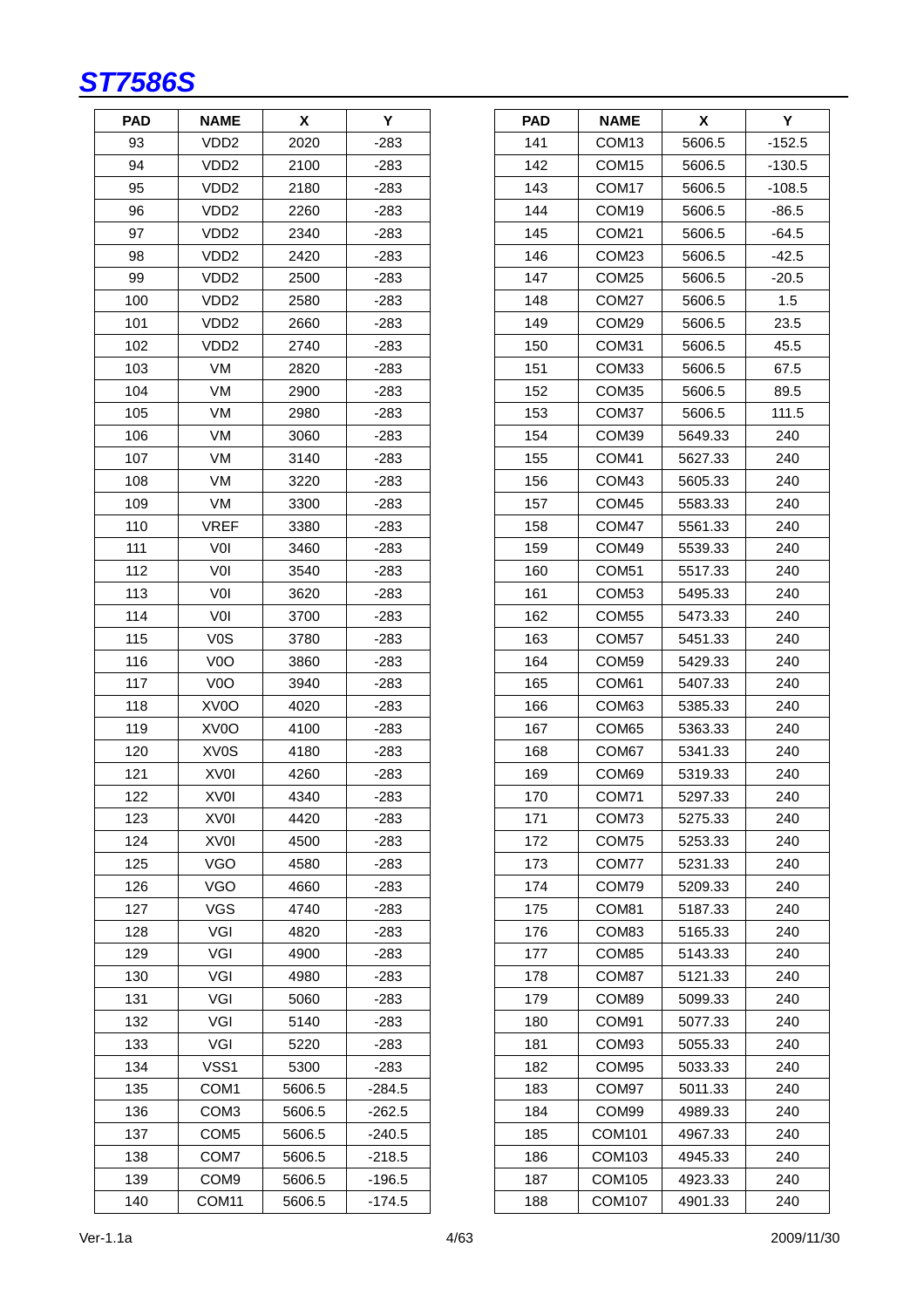| PAD | NAME | X | Y |
|---|---|---|---|
| 93 | VDD2 | 2020 | -283 |
| 94 | VDD2 | 2100 | -283 |
| 95 | VDD2 | 2180 | -283 |
| 96 | VDD2 | 2260 | -283 |
| 97 | VDD2 | 2340 | -283 |
| 98 | VDD2 | 2420 | -283 |
| 99 | VDD2 | 2500 | -283 |
| 100 | VDD2 | 2580 | -283 |
| 101 | VDD2 | 2660 | -283 |
| 102 | VDD2 | 2740 | -283 |
| 103 | VM | 2820 | -283 |
| 104 | VM | 2900 | -283 |
| 105 | VM | 2980 | -283 |
| 106 | VM | 3060 | -283 |
| 107 | VM | 3140 | -283 |
| 108 | VM | 3220 | -283 |
| 109 | VM | 3300 | -283 |
| 110 | VREF | 3380 | -283 |
| 111 | V0I | 3460 | -283 |
| 112 | V0I | 3540 | -283 |
| 113 | V0I | 3620 | -283 |
| 114 | V0I | 3700 | -283 |
| 115 | V0S | 3780 | -283 |
| 116 | V0O | 3860 | -283 |
| 117 | V0O | 3940 | -283 |
| 118 | XV0O | 4020 | -283 |
| 119 | XV0O | 4100 | -283 |
| 120 | XV0S | 4180 | -283 |
| 121 | XV0I | 4260 | -283 |
| 122 | XV0I | 4340 | -283 |
| 123 | XV0I | 4420 | -283 |
| 124 | XV0I | 4500 | -283 |
| 125 | VGO | 4580 | -283 |
| 126 | VGO | 4660 | -283 |
| 127 | VGS | 4740 | -283 |
| 128 | VGI | 4820 | -283 |
| 129 | VGI | 4900 | -283 |
| 130 | VGI | 4980 | -283 |
| 131 | VGI | 5060 | -283 |
| 132 | VGI | 5140 | -283 |
| 133 | VGI | 5220 | -283 |
| 134 | VSS1 | 5300 | -283 |
| 135 | COM1 | 5606.5 | -284.5 |
| 136 | COM3 | 5606.5 | -262.5 |
| 137 | COM5 | 5606.5 | -240.5 |
| 138 | COM7 | 5606.5 | -218.5 |
| 139 | COM9 | 5606.5 | -196.5 |
| 140 | COM11 | 5606.5 | -174.5 |

| PAD | NAME | X | Y |
|---|---|---|---|
| 141 | COM13 | 5606.5 | -152.5 |
| 142 | COM15 | 5606.5 | -130.5 |
| 143 | COM17 | 5606.5 | -108.5 |
| 144 | COM19 | 5606.5 | -86.5 |
| 145 | COM21 | 5606.5 | -64.5 |
| 146 | COM23 | 5606.5 | -42.5 |
| 147 | COM25 | 5606.5 | -20.5 |
| 148 | COM27 | 5606.5 | 1.5 |
| 149 | COM29 | 5606.5 | 23.5 |
| 150 | COM31 | 5606.5 | 45.5 |
| 151 | COM33 | 5606.5 | 67.5 |
| 152 | COM35 | 5606.5 | 89.5 |
| 153 | COM37 | 5606.5 | 111.5 |
| 154 | COM39 | 5649.33 | 240 |
| 155 | COM41 | 5627.33 | 240 |
| 156 | COM43 | 5605.33 | 240 |
| 157 | COM45 | 5583.33 | 240 |
| 158 | COM47 | 5561.33 | 240 |
| 159 | COM49 | 5539.33 | 240 |
| 160 | COM51 | 5517.33 | 240 |
| 161 | COM53 | 5495.33 | 240 |
| 162 | COM55 | 5473.33 | 240 |
| 163 | COM57 | 5451.33 | 240 |
| 164 | COM59 | 5429.33 | 240 |
| 165 | COM61 | 5407.33 | 240 |
| 166 | COM63 | 5385.33 | 240 |
| 167 | COM65 | 5363.33 | 240 |
| 168 | COM67 | 5341.33 | 240 |
| 169 | COM69 | 5319.33 | 240 |
| 170 | COM71 | 5297.33 | 240 |
| 171 | COM73 | 5275.33 | 240 |
| 172 | COM75 | 5253.33 | 240 |
| 173 | COM77 | 5231.33 | 240 |
| 174 | COM79 | 5209.33 | 240 |
| 175 | COM81 | 5187.33 | 240 |
| 176 | COM83 | 5165.33 | 240 |
| 177 | COM85 | 5143.33 | 240 |
| 178 | COM87 | 5121.33 | 240 |
| 179 | COM89 | 5099.33 | 240 |
| 180 | COM91 | 5077.33 | 240 |
| 181 | COM93 | 5055.33 | 240 |
| 182 | COM95 | 5033.33 | 240 |
| 183 | COM97 | 5011.33 | 240 |
| 184 | COM99 | 4989.33 | 240 |
| 185 | COM101 | 4967.33 | 240 |
| 186 | COM103 | 4945.33 | 240 |
| 187 | COM105 | 4923.33 | 240 |
| 188 | COM107 | 4901.33 | 240 |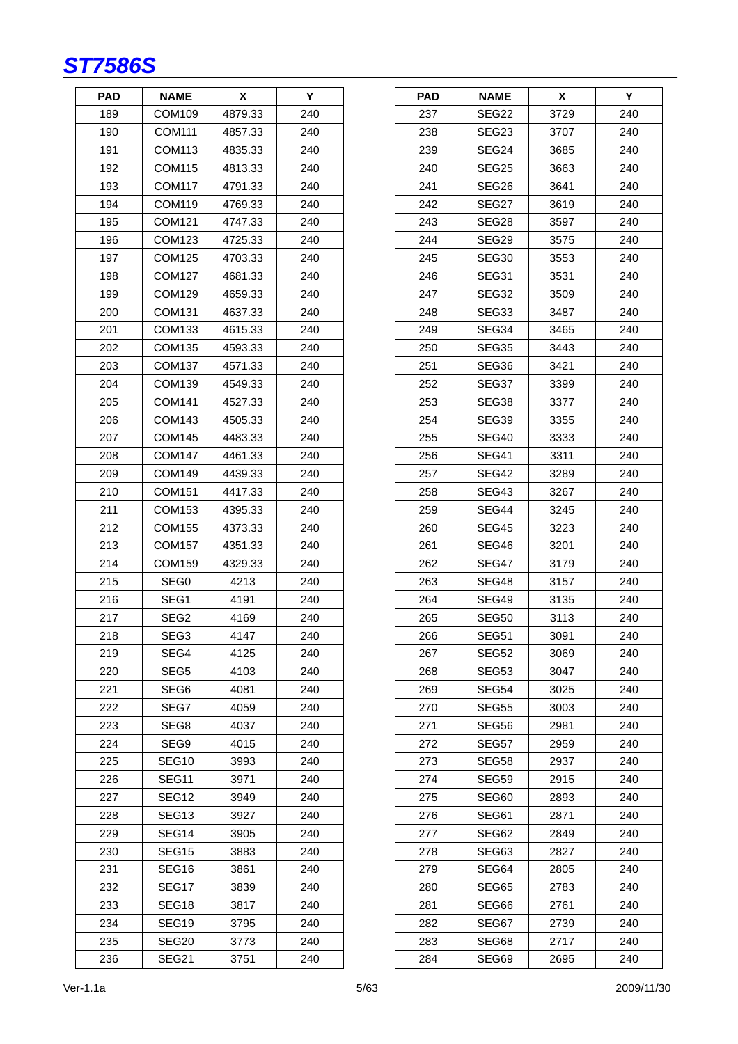| PAD | NAME | X | Y |
|---|---|---|---|
| 189 | COM109 | 4879.33 | 240 |
| 190 | COM111 | 4857.33 | 240 |
| 191 | COM113 | 4835.33 | 240 |
| 192 | COM115 | 4813.33 | 240 |
| 193 | COM117 | 4791.33 | 240 |
| 194 | COM119 | 4769.33 | 240 |
| 195 | COM121 | 4747.33 | 240 |
| 196 | COM123 | 4725.33 | 240 |
| 197 | COM125 | 4703.33 | 240 |
| 198 | COM127 | 4681.33 | 240 |
| 199 | COM129 | 4659.33 | 240 |
| 200 | COM131 | 4637.33 | 240 |
| 201 | COM133 | 4615.33 | 240 |
| 202 | COM135 | 4593.33 | 240 |
| 203 | COM137 | 4571.33 | 240 |
| 204 | COM139 | 4549.33 | 240 |
| 205 | COM141 | 4527.33 | 240 |
| 206 | COM143 | 4505.33 | 240 |
| 207 | COM145 | 4483.33 | 240 |
| 208 | COM147 | 4461.33 | 240 |
| 209 | COM149 | 4439.33 | 240 |
| 210 | COM151 | 4417.33 | 240 |
| 211 | COM153 | 4395.33 | 240 |
| 212 | COM155 | 4373.33 | 240 |
| 213 | COM157 | 4351.33 | 240 |
| 214 | COM159 | 4329.33 | 240 |
| 215 | SEG0 | 4213 | 240 |
| 216 | SEG1 | 4191 | 240 |
| 217 | SEG2 | 4169 | 240 |
| 218 | SEG3 | 4147 | 240 |
| 219 | SEG4 | 4125 | 240 |
| 220 | SEG5 | 4103 | 240 |
| 221 | SEG6 | 4081 | 240 |
| 222 | SEG7 | 4059 | 240 |
| 223 | SEG8 | 4037 | 240 |
| 224 | SEG9 | 4015 | 240 |
| 225 | SEG10 | 3993 | 240 |
| 226 | SEG11 | 3971 | 240 |
| 227 | SEG12 | 3949 | 240 |
| 228 | SEG13 | 3927 | 240 |
| 229 | SEG14 | 3905 | 240 |
| 230 | SEG15 | 3883 | 240 |
| 231 | SEG16 | 3861 | 240 |
| 232 | SEG17 | 3839 | 240 |
| 233 | SEG18 | 3817 | 240 |
| 234 | SEG19 | 3795 | 240 |
| 235 | SEG20 | 3773 | 240 |
| 236 | SEG21 | 3751 | 240 |
| 237 | SEG22 | 3729 | 240 |
| 238 | SEG23 | 3707 | 240 |
| 239 | SEG24 | 3685 | 240 |
| 240 | SEG25 | 3663 | 240 |
| 241 | SEG26 | 3641 | 240 |
| 242 | SEG27 | 3619 | 240 |
| 243 | SEG28 | 3597 | 240 |
| 244 | SEG29 | 3575 | 240 |
| 245 | SEG30 | 3553 | 240 |
| 246 | SEG31 | 3531 | 240 |
| 247 | SEG32 | 3509 | 240 |
| 248 | SEG33 | 3487 | 240 |
| 249 | SEG34 | 3465 | 240 |
| 250 | SEG35 | 3443 | 240 |
| 251 | SEG36 | 3421 | 240 |
| 252 | SEG37 | 3399 | 240 |
| 253 | SEG38 | 3377 | 240 |
| 254 | SEG39 | 3355 | 240 |
| 255 | SEG40 | 3333 | 240 |
| 256 | SEG41 | 3311 | 240 |
| 257 | SEG42 | 3289 | 240 |
| 258 | SEG43 | 3267 | 240 |
| 259 | SEG44 | 3245 | 240 |
| 260 | SEG45 | 3223 | 240 |
| 261 | SEG46 | 3201 | 240 |
| 262 | SEG47 | 3179 | 240 |
| 263 | SEG48 | 3157 | 240 |
| 264 | SEG49 | 3135 | 240 |
| 265 | SEG50 | 3113 | 240 |
| 266 | SEG51 | 3091 | 240 |
| 267 | SEG52 | 3069 | 240 |
| 268 | SEG53 | 3047 | 240 |
| 269 | SEG54 | 3025 | 240 |
| 270 | SEG55 | 3003 | 240 |
| 271 | SEG56 | 2981 | 240 |
| 272 | SEG57 | 2959 | 240 |
| 273 | SEG58 | 2937 | 240 |
| 274 | SEG59 | 2915 | 240 |
| 275 | SEG60 | 2893 | 240 |
| 276 | SEG61 | 2871 | 240 |
| 277 | SEG62 | 2849 | 240 |
| 278 | SEG63 | 2827 | 240 |
| 279 | SEG64 | 2805 | 240 |
| 280 | SEG65 | 2783 | 240 |
| 281 | SEG66 | 2761 | 240 |
| 282 | SEG67 | 2739 | 240 |
| 283 | SEG68 | 2717 | 240 |
| 284 | SEG69 | 2695 | 240 |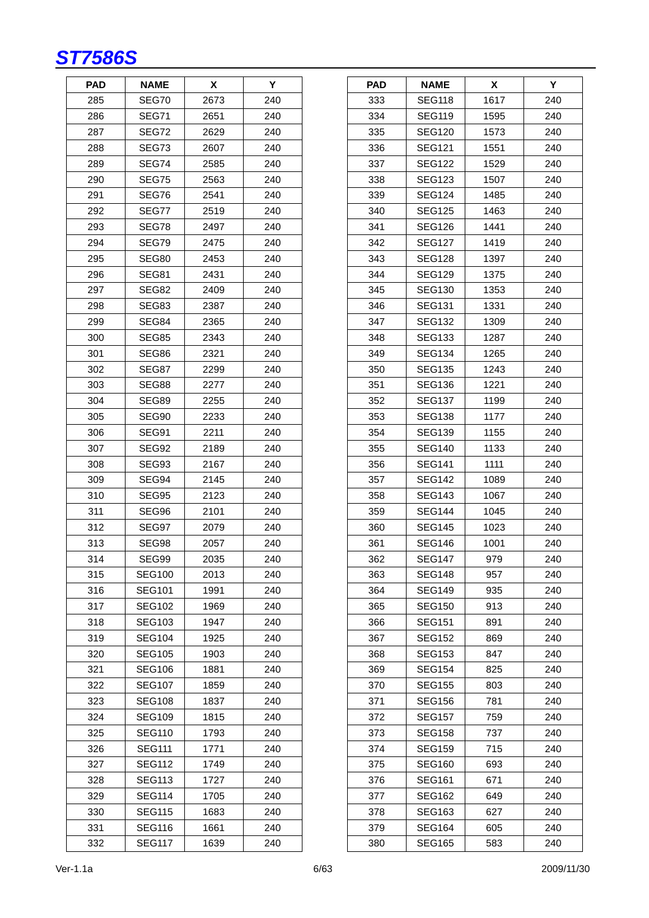| PAD | NAME | X | Y |
|---|---|---|---|
| 285 | SEG70 | 2673 | 240 |
| 286 | SEG71 | 2651 | 240 |
| 287 | SEG72 | 2629 | 240 |
| 288 | SEG73 | 2607 | 240 |
| 289 | SEG74 | 2585 | 240 |
| 290 | SEG75 | 2563 | 240 |
| 291 | SEG76 | 2541 | 240 |
| 292 | SEG77 | 2519 | 240 |
| 293 | SEG78 | 2497 | 240 |
| 294 | SEG79 | 2475 | 240 |
| 295 | SEG80 | 2453 | 240 |
| 296 | SEG81 | 2431 | 240 |
| 297 | SEG82 | 2409 | 240 |
| 298 | SEG83 | 2387 | 240 |
| 299 | SEG84 | 2365 | 240 |
| 300 | SEG85 | 2343 | 240 |
| 301 | SEG86 | 2321 | 240 |
| 302 | SEG87 | 2299 | 240 |
| 303 | SEG88 | 2277 | 240 |
| 304 | SEG89 | 2255 | 240 |
| 305 | SEG90 | 2233 | 240 |
| 306 | SEG91 | 2211 | 240 |
| 307 | SEG92 | 2189 | 240 |
| 308 | SEG93 | 2167 | 240 |
| 309 | SEG94 | 2145 | 240 |
| 310 | SEG95 | 2123 | 240 |
| 311 | SEG96 | 2101 | 240 |
| 312 | SEG97 | 2079 | 240 |
| 313 | SEG98 | 2057 | 240 |
| 314 | SEG99 | 2035 | 240 |
| 315 | SEG100 | 2013 | 240 |
| 316 | SEG101 | 1991 | 240 |
| 317 | SEG102 | 1969 | 240 |
| 318 | SEG103 | 1947 | 240 |
| 319 | SEG104 | 1925 | 240 |
| 320 | SEG105 | 1903 | 240 |
| 321 | SEG106 | 1881 | 240 |
| 322 | SEG107 | 1859 | 240 |
| 323 | SEG108 | 1837 | 240 |
| 324 | SEG109 | 1815 | 240 |
| 325 | SEG110 | 1793 | 240 |
| 326 | SEG111 | 1771 | 240 |
| 327 | SEG112 | 1749 | 240 |
| 328 | SEG113 | 1727 | 240 |
| 329 | SEG114 | 1705 | 240 |
| 330 | SEG115 | 1683 | 240 |
| 331 | SEG116 | 1661 | 240 |
| 332 | SEG117 | 1639 | 240 |

| PAD | NAME | X | Y |
|---|---|---|---|
| 333 | SEG118 | 1617 | 240 |
| 334 | SEG119 | 1595 | 240 |
| 335 | SEG120 | 1573 | 240 |
| 336 | SEG121 | 1551 | 240 |
| 337 | SEG122 | 1529 | 240 |
| 338 | SEG123 | 1507 | 240 |
| 339 | SEG124 | 1485 | 240 |
| 340 | SEG125 | 1463 | 240 |
| 341 | SEG126 | 1441 | 240 |
| 342 | SEG127 | 1419 | 240 |
| 343 | SEG128 | 1397 | 240 |
| 344 | SEG129 | 1375 | 240 |
| 345 | SEG130 | 1353 | 240 |
| 346 | SEG131 | 1331 | 240 |
| 347 | SEG132 | 1309 | 240 |
| 348 | SEG133 | 1287 | 240 |
| 349 | SEG134 | 1265 | 240 |
| 350 | SEG135 | 1243 | 240 |
| 351 | SEG136 | 1221 | 240 |
| 352 | SEG137 | 1199 | 240 |
| 353 | SEG138 | 1177 | 240 |
| 354 | SEG139 | 1155 | 240 |
| 355 | SEG140 | 1133 | 240 |
| 356 | SEG141 | 1111 | 240 |
| 357 | SEG142 | 1089 | 240 |
| 358 | SEG143 | 1067 | 240 |
| 359 | SEG144 | 1045 | 240 |
| 360 | SEG145 | 1023 | 240 |
| 361 | SEG146 | 1001 | 240 |
| 362 | SEG147 | 979 | 240 |
| 363 | SEG148 | 957 | 240 |
| 364 | SEG149 | 935 | 240 |
| 365 | SEG150 | 913 | 240 |
| 366 | SEG151 | 891 | 240 |
| 367 | SEG152 | 869 | 240 |
| 368 | SEG153 | 847 | 240 |
| 369 | SEG154 | 825 | 240 |
| 370 | SEG155 | 803 | 240 |
| 371 | SEG156 | 781 | 240 |
| 372 | SEG157 | 759 | 240 |
| 373 | SEG158 | 737 | 240 |
| 374 | SEG159 | 715 | 240 |
| 375 | SEG160 | 693 | 240 |
| 376 | SEG161 | 671 | 240 |
| 377 | SEG162 | 649 | 240 |
| 378 | SEG163 | 627 | 240 |
| 379 | SEG164 | 605 | 240 |
| 380 | SEG165 | 583 | 240 |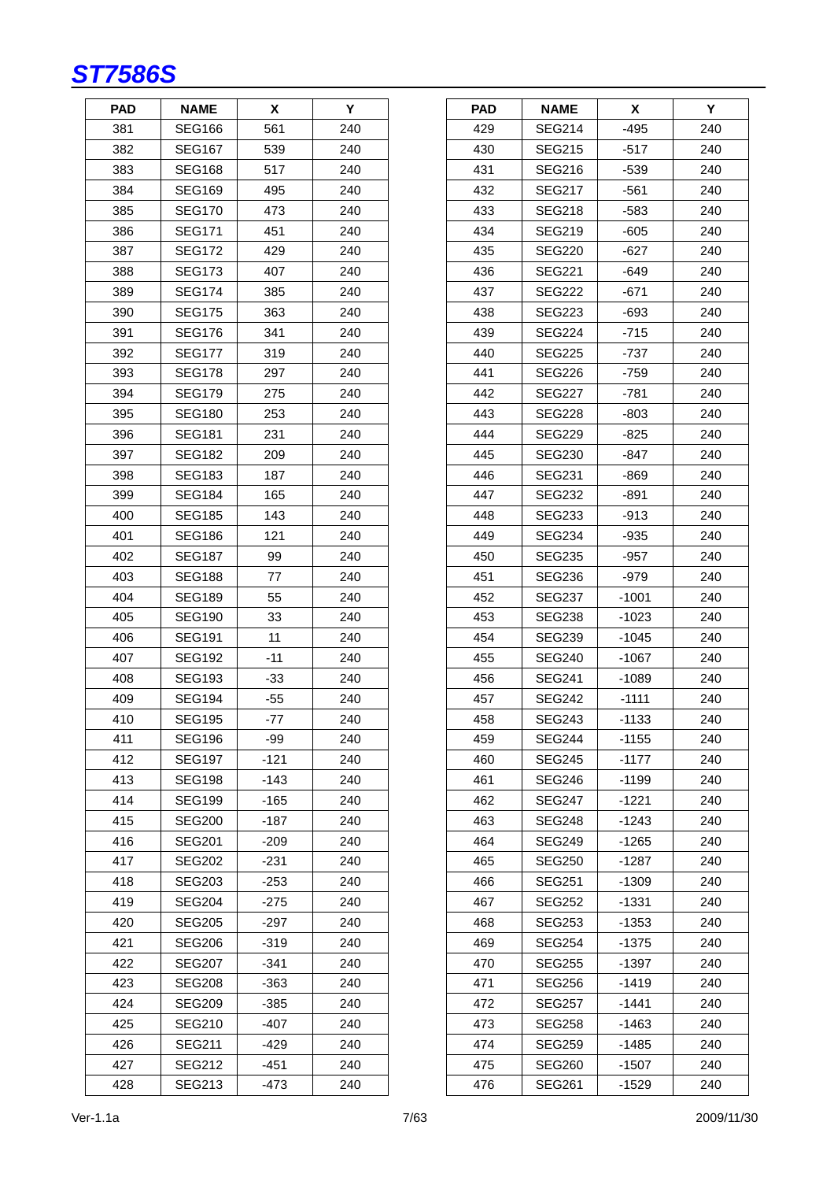| PAD | NAME | X | Y |
|---|---|---|---|
| 381 | SEG166 | 561 | 240 |
| 382 | SEG167 | 539 | 240 |
| 383 | SEG168 | 517 | 240 |
| 384 | SEG169 | 495 | 240 |
| 385 | SEG170 | 473 | 240 |
| 386 | SEG171 | 451 | 240 |
| 387 | SEG172 | 429 | 240 |
| 388 | SEG173 | 407 | 240 |
| 389 | SEG174 | 385 | 240 |
| 390 | SEG175 | 363 | 240 |
| 391 | SEG176 | 341 | 240 |
| 392 | SEG177 | 319 | 240 |
| 393 | SEG178 | 297 | 240 |
| 394 | SEG179 | 275 | 240 |
| 395 | SEG180 | 253 | 240 |
| 396 | SEG181 | 231 | 240 |
| 397 | SEG182 | 209 | 240 |
| 398 | SEG183 | 187 | 240 |
| 399 | SEG184 | 165 | 240 |
| 400 | SEG185 | 143 | 240 |
| 401 | SEG186 | 121 | 240 |
| 402 | SEG187 | 99 | 240 |
| 403 | SEG188 | 77 | 240 |
| 404 | SEG189 | 55 | 240 |
| 405 | SEG190 | 33 | 240 |
| 406 | SEG191 | 11 | 240 |
| 407 | SEG192 | -11 | 240 |
| 408 | SEG193 | -33 | 240 |
| 409 | SEG194 | -55 | 240 |
| 410 | SEG195 | -77 | 240 |
| 411 | SEG196 | -99 | 240 |
| 412 | SEG197 | -121 | 240 |
| 413 | SEG198 | -143 | 240 |
| 414 | SEG199 | -165 | 240 |
| 415 | SEG200 | -187 | 240 |
| 416 | SEG201 | -209 | 240 |
| 417 | SEG202 | -231 | 240 |
| 418 | SEG203 | -253 | 240 |
| 419 | SEG204 | -275 | 240 |
| 420 | SEG205 | -297 | 240 |
| 421 | SEG206 | -319 | 240 |
| 422 | SEG207 | -341 | 240 |
| 423 | SEG208 | -363 | 240 |
| 424 | SEG209 | -385 | 240 |
| 425 | SEG210 | -407 | 240 |
| 426 | SEG211 | -429 | 240 |
| 427 | SEG212 | -451 | 240 |
| 428 | SEG213 | -473 | 240 |

| PAD | NAME | X | Y |
|---|---|---|---|
| 429 | SEG214 | -495 | 240 |
| 430 | SEG215 | -517 | 240 |
| 431 | SEG216 | -539 | 240 |
| 432 | SEG217 | -561 | 240 |
| 433 | SEG218 | -583 | 240 |
| 434 | SEG219 | -605 | 240 |
| 435 | SEG220 | -627 | 240 |
| 436 | SEG221 | -649 | 240 |
| 437 | SEG222 | -671 | 240 |
| 438 | SEG223 | -693 | 240 |
| 439 | SEG224 | -715 | 240 |
| 440 | SEG225 | -737 | 240 |
| 441 | SEG226 | -759 | 240 |
| 442 | SEG227 | -781 | 240 |
| 443 | SEG228 | -803 | 240 |
| 444 | SEG229 | -825 | 240 |
| 445 | SEG230 | -847 | 240 |
| 446 | SEG231 | -869 | 240 |
| 447 | SEG232 | -891 | 240 |
| 448 | SEG233 | -913 | 240 |
| 449 | SEG234 | -935 | 240 |
| 450 | SEG235 | -957 | 240 |
| 451 | SEG236 | -979 | 240 |
| 452 | SEG237 | -1001 | 240 |
| 453 | SEG238 | -1023 | 240 |
| 454 | SEG239 | -1045 | 240 |
| 455 | SEG240 | -1067 | 240 |
| 456 | SEG241 | -1089 | 240 |
| 457 | SEG242 | -1111 | 240 |
| 458 | SEG243 | -1133 | 240 |
| 459 | SEG244 | -1155 | 240 |
| 460 | SEG245 | -1177 | 240 |
| 461 | SEG246 | -1199 | 240 |
| 462 | SEG247 | -1221 | 240 |
| 463 | SEG248 | -1243 | 240 |
| 464 | SEG249 | -1265 | 240 |
| 465 | SEG250 | -1287 | 240 |
| 466 | SEG251 | -1309 | 240 |
| 467 | SEG252 | -1331 | 240 |
| 468 | SEG253 | -1353 | 240 |
| 469 | SEG254 | -1375 | 240 |
| 470 | SEG255 | -1397 | 240 |
| 471 | SEG256 | -1419 | 240 |
| 472 | SEG257 | -1441 | 240 |
| 473 | SEG258 | -1463 | 240 |
| 474 | SEG259 | -1485 | 240 |
| 475 | SEG260 | -1507 | 240 |
| 476 | SEG261 | -1529 | 240 |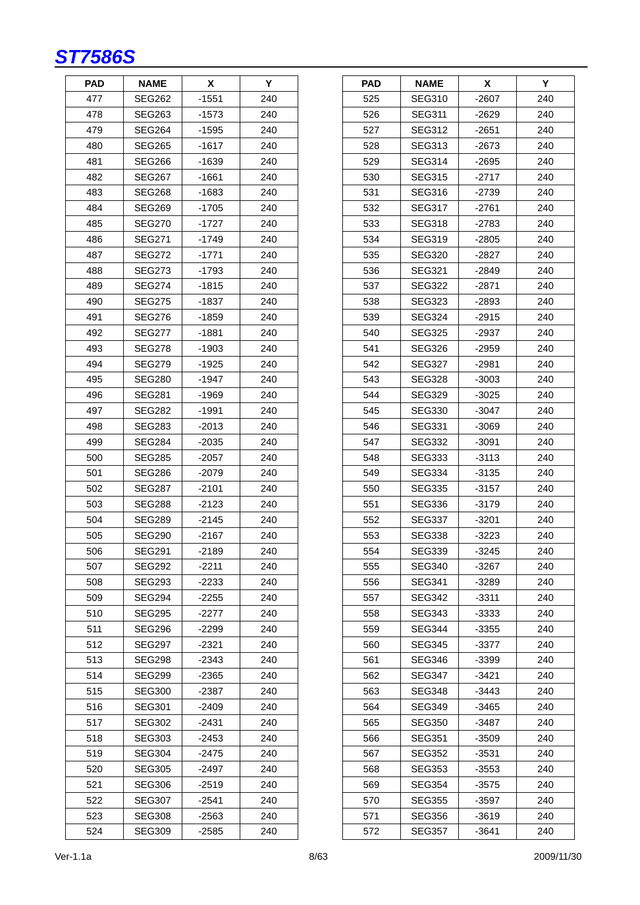| PAD | NAME | X | Y |
|---|---|---|---|
| 477 | SEG262 | -1551 | 240 |
| 478 | SEG263 | -1573 | 240 |
| 479 | SEG264 | -1595 | 240 |
| 480 | SEG265 | -1617 | 240 |
| 481 | SEG266 | -1639 | 240 |
| 482 | SEG267 | -1661 | 240 |
| 483 | SEG268 | -1683 | 240 |
| 484 | SEG269 | -1705 | 240 |
| 485 | SEG270 | -1727 | 240 |
| 486 | SEG271 | -1749 | 240 |
| 487 | SEG272 | -1771 | 240 |
| 488 | SEG273 | -1793 | 240 |
| 489 | SEG274 | -1815 | 240 |
| 490 | SEG275 | -1837 | 240 |
| 491 | SEG276 | -1859 | 240 |
| 492 | SEG277 | -1881 | 240 |
| 493 | SEG278 | -1903 | 240 |
| 494 | SEG279 | -1925 | 240 |
| 495 | SEG280 | -1947 | 240 |
| 496 | SEG281 | -1969 | 240 |
| 497 | SEG282 | -1991 | 240 |
| 498 | SEG283 | -2013 | 240 |
| 499 | SEG284 | -2035 | 240 |
| 500 | SEG285 | -2057 | 240 |
| 501 | SEG286 | -2079 | 240 |
| 502 | SEG287 | -2101 | 240 |
| 503 | SEG288 | -2123 | 240 |
| 504 | SEG289 | -2145 | 240 |
| 505 | SEG290 | -2167 | 240 |
| 506 | SEG291 | -2189 | 240 |
| 507 | SEG292 | -2211 | 240 |
| 508 | SEG293 | -2233 | 240 |
| 509 | SEG294 | -2255 | 240 |
| 510 | SEG295 | -2277 | 240 |
| 511 | SEG296 | -2299 | 240 |
| 512 | SEG297 | -2321 | 240 |
| 513 | SEG298 | -2343 | 240 |
| 514 | SEG299 | -2365 | 240 |
| 515 | SEG300 | -2387 | 240 |
| 516 | SEG301 | -2409 | 240 |
| 517 | SEG302 | -2431 | 240 |
| 518 | SEG303 | -2453 | 240 |
| 519 | SEG304 | -2475 | 240 |
| 520 | SEG305 | -2497 | 240 |
| 521 | SEG306 | -2519 | 240 |
| 522 | SEG307 | -2541 | 240 |
| 523 | SEG308 | -2563 | 240 |
| 524 | SEG309 | -2585 | 240 |

| PAD | NAME | X | Y |
|---|---|---|---|
| 525 | SEG310 | -2607 | 240 |
| 526 | SEG311 | -2629 | 240 |
| 527 | SEG312 | -2651 | 240 |
| 528 | SEG313 | -2673 | 240 |
| 529 | SEG314 | -2695 | 240 |
| 530 | SEG315 | -2717 | 240 |
| 531 | SEG316 | -2739 | 240 |
| 532 | SEG317 | -2761 | 240 |
| 533 | SEG318 | -2783 | 240 |
| 534 | SEG319 | -2805 | 240 |
| 535 | SEG320 | -2827 | 240 |
| 536 | SEG321 | -2849 | 240 |
| 537 | SEG322 | -2871 | 240 |
| 538 | SEG323 | -2893 | 240 |
| 539 | SEG324 | -2915 | 240 |
| 540 | SEG325 | -2937 | 240 |
| 541 | SEG326 | -2959 | 240 |
| 542 | SEG327 | -2981 | 240 |
| 543 | SEG328 | -3003 | 240 |
| 544 | SEG329 | -3025 | 240 |
| 545 | SEG330 | -3047 | 240 |
| 546 | SEG331 | -3069 | 240 |
| 547 | SEG332 | -3091 | 240 |
| 548 | SEG333 | -3113 | 240 |
| 549 | SEG334 | -3135 | 240 |
| 550 | SEG335 | -3157 | 240 |
| 551 | SEG336 | -3179 | 240 |
| 552 | SEG337 | -3201 | 240 |
| 553 | SEG338 | -3223 | 240 |
| 554 | SEG339 | -3245 | 240 |
| 555 | SEG340 | -3267 | 240 |
| 556 | SEG341 | -3289 | 240 |
| 557 | SEG342 | -3311 | 240 |
| 558 | SEG343 | -3333 | 240 |
| 559 | SEG344 | -3355 | 240 |
| 560 | SEG345 | -3377 | 240 |
| 561 | SEG346 | -3399 | 240 |
| 562 | SEG347 | -3421 | 240 |
| 563 | SEG348 | -3443 | 240 |
| 564 | SEG349 | -3465 | 240 |
| 565 | SEG350 | -3487 | 240 |
| 566 | SEG351 | -3509 | 240 |
| 567 | SEG352 | -3531 | 240 |
| 568 | SEG353 | -3553 | 240 |
| 569 | SEG354 | -3575 | 240 |
| 570 | SEG355 | -3597 | 240 |
| 571 | SEG356 | -3619 | 240 |
| 572 | SEG357 | -3641 | 240 |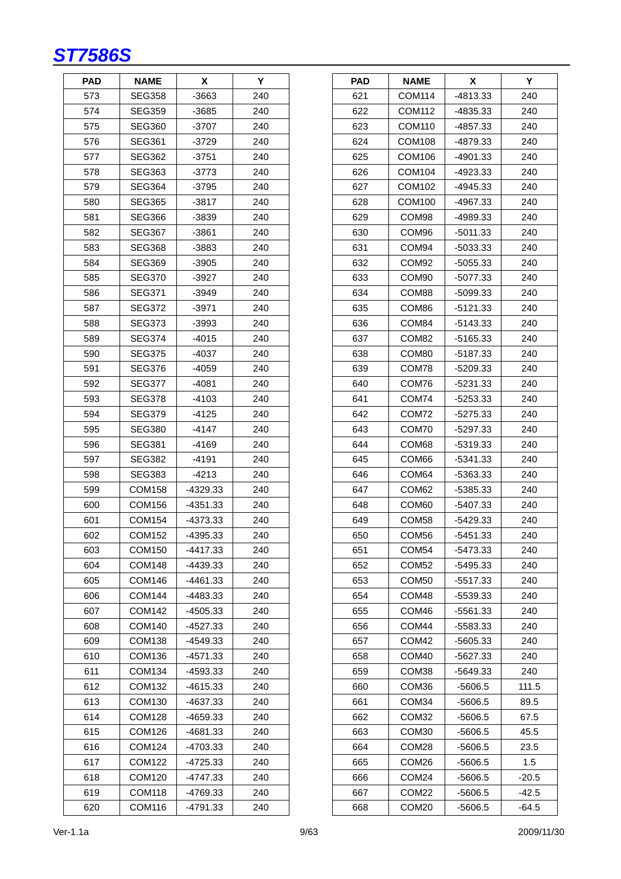| PAD | NAME | X | Y |
|---|---|---|---|
| 573 | SEG358 | -3663 | 240 |
| 574 | SEG359 | -3685 | 240 |
| 575 | SEG360 | -3707 | 240 |
| 576 | SEG361 | -3729 | 240 |
| 577 | SEG362 | -3751 | 240 |
| 578 | SEG363 | -3773 | 240 |
| 579 | SEG364 | -3795 | 240 |
| 580 | SEG365 | -3817 | 240 |
| 581 | SEG366 | -3839 | 240 |
| 582 | SEG367 | -3861 | 240 |
| 583 | SEG368 | -3883 | 240 |
| 584 | SEG369 | -3905 | 240 |
| 585 | SEG370 | -3927 | 240 |
| 586 | SEG371 | -3949 | 240 |
| 587 | SEG372 | -3971 | 240 |
| 588 | SEG373 | -3993 | 240 |
| 589 | SEG374 | -4015 | 240 |
| 590 | SEG375 | -4037 | 240 |
| 591 | SEG376 | -4059 | 240 |
| 592 | SEG377 | -4081 | 240 |
| 593 | SEG378 | -4103 | 240 |
| 594 | SEG379 | -4125 | 240 |
| 595 | SEG380 | -4147 | 240 |
| 596 | SEG381 | -4169 | 240 |
| 597 | SEG382 | -4191 | 240 |
| 598 | SEG383 | -4213 | 240 |
| 599 | COM158 | -4329.33 | 240 |
| 600 | COM156 | -4351.33 | 240 |
| 601 | COM154 | -4373.33 | 240 |
| 602 | COM152 | -4395.33 | 240 |
| 603 | COM150 | -4417.33 | 240 |
| 604 | COM148 | -4439.33 | 240 |
| 605 | COM146 | -4461.33 | 240 |
| 606 | COM144 | -4483.33 | 240 |
| 607 | COM142 | -4505.33 | 240 |
| 608 | COM140 | -4527.33 | 240 |
| 609 | COM138 | -4549.33 | 240 |
| 610 | COM136 | -4571.33 | 240 |
| 611 | COM134 | -4593.33 | 240 |
| 612 | COM132 | -4615.33 | 240 |
| 613 | COM130 | -4637.33 | 240 |
| 614 | COM128 | -4659.33 | 240 |
| 615 | COM126 | -4681.33 | 240 |
| 616 | COM124 | -4703.33 | 240 |
| 617 | COM122 | -4725.33 | 240 |
| 618 | COM120 | -4747.33 | 240 |
| 619 | COM118 | -4769.33 | 240 |
| 620 | COM116 | -4791.33 | 240 |

| PAD | NAME | X | Y |
|---|---|---|---|
| 621 | COM114 | -4813.33 | 240 |
| 622 | COM112 | -4835.33 | 240 |
| 623 | COM110 | -4857.33 | 240 |
| 624 | COM108 | -4879.33 | 240 |
| 625 | COM106 | -4901.33 | 240 |
| 626 | COM104 | -4923.33 | 240 |
| 627 | COM102 | -4945.33 | 240 |
| 628 | COM100 | -4967.33 | 240 |
| 629 | COM98 | -4989.33 | 240 |
| 630 | COM96 | -5011.33 | 240 |
| 631 | COM94 | -5033.33 | 240 |
| 632 | COM92 | -5055.33 | 240 |
| 633 | COM90 | -5077.33 | 240 |
| 634 | COM88 | -5099.33 | 240 |
| 635 | COM86 | -5121.33 | 240 |
| 636 | COM84 | -5143.33 | 240 |
| 637 | COM82 | -5165.33 | 240 |
| 638 | COM80 | -5187.33 | 240 |
| 639 | COM78 | -5209.33 | 240 |
| 640 | COM76 | -5231.33 | 240 |
| 641 | COM74 | -5253.33 | 240 |
| 642 | COM72 | -5275.33 | 240 |
| 643 | COM70 | -5297.33 | 240 |
| 644 | COM68 | -5319.33 | 240 |
| 645 | COM66 | -5341.33 | 240 |
| 646 | COM64 | -5363.33 | 240 |
| 647 | COM62 | -5385.33 | 240 |
| 648 | COM60 | -5407.33 | 240 |
| 649 | COM58 | -5429.33 | 240 |
| 650 | COM56 | -5451.33 | 240 |
| 651 | COM54 | -5473.33 | 240 |
| 652 | COM52 | -5495.33 | 240 |
| 653 | COM50 | -5517.33 | 240 |
| 654 | COM48 | -5539.33 | 240 |
| 655 | COM46 | -5561.33 | 240 |
| 656 | COM44 | -5583.33 | 240 |
| 657 | COM42 | -5605.33 | 240 |
| 658 | COM40 | -5627.33 | 240 |
| 659 | COM38 | -5649.33 | 240 |
| 660 | COM36 | -5606.5 | 111.5 |
| 661 | COM34 | -5606.5 | 89.5 |
| 662 | COM32 | -5606.5 | 67.5 |
| 663 | COM30 | -5606.5 | 45.5 |
| 664 | COM28 | -5606.5 | 23.5 |
| 665 | COM26 | -5606.5 | 1.5 |
| 666 | COM24 | -5606.5 | -20.5 |
| 667 | COM22 | -5606.5 | -42.5 |
| 668 | COM20 | -5606.5 | -64.5 |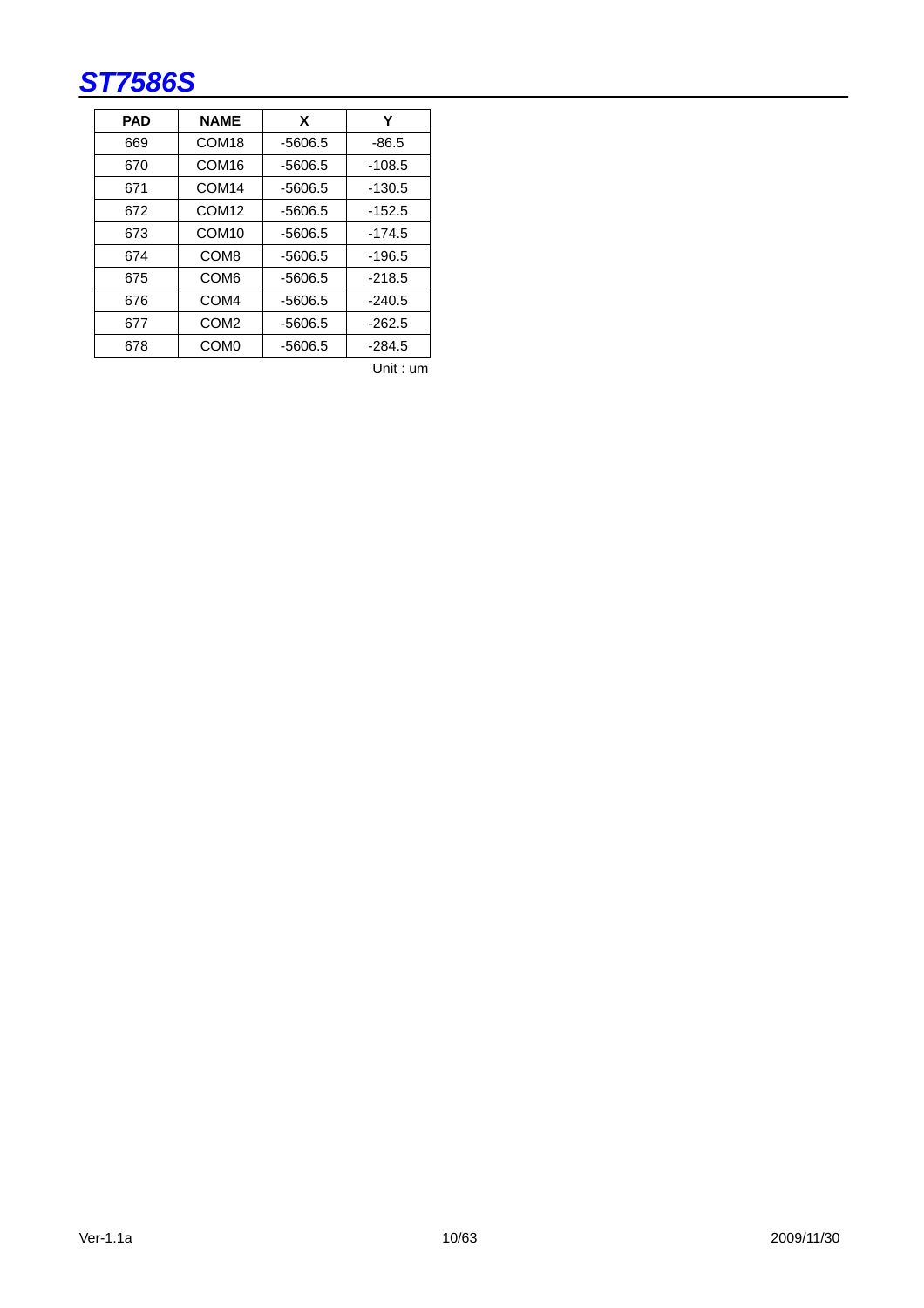| PAD | NAME | X | Y |
|---|---|---|---|
| 669 | COM18 | -5606.5 | -86.5 |
| 670 | COM16 | -5606.5 | -108.5 |
| 671 | COM14 | -5606.5 | -130.5 |
| 672 | COM12 | -5606.5 | -152.5 |
| 673 | COM10 | -5606.5 | -174.5 |
| 674 | COM8 | -5606.5 | -196.5 |
| 675 | COM6 | -5606.5 | -218.5 |
| 676 | COM4 | -5606.5 | -240.5 |
| 677 | COM2 | -5606.5 | -262.5 |
| 678 | COM0 | -5606.5 | -284.5 |

Unit : um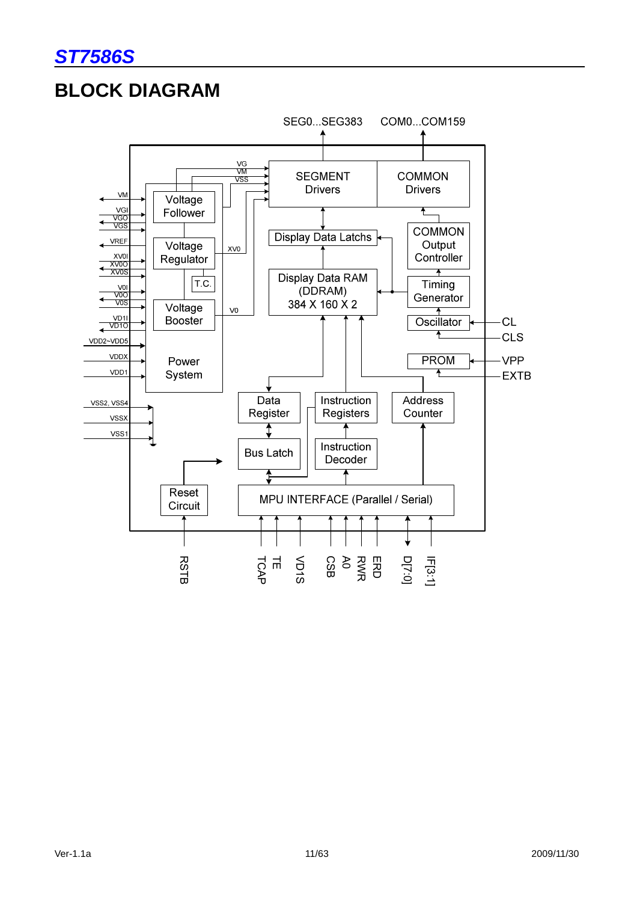## BLOCK DIAGRAM

SEG0...SEG383 COM0...COM159

VG VM VSS

SEGMENT Drivers

COMMON Drivers

VM
VGI
VGO
VGS

Voltage Follower

VREF
XV0I
XV0O
XV0S

Voltage Regulator

T.C.

XV0

Display Data Latchs

COMMON Output Controller

V0I
V0O
V0S

VD1I
VD1O

Voltage Booster

V0

Display Data RAM (DDRAM) 384 X 160 X 2

Timing Generator

Oscillator

CL
CLS

VDD2~VDD5
VDDX
VDD1

Power System

PROM

VPP
EXTB

VSS2, VSS4
VSSX
VSS1

Data Register

Instruction Registers

Address Counter

Bus Latch

Instruction Decoder

Reset Circuit

MPU INTERFACE (Parallel / Serial)

RSTB TCAP TE VD1S CSB A0 RWR ERD D[7:0] IF[3:1]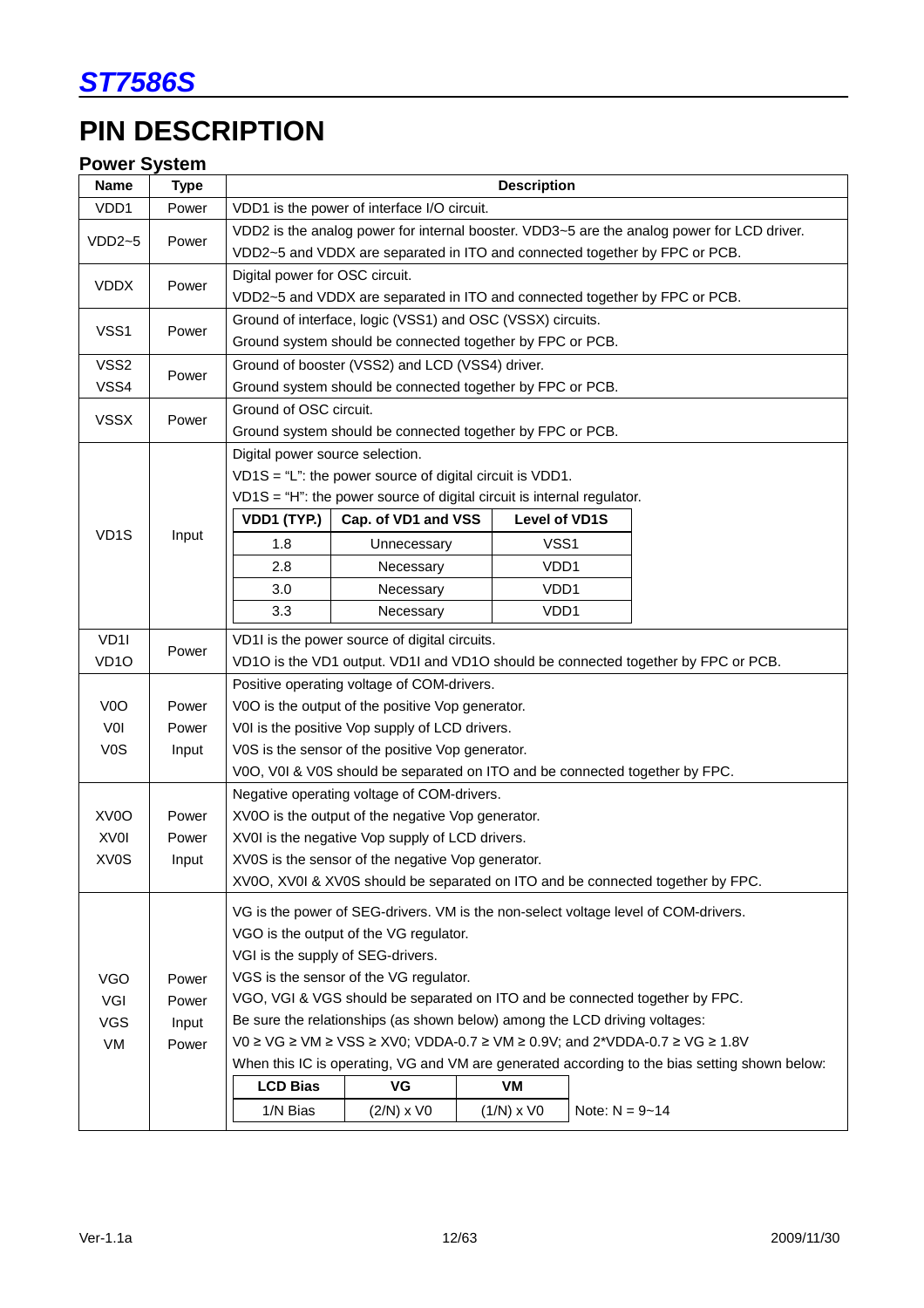## PIN DESCRIPTION

### Power System

| Name | Type | Description |
|---|---|---|
| VDD1 | Power | VDD1 is the power of interface I/O circuit. |
| VDD2~5 | Power | VDD2 is the analog power for internal booster. VDD3~5 are the analog power for LCD driver.<br>VDD2~5 and VDDX are separated in ITO and connected together by FPC or PCB. |
| VDDX | Power | Digital power for OSC circuit.<br>VDD2~5 and VDDX are separated in ITO and connected together by FPC or PCB. |
| VSS1 | Power | Ground of interface, logic (VSS1) and OSC (VSSX) circuits.<br>Ground system should be connected together by FPC or PCB. |
| VSS2<br>VSS4 | Power | Ground of booster (VSS2) and LCD (VSS4) driver.<br>Ground system should be connected together by FPC or PCB. |
| VSSX | Power | Ground of OSC circuit.<br>Ground system should be connected together by FPC or PCB. |
| VD1S | Input | Digital power source selection.<br>VD1S = "L": the power source of digital circuit is VDD1.<br>VD1S = "H": the power source of digital circuit is internal regulator.<br>**VDD1 (TYP.)** / **Cap. of VD1 and VSS** / **Level of VD1S**:<br>1.8 / Unnecessary / VSS1<br>2.8 / Necessary / VDD1<br>3.0 / Necessary / VDD1<br>3.3 / Necessary / VDD1 |
| VD1I<br>VD1O | Power | VD1I is the power source of digital circuits.<br>VD1O is the VD1 output. VD1I and VD1O should be connected together by FPC or PCB. |
| V0O<br>V0I<br>V0S | Power<br>Power<br>Input | Positive operating voltage of COM-drivers.<br>V0O is the output of the positive Vop generator.<br>V0I is the positive Vop supply of LCD drivers.<br>V0S is the sensor of the positive Vop generator.<br>V0O, V0I & V0S should be separated on ITO and be connected together by FPC. |
| XV0O<br>XV0I<br>XV0S | Power<br>Power<br>Input | Negative operating voltage of COM-drivers.<br>XV0O is the output of the negative Vop generator.<br>XV0I is the negative Vop supply of LCD drivers.<br>XV0S is the sensor of the negative Vop generator.<br>XV0O, XV0I & XV0S should be separated on ITO and be connected together by FPC. |
| VGO<br>VGI<br>VGS<br>VM | Power<br>Power<br>Input<br>Power | VG is the power of SEG-drivers. VM is the non-select voltage level of COM-drivers.<br>VGO is the output of the VG regulator.<br>VGI is the supply of SEG-drivers.<br>VGS is the sensor of the VG regulator.<br>VGO, VGI & VGS should be separated on ITO and be connected together by FPC.<br>Be sure the relationships (as shown below) among the LCD driving voltages:<br>V0 ≥ VG ≥ VM ≥ VSS ≥ XV0; VDDA-0.7 ≥ VM ≥ 0.9V; and 2*VDDA-0.7 ≥ VG ≥ 1.8V<br>When this IC is operating, VG and VM are generated according to the bias setting shown below:<br>**LCD Bias** / **VG** / **VM**:<br>1/N Bias / (2/N) x V0 / (1/N) x V0 — Note: N = 9~14 |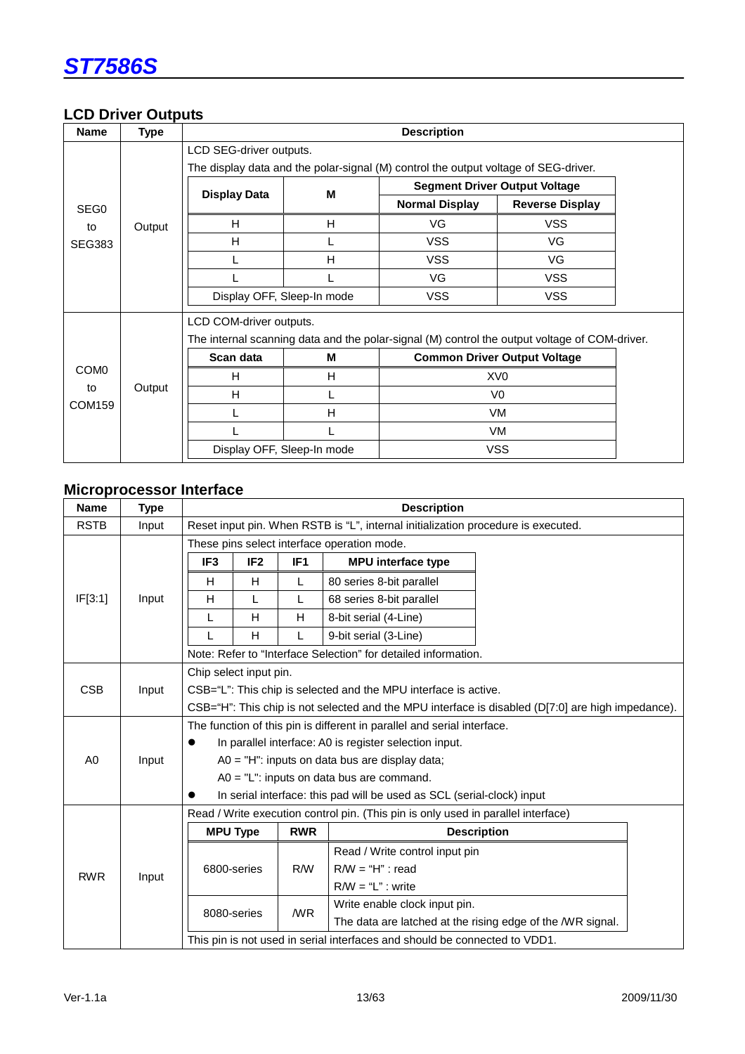## LCD Driver Outputs

| Name | Type | Description |
|---|---|---|
| SEG0 to SEG383 | Output | LCD SEG-driver outputs.<br>The display data and the polar-signal (M) control the output voltage of SEG-driver. |
| COM0 to COM159 | Output | LCD COM-driver outputs.<br>The internal scanning data and the polar-signal (M) control the output voltage of COM-driver. |

SEG0 to SEG383:

| Display Data | M | Segment Driver Output Voltage | |
|---|---|---|---|
| | | Normal Display | Reverse Display |
| H | H | VG | VSS |
| H | L | VSS | VG |
| L | H | VSS | VG |
| L | L | VG | VSS |
| Display OFF, Sleep-In mode | | VSS | VSS |

COM0 to COM159:

| Scan data | M | Common Driver Output Voltage |
|---|---|---|
| H | H | XV0 |
| H | L | V0 |
| L | H | VM |
| L | L | VM |
| Display OFF, Sleep-In mode | | VSS |

## Microprocessor Interface

| Name | Type | Description |
|---|---|---|
| RSTB | Input | Reset input pin. When RSTB is "L", internal initialization procedure is executed. |
| IF[3:1] | Input | These pins select interface operation mode.<br>Note: Refer to "Interface Selection" for detailed information. |
| CSB | Input | Chip select input pin.<br>CSB="L": This chip is selected and the MPU interface is active.<br>CSB="H": This chip is not selected and the MPU interface is disabled (D[7:0] are high impedance). |
| A0 | Input | The function of this pin is different in parallel and serial interface.<br>● In parallel interface: A0 is register selection input.<br>A0 = "H": inputs on data bus are display data;<br>A0 = "L": inputs on data bus are command.<br>● In serial interface: this pad will be used as SCL (serial-clock) input |
| RWR | Input | Read / Write execution control pin. (This pin is only used in parallel interface)<br>This pin is not used in serial interfaces and should be connected to VDD1. |

IF[3:1]:

| IF3 | IF2 | IF1 | MPU interface type |
|---|---|---|---|
| H | H | L | 80 series 8-bit parallel |
| H | L | L | 68 series 8-bit parallel |
| L | H | H | 8-bit serial (4-Line) |
| L | H | L | 9-bit serial (3-Line) |

RWR:

| MPU Type | RWR | Description |
|---|---|---|
| 6800-series | R/W | Read / Write control input pin<br>R/W = "H" : read<br>R/W = "L" : write |
| 8080-series | /WR | Write enable clock input pin.<br>The data are latched at the rising edge of the /WR signal. |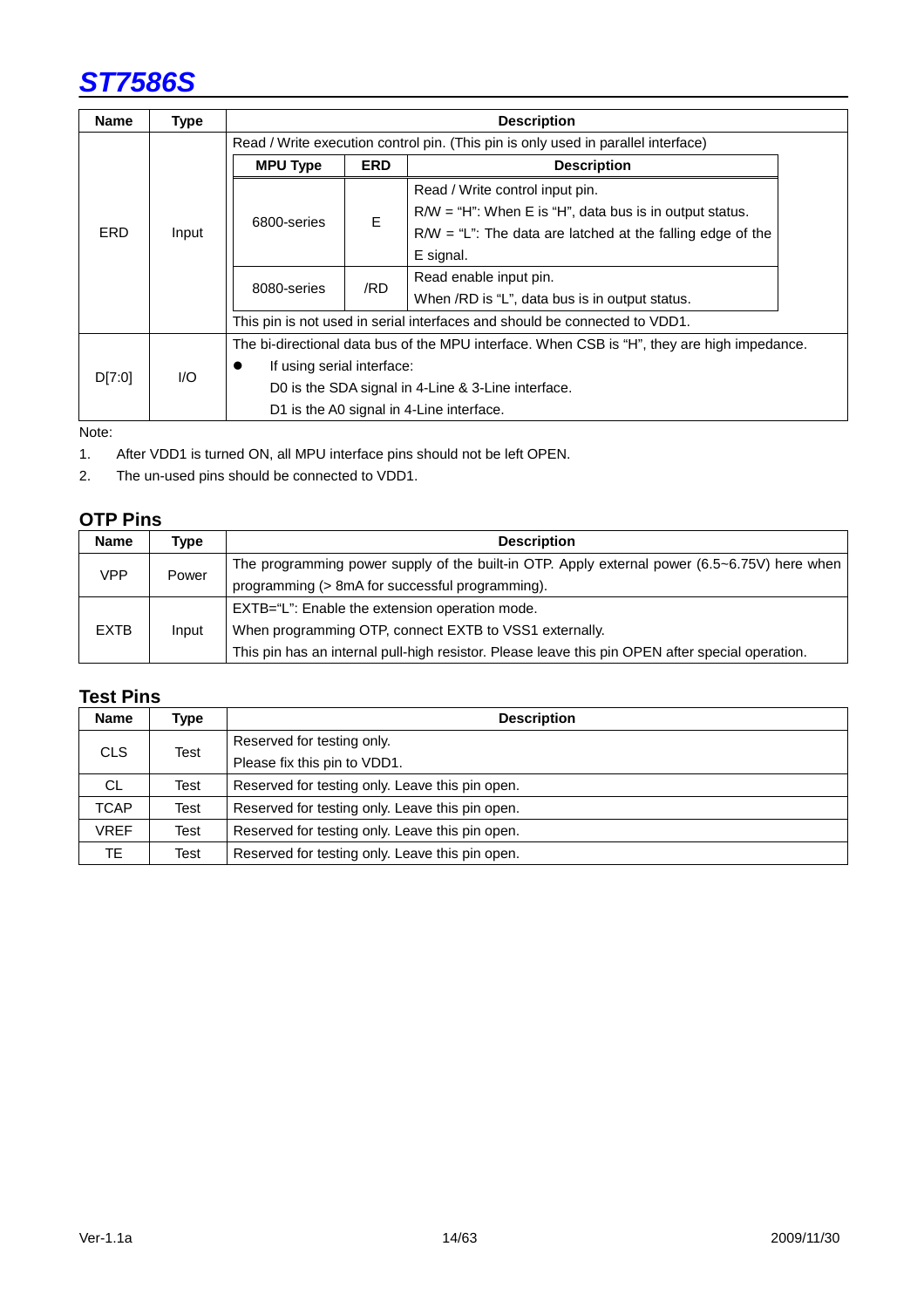| Name | Type | Description |
| --- | --- | --- |
| ERD | Input | Read / Write execution control pin. (This pin is only used in parallel interface)<br><br>**MPU Type** / **ERD** / **Description**<br>6800-series / E / Read / Write control input pin. R/W = "H": When E is "H", data bus is in output status. R/W = "L": The data are latched at the falling edge of the E signal.<br>8080-series / /RD / Read enable input pin. When /RD is "L", data bus is in output status.<br><br>This pin is not used in serial interfaces and should be connected to VDD1. |
| D[7:0] | I/O | The bi-directional data bus of the MPU interface. When CSB is "H", they are high impedance.<br>● If using serial interface:<br>D0 is the SDA signal in 4-Line & 3-Line interface.<br>D1 is the A0 signal in 4-Line interface. |

Note:

1. After VDD1 is turned ON, all MPU interface pins should not be left OPEN.
2. The un-used pins should be connected to VDD1.

### OTP Pins

| Name | Type | Description |
| --- | --- | --- |
| VPP | Power | The programming power supply of the built-in OTP. Apply external power (6.5~6.75V) here when programming (> 8mA for successful programming). |
| EXTB | Input | EXTB="L": Enable the extension operation mode.<br>When programming OTP, connect EXTB to VSS1 externally.<br>This pin has an internal pull-high resistor. Please leave this pin OPEN after special operation. |

### Test Pins

| Name | Type | Description |
| --- | --- | --- |
| CLS | Test | Reserved for testing only.<br>Please fix this pin to VDD1. |
| CL | Test | Reserved for testing only. Leave this pin open. |
| TCAP | Test | Reserved for testing only. Leave this pin open. |
| VREF | Test | Reserved for testing only. Leave this pin open. |
| TE | Test | Reserved for testing only. Leave this pin open. |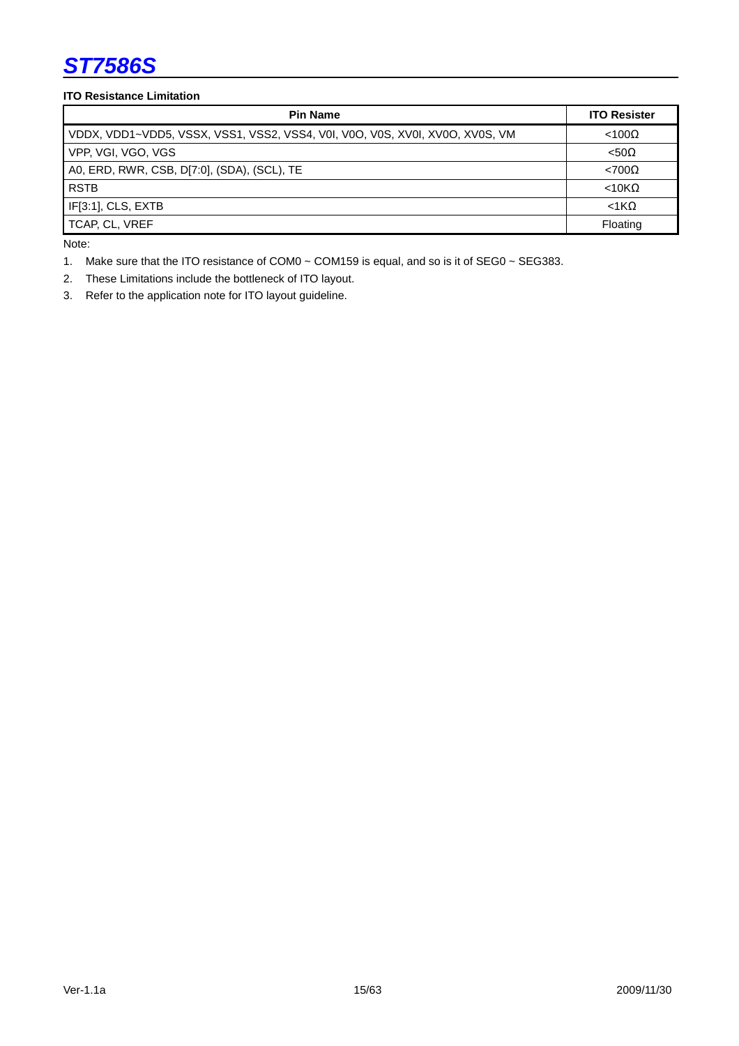**ITO Resistance Limitation**

| Pin Name | ITO Resister |
|---|---|
| VDDX, VDD1~VDD5, VSSX, VSS1, VSS2, VSS4, V0I, V0O, V0S, XV0I, XV0O, XV0S, VM | <100Ω |
| VPP, VGI, VGO, VGS | <50Ω |
| A0, ERD, RWR, CSB, D[7:0], (SDA), (SCL), TE | <700Ω |
| RSTB | <10KΩ |
| IF[3:1], CLS, EXTB | <1KΩ |
| TCAP, CL, VREF | Floating |

Note:

1. Make sure that the ITO resistance of COM0 ~ COM159 is equal, and so is it of SEG0 ~ SEG383.
2. These Limitations include the bottleneck of ITO layout.
3. Refer to the application note for ITO layout guideline.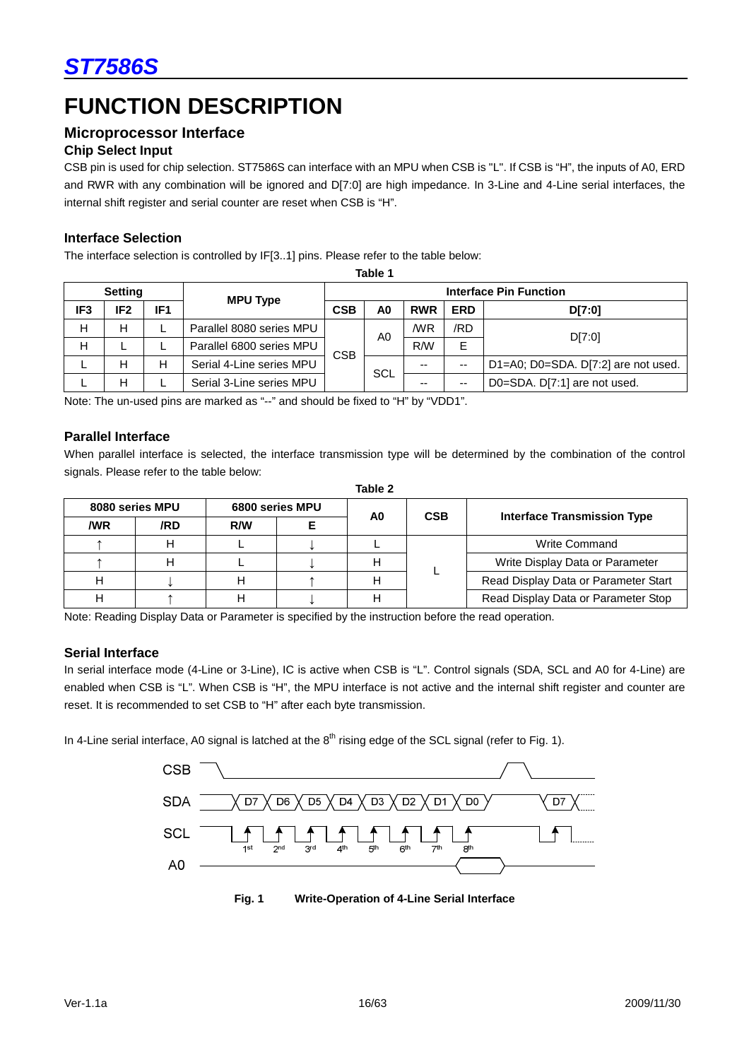# FUNCTION DESCRIPTION

## Microprocessor Interface

### Chip Select Input

CSB pin is used for chip selection. ST7586S can interface with an MPU when CSB is "L". If CSB is "H", the inputs of A0, ERD and RWR with any combination will be ignored and D[7:0] are high impedance. In 3-Line and 4-Line serial interfaces, the internal shift register and serial counter are reset when CSB is "H".

### Interface Selection

The interface selection is controlled by IF[3..1] pins. Please refer to the table below:

**Table 1**

| Setting | | | MPU Type | Interface Pin Function | | | | |
|---|---|---|---|---|---|---|---|---|
| IF3 | IF2 | IF1 | | CSB | A0 | RWR | ERD | D[7:0] |
| H | H | L | Parallel 8080 series MPU | CSB | A0 | /WR | /RD | D[7:0] |
| H | L | L | Parallel 6800 series MPU | | | R/W | E | |
| L | H | H | Serial 4-Line series MPU | | SCL | -- | -- | D1=A0; D0=SDA. D[7:2] are not used. |
| L | H | L | Serial 3-Line series MPU | | | -- | -- | D0=SDA. D[7:1] are not used. |

Note: The un-used pins are marked as "--" and should be fixed to "H" by "VDD1".

### Parallel Interface

When parallel interface is selected, the interface transmission type will be determined by the combination of the control signals. Please refer to the table below:

**Table 2**

| 8080 series MPU | | 6800 series MPU | | A0 | CSB | Interface Transmission Type |
|---|---|---|---|---|---|---|
| /WR | /RD | R/W | E | | | |
| ↑ | H | L | ↓ | L | L | Write Command |
| ↑ | H | L | ↓ | H | | Write Display Data or Parameter |
| H | ↓ | H | ↑ | H | | Read Display Data or Parameter Start |
| H | ↑ | H | ↓ | H | | Read Display Data or Parameter Stop |

Note: Reading Display Data or Parameter is specified by the instruction before the read operation.

### Serial Interface

In serial interface mode (4-Line or 3-Line), IC is active when CSB is "L". Control signals (SDA, SCL and A0 for 4-Line) are enabled when CSB is "L". When CSB is "H", the MPU interface is not active and the internal shift register and counter are reset. It is recommended to set CSB to "H" after each byte transmission.

In 4-Line serial interface, A0 signal is latched at the 8th rising edge of the SCL signal (refer to Fig. 1).

**Fig. 1 Write-Operation of 4-Line Serial Interface**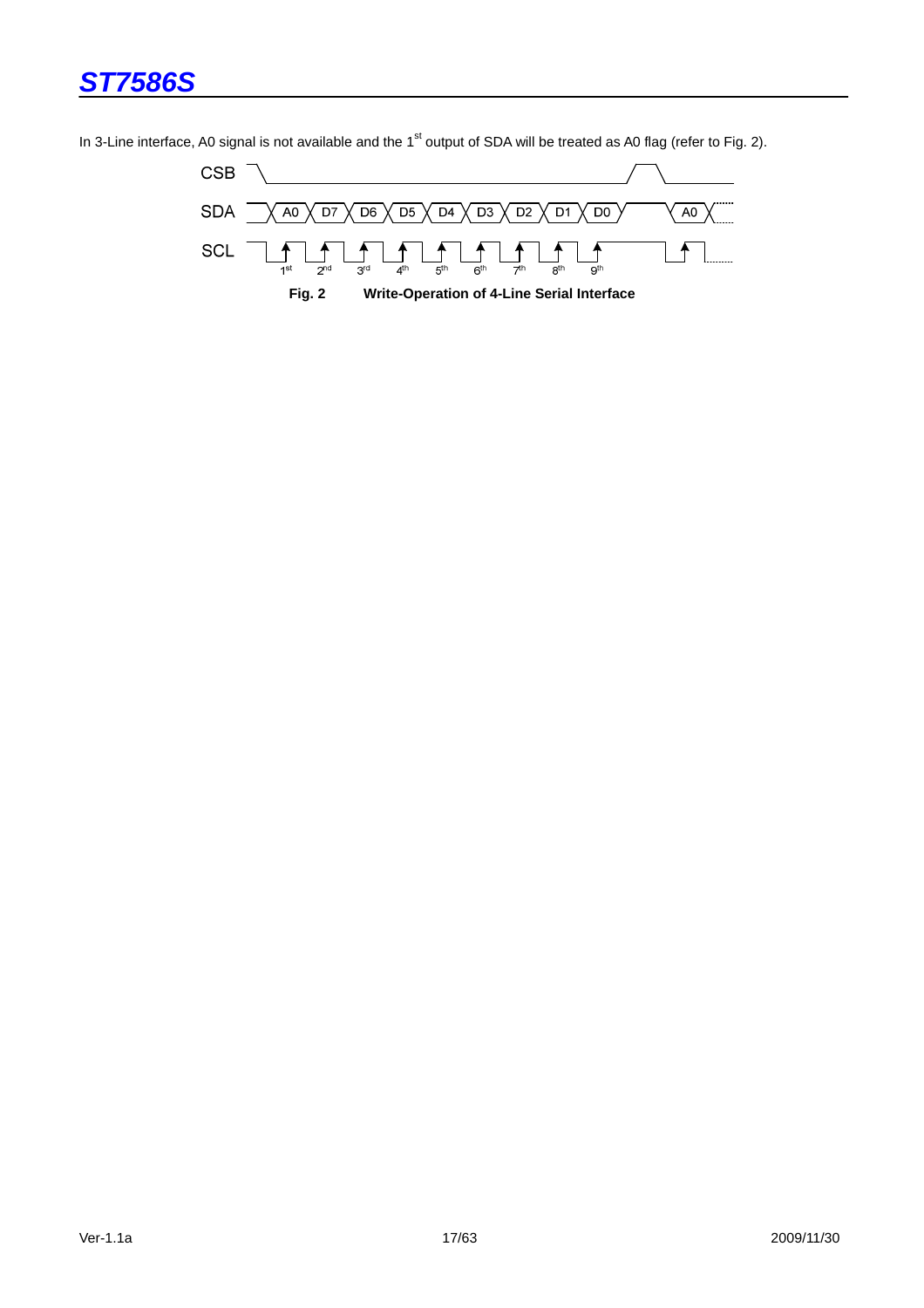In 3-Line interface, A0 signal is not available and the 1st output of SDA will be treated as A0 flag (refer to Fig. 2).

**Fig. 2 Write-Operation of 4-Line Serial Interface**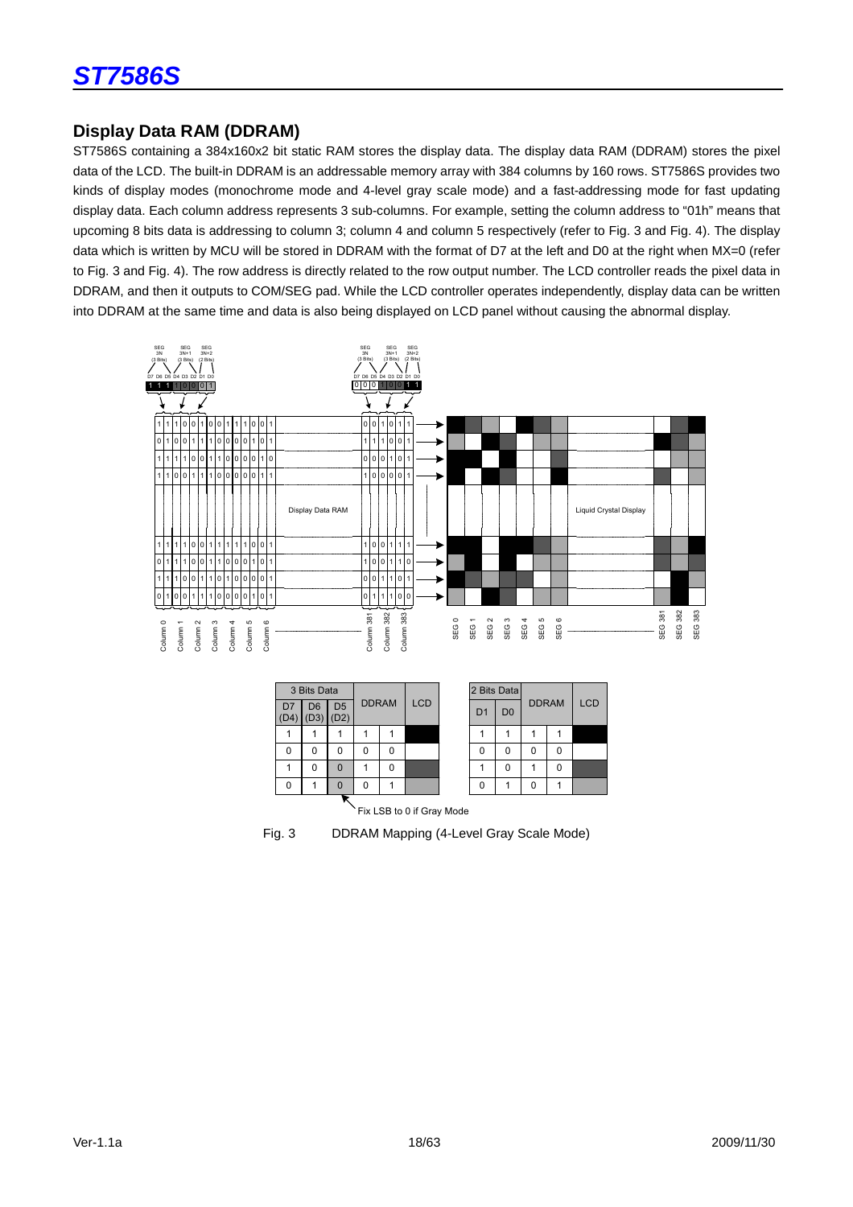## Display Data RAM (DDRAM)

ST7586S containing a 384x160x2 bit static RAM stores the display data. The display data RAM (DDRAM) stores the pixel data of the LCD. The built-in DDRAM is an addressable memory array with 384 columns by 160 rows. ST7586S provides two kinds of display modes (monochrome mode and 4-level gray scale mode) and a fast-addressing mode for fast updating display data. Each column address represents 3 sub-columns. For example, setting the column address to "01h" means that upcoming 8 bits data is addressing to column 3; column 4 and column 5 respectively (refer to Fig. 3 and Fig. 4). The display data which is written by MCU will be stored in DDRAM with the format of D7 at the left and D0 at the right when MX=0 (refer to Fig. 3 and Fig. 4). The row address is directly related to the row output number. The LCD controller reads the pixel data in DDRAM, and then it outputs to COM/SEG pad. While the LCD controller operates independently, display data can be written into DDRAM at the same time and data is also being displayed on LCD panel without causing the abnormal display.

| 3 Bits Data | | | DDRAM | | LCD |
|---|---|---|---|---|---|
| D7 (D4) | D6 (D3) | D5 (D2) | | | |
| 1 | 1 | 1 | 1 | 1 | |
| 0 | 0 | 0 | 0 | 0 | |
| 1 | 0 | 0 | 1 | 0 | |
| 0 | 1 | 0 | 0 | 1 | |

Fix LSB to 0 if Gray Mode

| 2 Bits Data | | DDRAM | | LCD |
|---|---|---|---|---|
| D1 | D0 | | | |
| 1 | 1 | 1 | 1 | |
| 0 | 0 | 0 | 0 | |
| 1 | 0 | 1 | 0 | |
| 0 | 1 | 0 | 1 | |

Fig. 3 DDRAM Mapping (4-Level Gray Scale Mode)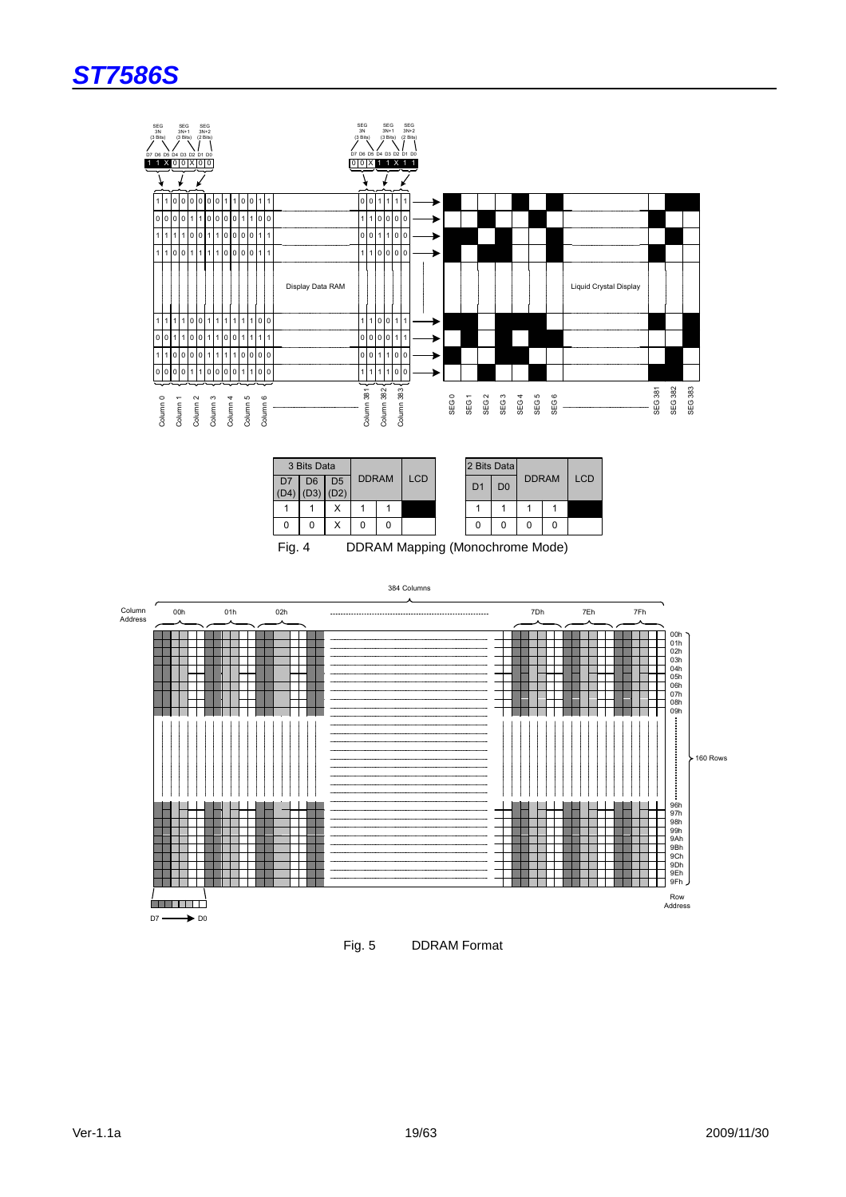| 3 Bits Data | | | DDRAM | | LCD |
|---|---|---|---|---|---|
| D7 (D4) | D6 (D3) | D5 (D2) | | | |
| 1 | 1 | X | 1 | 1 | ■ |
| 0 | 0 | X | 0 | 0 | □ |

| 2 Bits Data | | DDRAM | | LCD |
|---|---|---|---|---|
| D1 | D0 | | | |
| 1 | 1 | 1 | 1 | ■ |
| 0 | 0 | 0 | 0 | □ |

Fig. 4 DDRAM Mapping (Monochrome Mode)

Fig. 5 DDRAM Format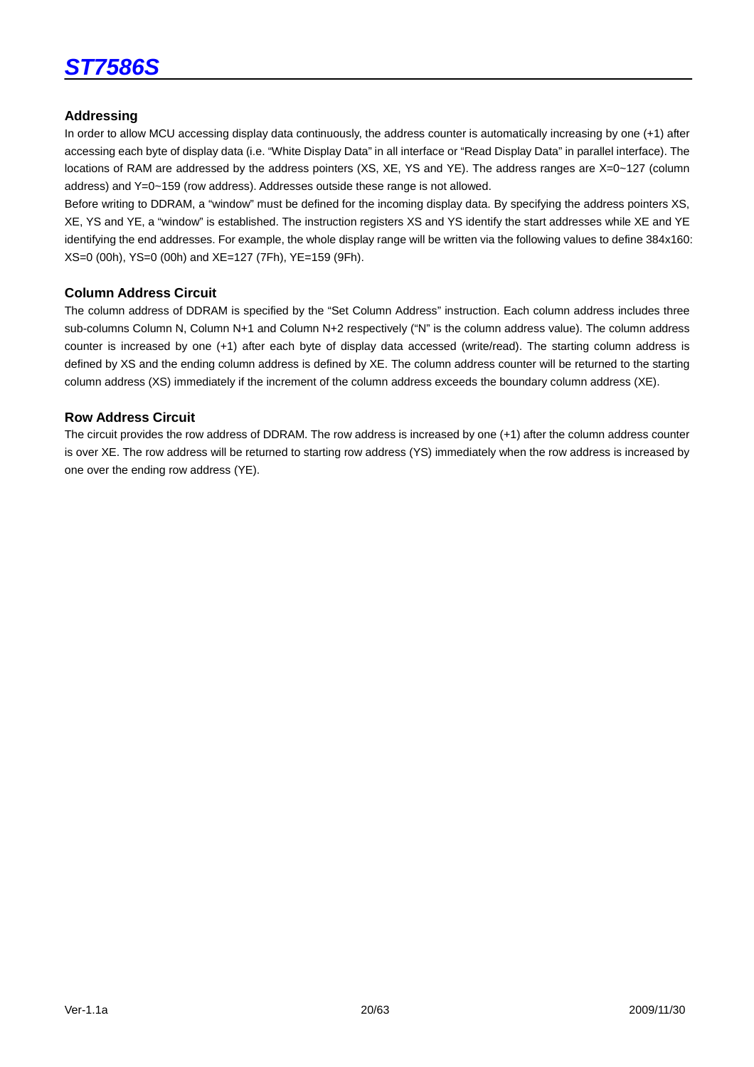## Addressing

In order to allow MCU accessing display data continuously, the address counter is automatically increasing by one (+1) after accessing each byte of display data (i.e. "White Display Data" in all interface or "Read Display Data" in parallel interface). The locations of RAM are addressed by the address pointers (XS, XE, YS and YE). The address ranges are X=0~127 (column address) and Y=0~159 (row address). Addresses outside these range is not allowed.

Before writing to DDRAM, a "window" must be defined for the incoming display data. By specifying the address pointers XS, XE, YS and YE, a "window" is established. The instruction registers XS and YS identify the start addresses while XE and YE identifying the end addresses. For example, the whole display range will be written via the following values to define 384x160: XS=0 (00h), YS=0 (00h) and XE=127 (7Fh), YE=159 (9Fh).

### Column Address Circuit

The column address of DDRAM is specified by the "Set Column Address" instruction. Each column address includes three sub-columns Column N, Column N+1 and Column N+2 respectively ("N" is the column address value). The column address counter is increased by one (+1) after each byte of display data accessed (write/read). The starting column address is defined by XS and the ending column address is defined by XE. The column address counter will be returned to the starting column address (XS) immediately if the increment of the column address exceeds the boundary column address (XE).

### Row Address Circuit

The circuit provides the row address of DDRAM. The row address is increased by one (+1) after the column address counter is over XE. The row address will be returned to starting row address (YS) immediately when the row address is increased by one over the ending row address (YE).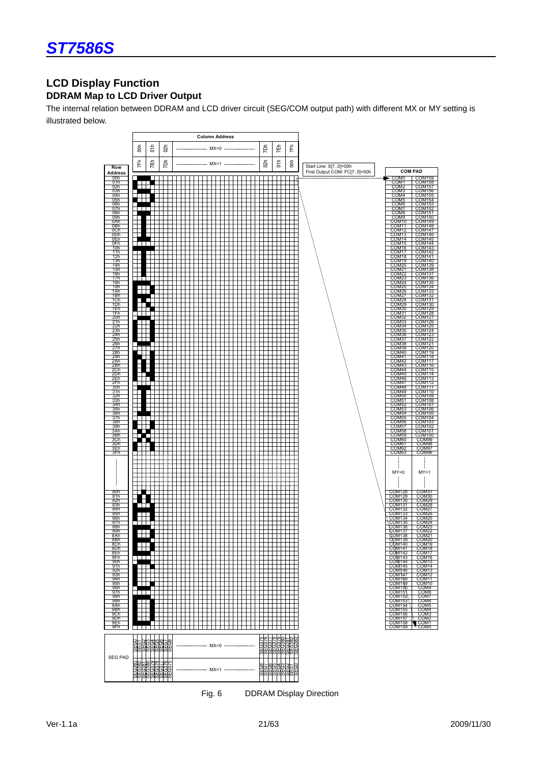## LCD Display Function

### DDRAM Map to LCD Driver Output

The internal relation between DDRAM and LCD driver circuit (SEG/COM output path) with different MX or MY setting is illustrated below.

Column Address

| MX=0 | 00h | 01h | 02h | ... | 7Dh | 7Eh | 7Fh |
|---|---|---|---|---|---|---|---|
| MX=1 | 7Fh | 7Eh | 7Dh | ... | 02h | 01h | 00h |

Start Line: S[7..0]=00h
First Output COM: FC[7..0]=00h

| Row Address | COM PAD (MY=0) | COM PAD (MY=1) |
|---|---|---|
| 00h | COM0 | COM159 |
| 01h | COM1 | COM158 |
| 02h | COM2 | COM157 |
| 03h | COM3 | COM156 |
| 04h | COM4 | COM155 |
| 05h | COM5 | COM154 |
| 06h | COM6 | COM153 |
| 07h | COM7 | COM152 |
| 08h | COM8 | COM151 |
| 09h | COM9 | COM150 |
| 0Ah | COM10 | COM149 |
| 0Bh | COM11 | COM148 |
| 0Ch | COM12 | COM147 |
| 0Dh | COM13 | COM146 |
| 0Eh | COM14 | COM145 |
| 0Fh | COM15 | COM144 |
| 10h | COM16 | COM143 |
| 11h | COM17 | COM142 |
| 12h | COM18 | COM141 |
| 13h | COM19 | COM140 |
| 14h | COM20 | COM139 |
| 15h | COM21 | COM138 |
| 16h | COM22 | COM137 |
| 17h | COM23 | COM136 |
| 18h | COM24 | COM135 |
| 19h | COM25 | COM134 |
| 1Ah | COM26 | COM133 |
| 1Bh | COM27 | COM132 |
| 1Ch | COM28 | COM131 |
| 1Dh | COM29 | COM130 |
| 1Eh | COM30 | COM129 |
| 1Fh | COM31 | COM128 |
| 20h | COM32 | COM127 |
| 21h | COM33 | COM126 |
| 22h | COM34 | COM125 |
| 23h | COM35 | COM124 |
| 24h | COM36 | COM123 |
| 25h | COM37 | COM122 |
| 26h | COM38 | COM121 |
| 27h | COM39 | COM120 |
| 28h | COM40 | COM119 |
| 29h | COM41 | COM118 |
| 2Ah | COM42 | COM117 |
| 2Bh | COM43 | COM116 |
| 2Ch | COM44 | COM115 |
| 2Dh | COM45 | COM114 |
| 2Eh | COM46 | COM113 |
| 2Fh | COM47 | COM112 |
| 30h | COM48 | COM111 |
| 31h | COM49 | COM110 |
| 32h | COM50 | COM109 |
| 33h | COM51 | COM108 |
| 34h | COM52 | COM107 |
| 35h | COM53 | COM106 |
| 36h | COM54 | COM105 |
| 37h | COM55 | COM104 |
| 38h | COM56 | COM103 |
| 39h | COM57 | COM102 |
| 3Ah | COM58 | COM101 |
| 3Bh | COM59 | COM100 |
| 3Ch | COM60 | COM99 |
| 3Dh | COM61 | COM98 |
| 3Eh | COM62 | COM97 |
| 3Fh | COM63 | COM96 |
| ... | ... | ... |
| 80h | COM128 | COM31 |
| 81h | COM129 | COM30 |
| 82h | COM130 | COM29 |
| 83h | COM131 | COM28 |
| 84h | COM132 | COM27 |
| 85h | COM133 | COM26 |
| 86h | COM134 | COM25 |
| 87h | COM135 | COM24 |
| 88h | COM136 | COM23 |
| 89h | COM137 | COM22 |
| 8Ah | COM138 | COM21 |
| 8Bh | COM139 | COM20 |
| 8Ch | COM140 | COM19 |
| 8Dh | COM141 | COM18 |
| 8Eh | COM142 | COM17 |
| 8Fh | COM143 | COM16 |
| 90h | COM144 | COM15 |
| 91h | COM145 | COM14 |
| 92h | COM146 | COM13 |
| 93h | COM147 | COM12 |
| 94h | COM148 | COM11 |
| 95h | COM149 | COM10 |
| 96h | COM150 | COM9 |
| 97h | COM151 | COM8 |
| 98h | COM152 | COM7 |
| 99h | COM153 | COM6 |
| 9Ah | COM154 | COM5 |
| 9Bh | COM155 | COM4 |
| 9Ch | COM156 | COM3 |
| 9Dh | COM157 | COM2 |
| 9Eh | COM158 | COM1 |
| 9Fh | COM159 | COM0 |

| SEG PAD | | | | | | | | | | | | | | | | | |
|---|---|---|---|---|---|---|---|---|---|---|---|---|---|---|---|---|---|
| MX=0 | SEG0 | SEG1 | SEG2 | SEG3 | SEG4 | SEG5 | SEG6 | SEG7 | SEG8 | ... | SEG375 | SEG376 | SEG377 | SEG378 | SEG379 | SEG380 | SEG381 | SEG382 | SEG383 |
| MX=1 | SEG383 | SEG382 | SEG381 | SEG380 | SEG379 | SEG378 | SEG377 | SEG376 | SEG375 | ... | SEG8 | SEG7 | SEG6 | SEG5 | SEG4 | SEG3 | SEG2 | SEG1 | SEG0 |

Fig. 6 DDRAM Display Direction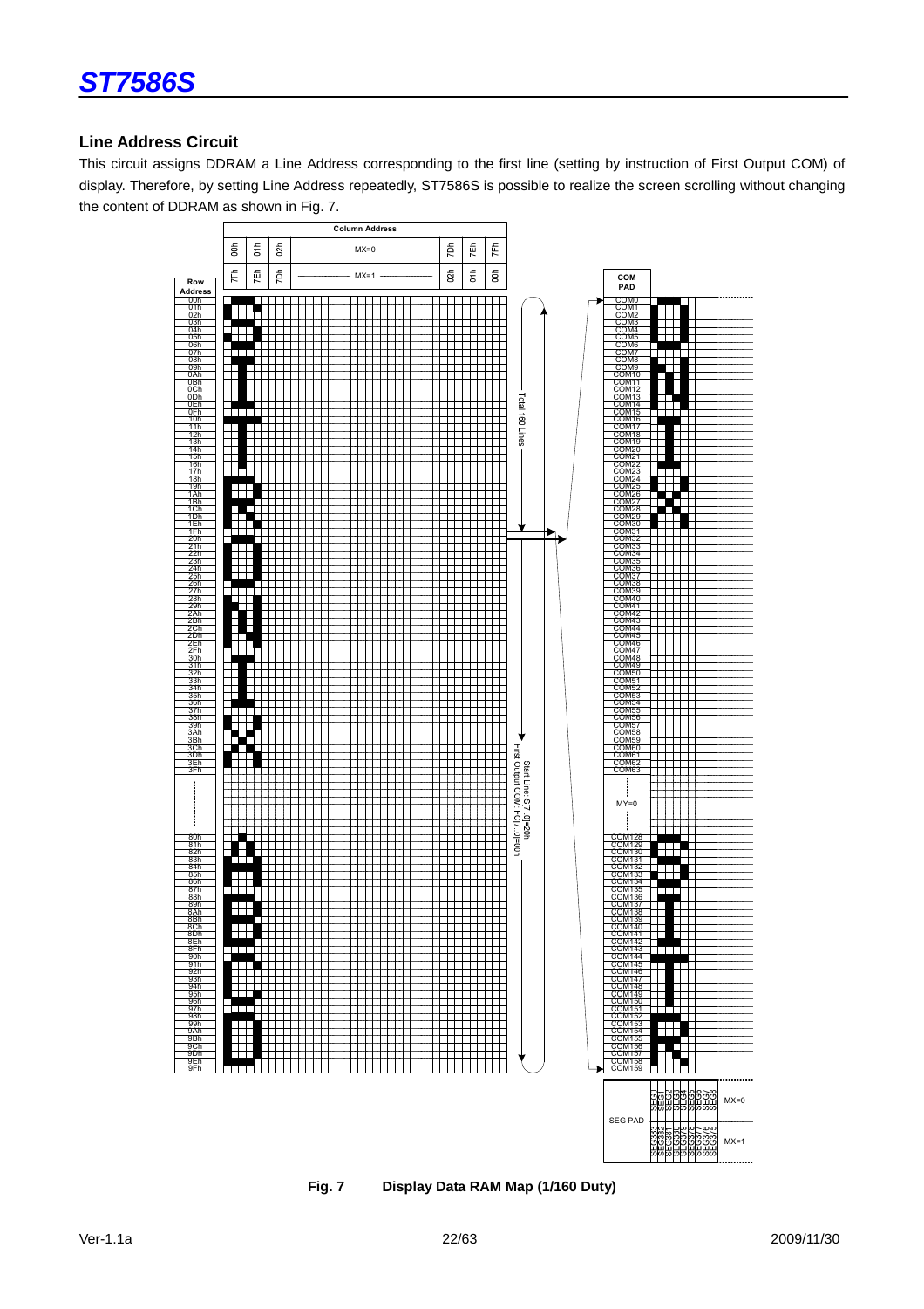### Line Address Circuit

This circuit assigns DDRAM a Line Address corresponding to the first line (setting by instruction of First Output COM) of display. Therefore, by setting Line Address repeatedly, ST7586S is possible to realize the screen scrolling without changing the content of DDRAM as shown in Fig. 7.

**Fig. 7 Display Data RAM Map (1/160 Duty)**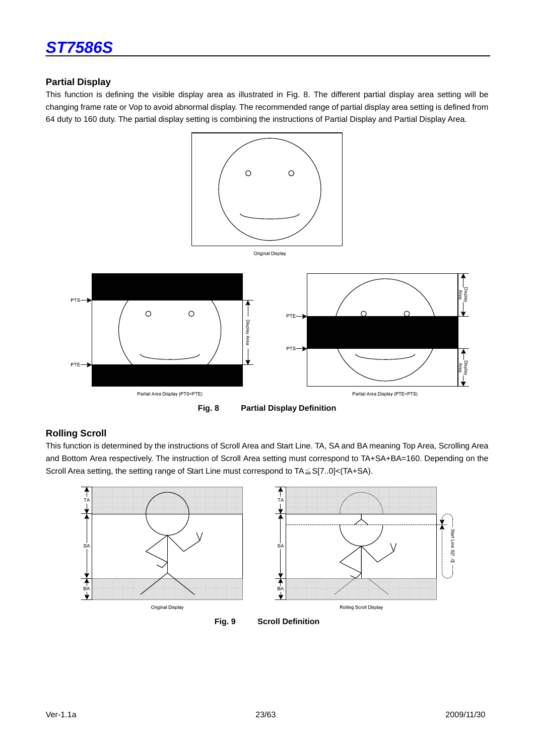## Partial Display

This function is defining the visible display area as illustrated in Fig. 8. The different partial display area setting will be changing frame rate or Vop to avoid abnormal display. The recommended range of partial display area setting is defined from 64 duty to 160 duty. The partial display setting is combining the instructions of Partial Display and Partial Display Area.

**Fig. 8 Partial Display Definition**

## Rolling Scroll

This function is determined by the instructions of Scroll Area and Start Line. TA, SA and BA meaning Top Area, Scrolling Area and Bottom Area respectively. The instruction of Scroll Area setting must correspond to TA+SA+BA=160. Depending on the Scroll Area setting, the setting range of Start Line must correspond to TA≦S[7..0]<(TA+SA).

**Fig. 9 Scroll Definition**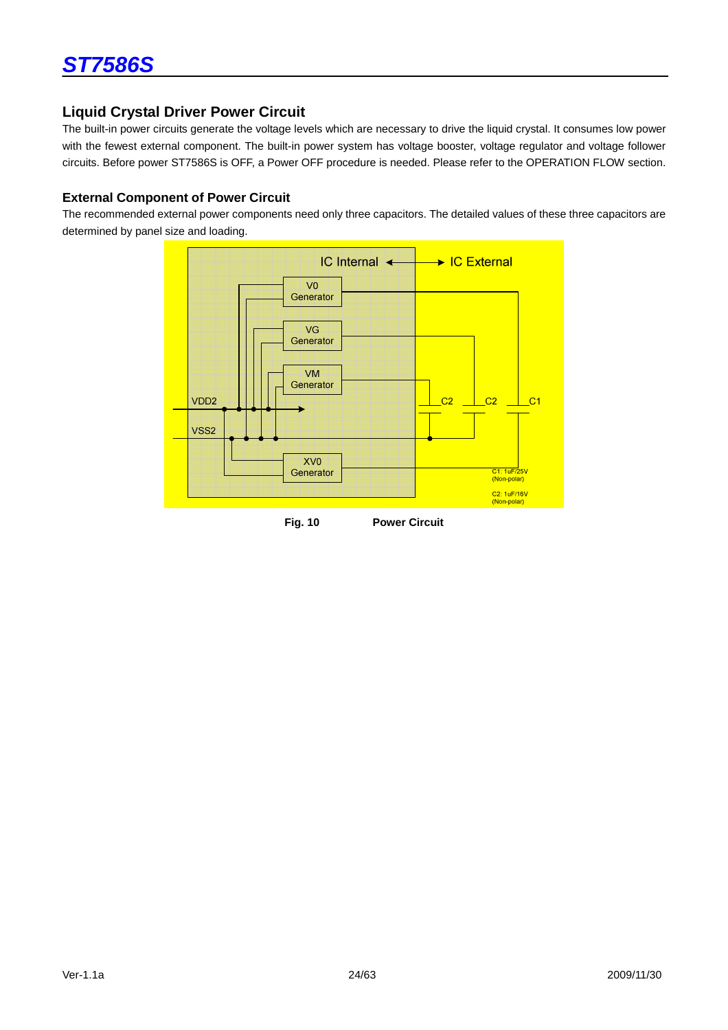## Liquid Crystal Driver Power Circuit

The built-in power circuits generate the voltage levels which are necessary to drive the liquid crystal. It consumes low power with the fewest external component. The built-in power system has voltage booster, voltage regulator and voltage follower circuits. Before power ST7586S is OFF, a Power OFF procedure is needed. Please refer to the OPERATION FLOW section.

### External Component of Power Circuit

The recommended external power components need only three capacitors. The detailed values of these three capacitors are determined by panel size and loading.

IC Internal ◄──► IC External

V0 Generator

VG Generator

VM Generator

XV0 Generator

VDD2

VSS2

C2 C2 C1

C1: 1uF/25V (Non-polar)

C2: 1uF/16V (Non-polar)

**Fig. 10 Power Circuit**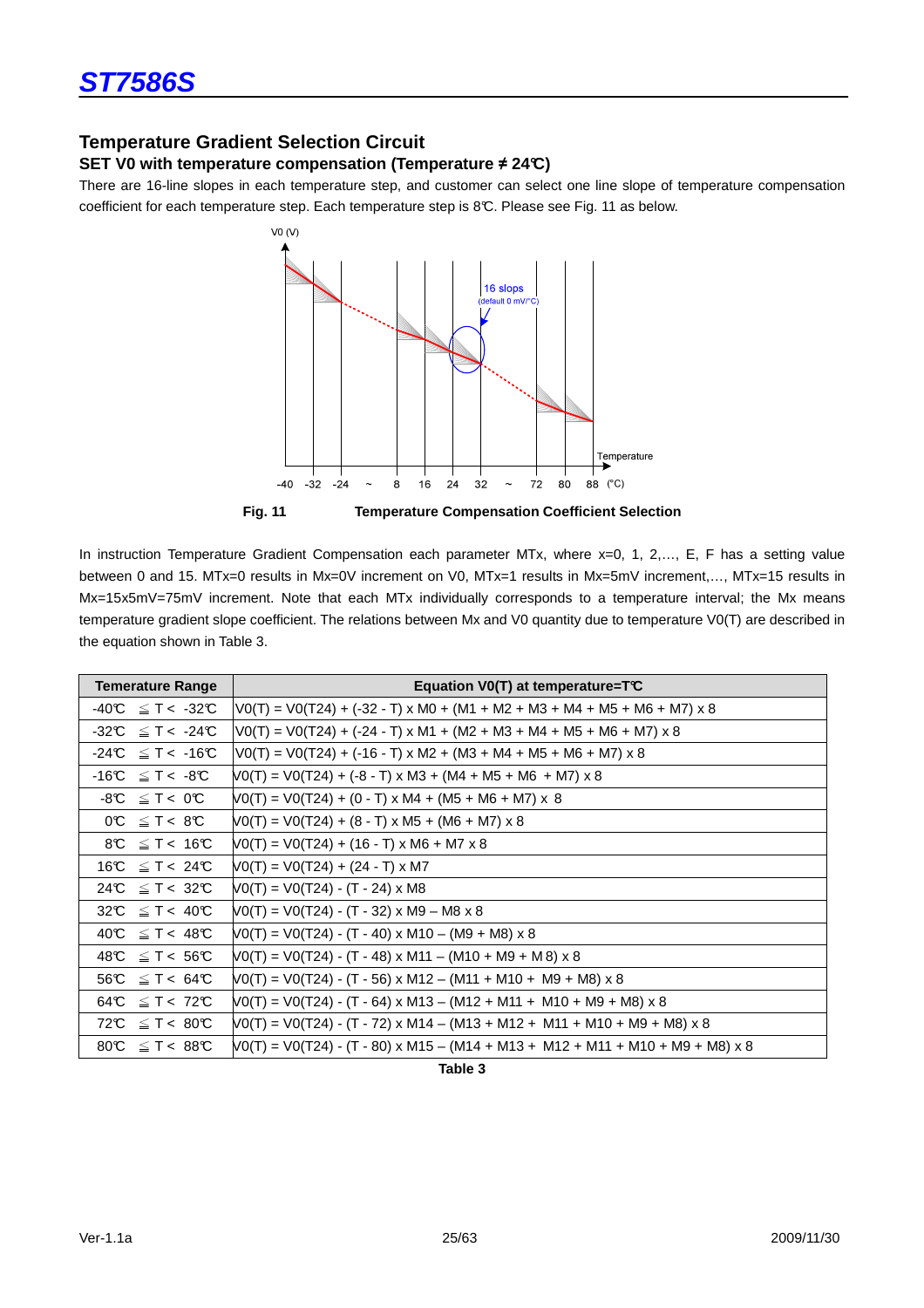## Temperature Gradient Selection Circuit

### SET V0 with temperature compensation (Temperature ≠ 24℃)

There are 16-line slopes in each temperature step, and customer can select one line slope of temperature compensation coefficient for each temperature step. Each temperature step is 8℃. Please see Fig. 11 as below.

**Fig. 11** **Temperature Compensation Coefficient Selection**

In instruction Temperature Gradient Compensation each parameter MTx, where x=0, 1, 2,…, E, F has a setting value between 0 and 15. MTx=0 results in Mx=0V increment on V0, MTx=1 results in Mx=5mV increment,…, MTx=15 results in Mx=15x5mV=75mV increment. Note that each MTx individually corresponds to a temperature interval; the Mx means temperature gradient slope coefficient. The relations between Mx and V0 quantity due to temperature V0(T) are described in the equation shown in Table 3.

| Temerature Range | Equation V0(T) at temperature=T℃ |
|---|---|
| -40℃ ≦ T < -32℃ | V0(T) = V0(T24) + (-32 - T) x M0 + (M1 + M2 + M3 + M4 + M5 + M6 + M7) x 8 |
| -32℃ ≦ T < -24℃ | V0(T) = V0(T24) + (-24 - T) x M1 + (M2 + M3 + M4 + M5 + M6 + M7) x 8 |
| -24℃ ≦ T < -16℃ | V0(T) = V0(T24) + (-16 - T) x M2 + (M3 + M4 + M5 + M6 + M7) x 8 |
| -16℃ ≦ T < -8℃ | V0(T) = V0(T24) + (-8 - T) x M3 + (M4 + M5 + M6 + M7) x 8 |
| -8℃ ≦ T < 0℃ | V0(T) = V0(T24) + (0 - T) x M4 + (M5 + M6 + M7) x 8 |
| 0℃ ≦ T < 8℃ | V0(T) = V0(T24) + (8 - T) x M5 + (M6 + M7) x 8 |
| 8℃ ≦ T < 16℃ | V0(T) = V0(T24) + (16 - T) x M6 + M7 x 8 |
| 16℃ ≦ T < 24℃ | V0(T) = V0(T24) + (24 - T) x M7 |
| 24℃ ≦ T < 32℃ | V0(T) = V0(T24) - (T - 24) x M8 |
| 32℃ ≦ T < 40℃ | V0(T) = V0(T24) - (T - 32) x M9 – M8 x 8 |
| 40℃ ≦ T < 48℃ | V0(T) = V0(T24) - (T - 40) x M10 – (M9 + M8) x 8 |
| 48℃ ≦ T < 56℃ | V0(T) = V0(T24) - (T - 48) x M11 – (M10 + M9 + M8) x 8 |
| 56℃ ≦ T < 64℃ | V0(T) = V0(T24) - (T - 56) x M12 – (M11 + M10 + M9 + M8) x 8 |
| 64℃ ≦ T < 72℃ | V0(T) = V0(T24) - (T - 64) x M13 – (M12 + M11 + M10 + M9 + M8) x 8 |
| 72℃ ≦ T < 80℃ | V0(T) = V0(T24) - (T - 72) x M14 – (M13 + M12 + M11 + M10 + M9 + M8) x 8 |
| 80℃ ≦ T < 88℃ | V0(T) = V0(T24) - (T - 80) x M15 – (M14 + M13 + M12 + M11 + M10 + M9 + M8) x 8 |

**Table 3**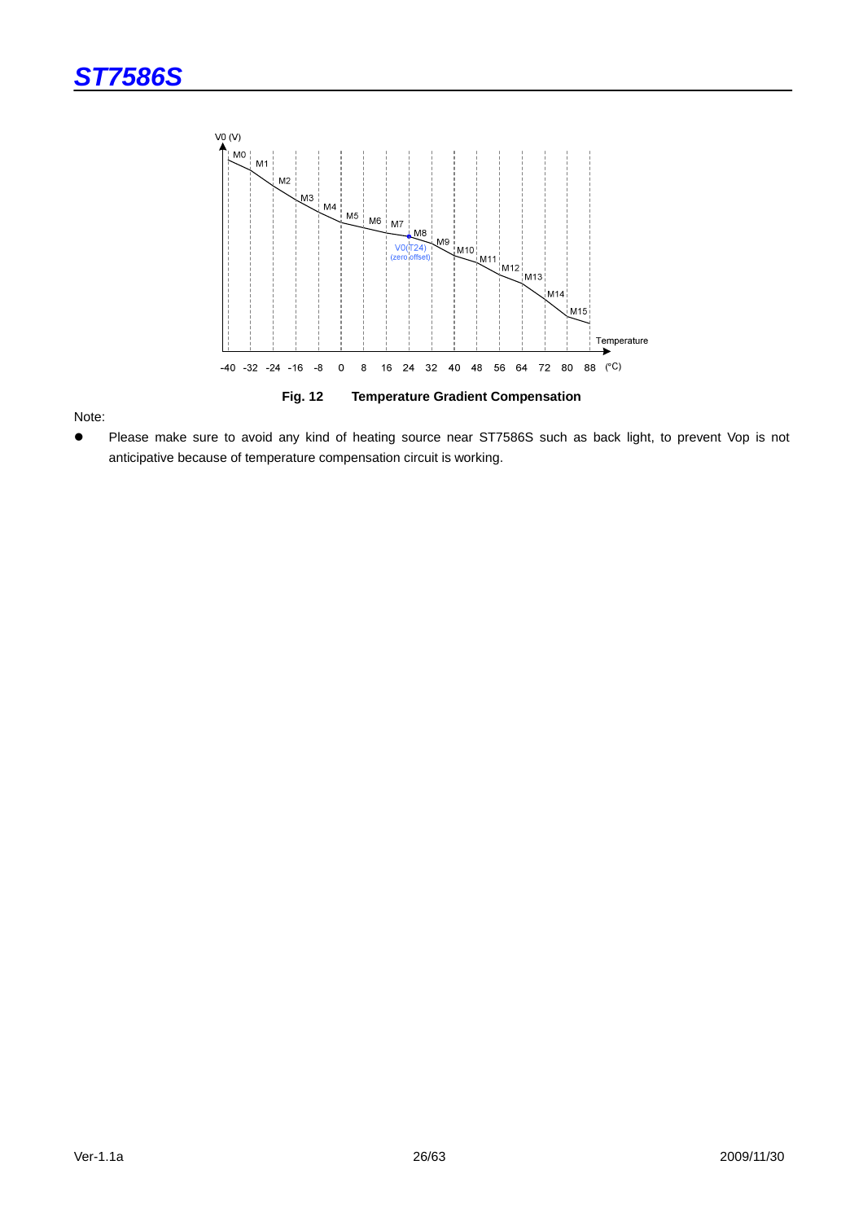Fig. 12 Temperature Gradient Compensation

Note:

- Please make sure to avoid any kind of heating source near ST7586S such as back light, to prevent Vop is not anticipative because of temperature compensation circuit is working.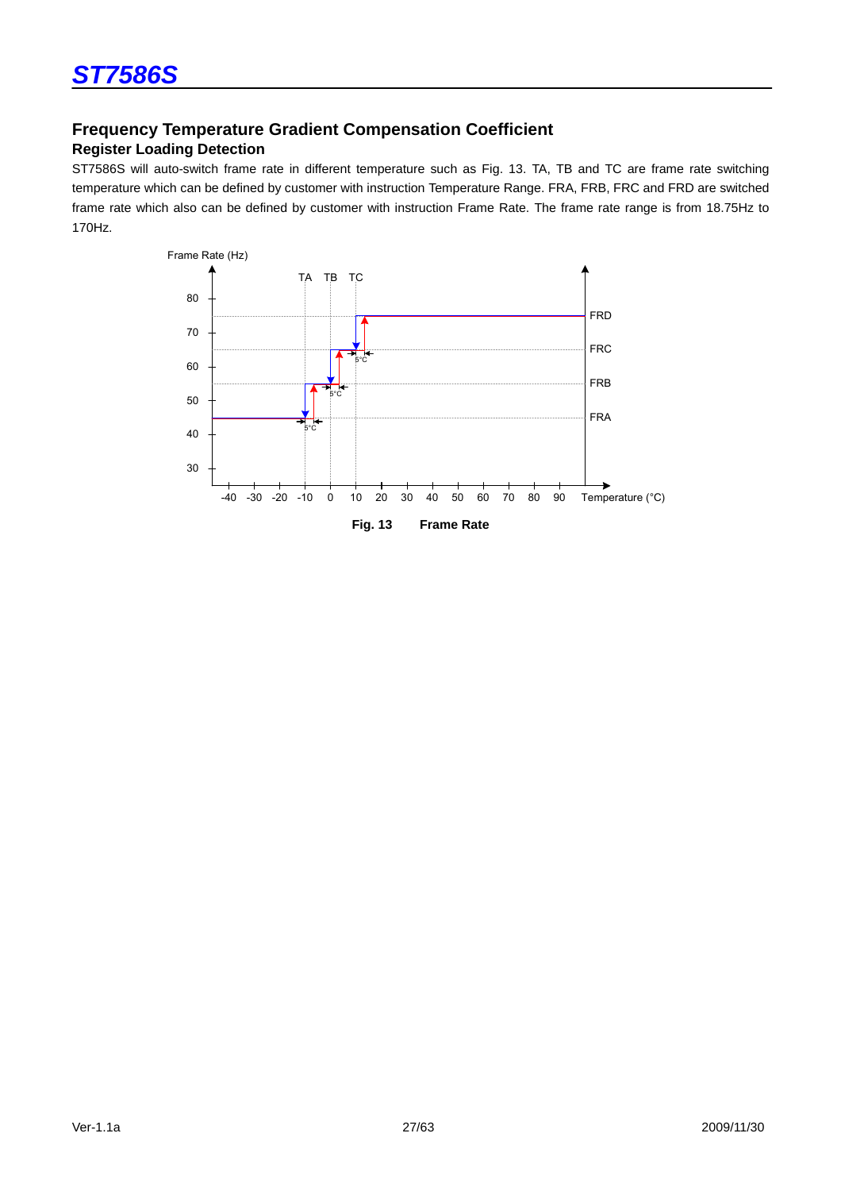## Frequency Temperature Gradient Compensation Coefficient

### Register Loading Detection

ST7586S will auto-switch frame rate in different temperature such as Fig. 13. TA, TB and TC are frame rate switching temperature which can be defined by customer with instruction Temperature Range. FRA, FRB, FRC and FRD are switched frame rate which also can be defined by customer with instruction Frame Rate. The frame rate range is from 18.75Hz to 170Hz.

**Fig. 13 Frame Rate**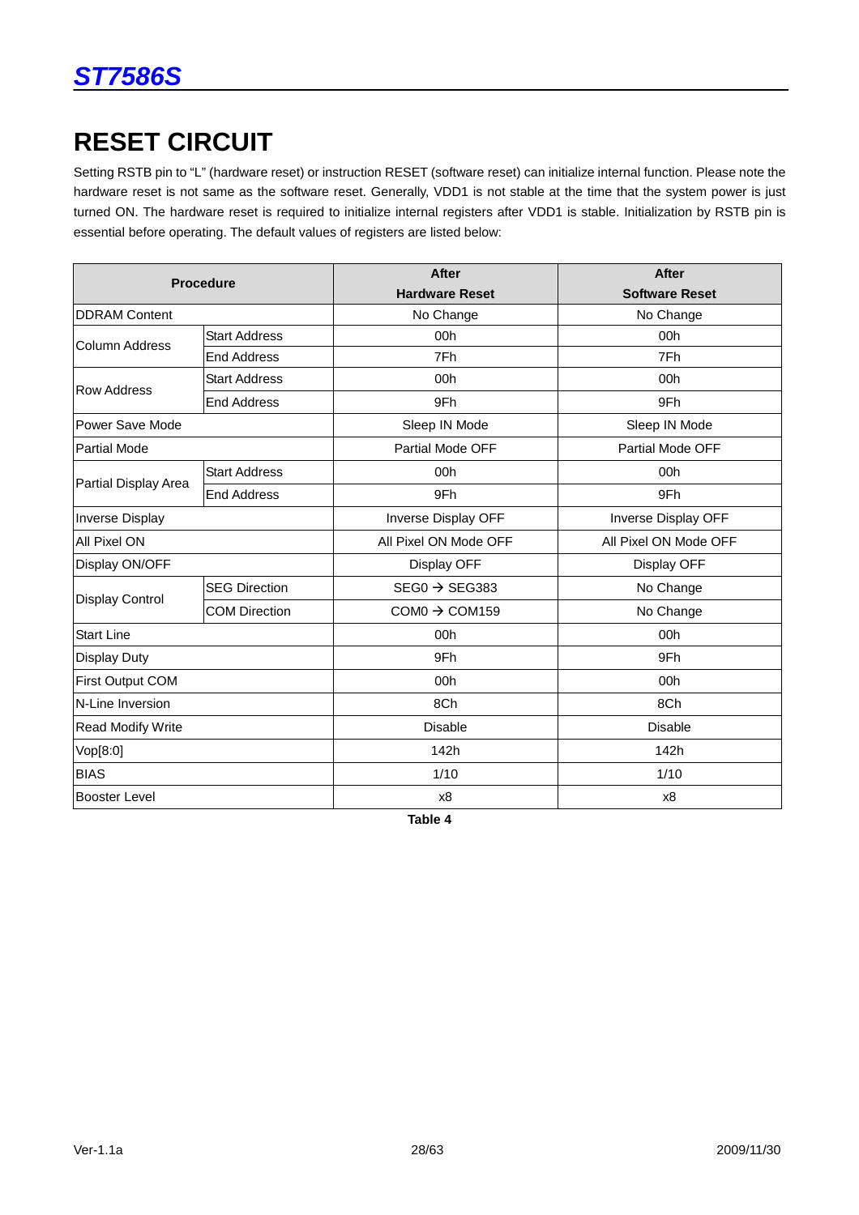# RESET CIRCUIT

Setting RSTB pin to "L" (hardware reset) or instruction RESET (software reset) can initialize internal function. Please note the hardware reset is not same as the software reset. Generally, VDD1 is not stable at the time that the system power is just turned ON. The hardware reset is required to initialize internal registers after VDD1 is stable. Initialization by RSTB pin is essential before operating. The default values of registers are listed below:

| Procedure | | After Hardware Reset | After Software Reset |
|---|---|---|---|
| DDRAM Content | | No Change | No Change |
| Column Address | Start Address | 00h | 00h |
| | End Address | 7Fh | 7Fh |
| Row Address | Start Address | 00h | 00h |
| | End Address | 9Fh | 9Fh |
| Power Save Mode | | Sleep IN Mode | Sleep IN Mode |
| Partial Mode | | Partial Mode OFF | Partial Mode OFF |
| Partial Display Area | Start Address | 00h | 00h |
| | End Address | 9Fh | 9Fh |
| Inverse Display | | Inverse Display OFF | Inverse Display OFF |
| All Pixel ON | | All Pixel ON Mode OFF | All Pixel ON Mode OFF |
| Display ON/OFF | | Display OFF | Display OFF |
| Display Control | SEG Direction | SEG0 → SEG383 | No Change |
| | COM Direction | COM0 → COM159 | No Change |
| Start Line | | 00h | 00h |
| Display Duty | | 9Fh | 9Fh |
| First Output COM | | 00h | 00h |
| N-Line Inversion | | 8Ch | 8Ch |
| Read Modify Write | | Disable | Disable |
| Vop[8:0] | | 142h | 142h |
| BIAS | | 1/10 | 1/10 |
| Booster Level | | x8 | x8 |

**Table 4**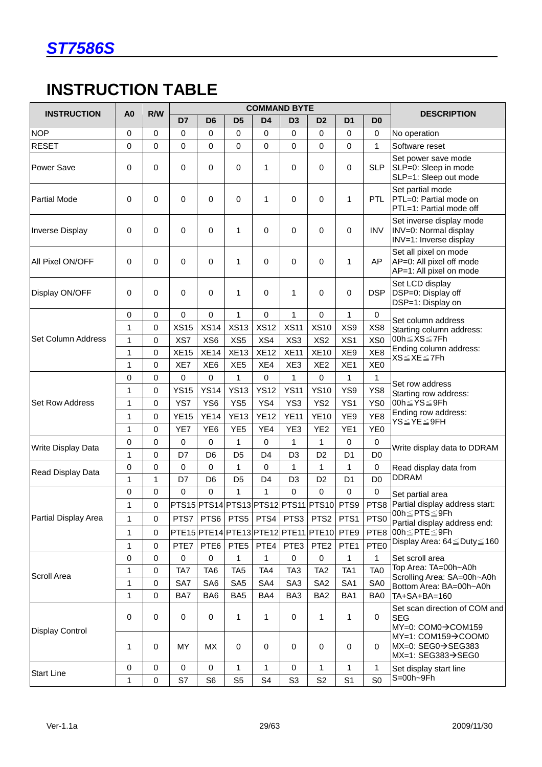# INSTRUCTION TABLE

| INSTRUCTION | A0 | R/W | COMMAND BYTE | | | | | | | | DESCRIPTION |
|---|---|---|---|---|---|---|---|---|---|---|---|
| | | | D7 | D6 | D5 | D4 | D3 | D2 | D1 | D0 | |
| NOP | 0 | 0 | 0 | 0 | 0 | 0 | 0 | 0 | 0 | 0 | No operation |
| RESET | 0 | 0 | 0 | 0 | 0 | 0 | 0 | 0 | 0 | 1 | Software reset |
| Power Save | 0 | 0 | 0 | 0 | 0 | 1 | 0 | 0 | 0 | SLP | Set power save mode SLP=0: Sleep in mode SLP=1: Sleep out mode |
| Partial Mode | 0 | 0 | 0 | 0 | 0 | 1 | 0 | 0 | 1 | PTL | Set partial mode PTL=0: Partial mode on PTL=1: Partial mode off |
| Inverse Display | 0 | 0 | 0 | 0 | 1 | 0 | 0 | 0 | 0 | INV | Set inverse display mode INV=0: Normal display INV=1: Inverse display |
| All Pixel ON/OFF | 0 | 0 | 0 | 0 | 1 | 0 | 0 | 0 | 1 | AP | Set all pixel on mode AP=0: All pixel off mode AP=1: All pixel on mode |
| Display ON/OFF | 0 | 0 | 0 | 0 | 1 | 0 | 1 | 0 | 0 | DSP | Set LCD display DSP=0: Display off DSP=1: Display on |
| Set Column Address | 0 | 0 | 0 | 0 | 1 | 0 | 1 | 0 | 1 | 0 | Set column address Starting column address: 00h≦XS≦7Fh Ending column address: XS≦XE≦7Fh |
| | 1 | 0 | XS15 | XS14 | XS13 | XS12 | XS11 | XS10 | XS9 | XS8 | |
| | 1 | 0 | XS7 | XS6 | XS5 | XS4 | XS3 | XS2 | XS1 | XS0 | |
| | 1 | 0 | XE15 | XE14 | XE13 | XE12 | XE11 | XE10 | XE9 | XE8 | |
| | 1 | 0 | XE7 | XE6 | XE5 | XE4 | XE3 | XE2 | XE1 | XE0 | |
| Set Row Address | 0 | 0 | 0 | 0 | 1 | 0 | 1 | 0 | 1 | 1 | Set row address Starting row address: 00h≦YS≦9Fh Ending row address: YS≦YE≦9FH |
| | 1 | 0 | YS15 | YS14 | YS13 | YS12 | YS11 | YS10 | YS9 | YS8 | |
| | 1 | 0 | YS7 | YS6 | YS5 | YS4 | YS3 | YS2 | YS1 | YS0 | |
| | 1 | 0 | YE15 | YE14 | YE13 | YE12 | YE11 | YE10 | YE9 | YE8 | |
| | 1 | 0 | YE7 | YE6 | YE5 | YE4 | YE3 | YE2 | YE1 | YE0 | |
| Write Display Data | 0 | 0 | 0 | 0 | 1 | 0 | 1 | 1 | 0 | 0 | Write display data to DDRAM |
| | 1 | 0 | D7 | D6 | D5 | D4 | D3 | D2 | D1 | D0 | |
| Read Display Data | 0 | 0 | 0 | 0 | 1 | 0 | 1 | 1 | 1 | 0 | Read display data from DDRAM |
| | 1 | 1 | D7 | D6 | D5 | D4 | D3 | D2 | D1 | D0 | |
| Partial Display Area | 0 | 0 | 0 | 0 | 1 | 1 | 0 | 0 | 0 | 0 | Set partial area Partial display address start: 00h≦PTS≦9Fh Partial display address end: 00h≦PTE≦9Fh Display Area: 64≦Duty≦160 |
| | 1 | 0 | PTS15 | PTS14 | PTS13 | PTS12 | PTS11 | PTS10 | PTS9 | PTS8 | |
| | 1 | 0 | PTS7 | PTS6 | PTS5 | PTS4 | PTS3 | PTS2 | PTS1 | PTS0 | |
| | 1 | 0 | PTE15 | PTE14 | PTE13 | PTE12 | PTE11 | PTE10 | PTE9 | PTE8 | |
| | 1 | 0 | PTE7 | PTE6 | PTE5 | PTE4 | PTE3 | PTE2 | PTE1 | PTE0 | |
| Scroll Area | 0 | 0 | 0 | 0 | 1 | 1 | 0 | 0 | 1 | 1 | Set scroll area Top Area: TA=00h~A0h Scrolling Area: SA=00h~A0h Bottom Area: BA=00h~A0h TA+SA+BA=160 |
| | 1 | 0 | TA7 | TA6 | TA5 | TA4 | TA3 | TA2 | TA1 | TA0 | |
| | 1 | 0 | SA7 | SA6 | SA5 | SA4 | SA3 | SA2 | SA1 | SA0 | |
| | 1 | 0 | BA7 | BA6 | BA5 | BA4 | BA3 | BA2 | BA1 | BA0 | |
| Display Control | 0 | 0 | 0 | 0 | 1 | 1 | 0 | 1 | 1 | 0 | Set scan direction of COM and SEG MY=0: COM0→COM159 MY=1: COM159→COOM0 MX=0: SEG0→SEG383 MX=1: SEG383→SEG0 |
| | 1 | 0 | MY | MX | 0 | 0 | 0 | 0 | 0 | 0 | |
| Start Line | 0 | 0 | 0 | 0 | 1 | 1 | 0 | 1 | 1 | 1 | Set display start line S=00h~9Fh |
| | 1 | 0 | S7 | S6 | S5 | S4 | S3 | S2 | S1 | S0 | |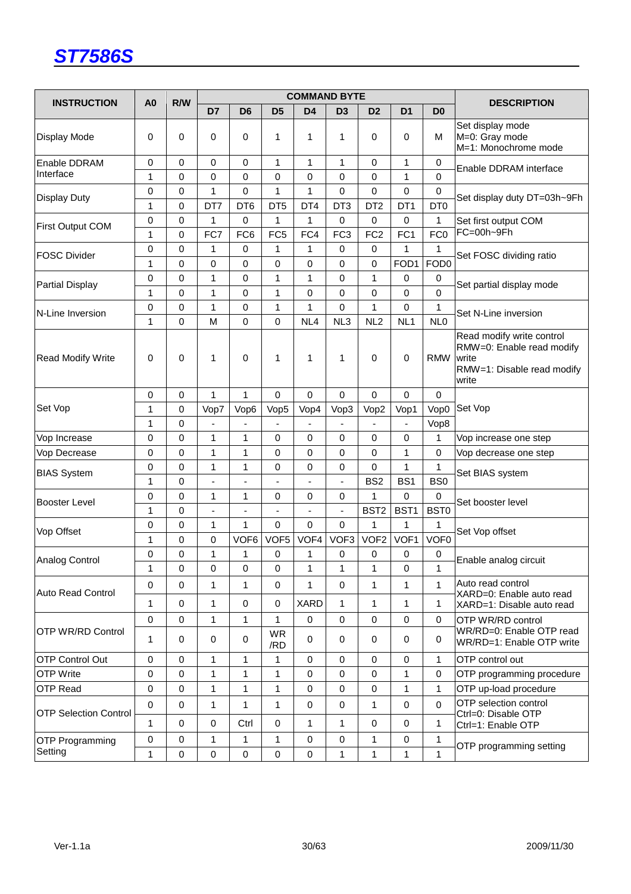| INSTRUCTION | A0 | R/W | COMMAND BYTE | | | | | | | | DESCRIPTION |
|---|---|---|---|---|---|---|---|---|---|---|---|
| | | | D7 | D6 | D5 | D4 | D3 | D2 | D1 | D0 | |
| Display Mode | 0 | 0 | 0 | 0 | 1 | 1 | 1 | 0 | 0 | M | Set display mode M=0: Gray mode M=1: Monochrome mode |
| Enable DDRAM Interface | 0 | 0 | 0 | 0 | 1 | 1 | 1 | 0 | 1 | 0 | Enable DDRAM interface |
| | 1 | 0 | 0 | 0 | 0 | 0 | 0 | 0 | 1 | 0 | |
| Display Duty | 0 | 0 | 1 | 0 | 1 | 1 | 0 | 0 | 0 | 0 | Set display duty DT=03h~9Fh |
| | 1 | 0 | DT7 | DT6 | DT5 | DT4 | DT3 | DT2 | DT1 | DT0 | |
| First Output COM | 0 | 0 | 1 | 0 | 1 | 1 | 0 | 0 | 0 | 1 | Set first output COM FC=00h~9Fh |
| | 1 | 0 | FC7 | FC6 | FC5 | FC4 | FC3 | FC2 | FC1 | FC0 | |
| FOSC Divider | 0 | 0 | 1 | 0 | 1 | 1 | 0 | 0 | 1 | 1 | Set FOSC dividing ratio |
| | 1 | 0 | 0 | 0 | 0 | 0 | 0 | 0 | FOD1 | FOD0 | |
| Partial Display | 0 | 0 | 1 | 0 | 1 | 1 | 0 | 1 | 0 | 0 | Set partial display mode |
| | 1 | 0 | 1 | 0 | 1 | 0 | 0 | 0 | 0 | 0 | |
| N-Line Inversion | 0 | 0 | 1 | 0 | 1 | 1 | 0 | 1 | 0 | 1 | Set N-Line inversion |
| | 1 | 0 | M | 0 | 0 | NL4 | NL3 | NL2 | NL1 | NL0 | |
| Read Modify Write | 0 | 0 | 1 | 0 | 1 | 1 | 1 | 0 | 0 | RMW | Read modify write control RMW=0: Enable read modify write RMW=1: Disable read modify write |
| Set Vop | 0 | 0 | 1 | 1 | 0 | 0 | 0 | 0 | 0 | 0 | Set Vop |
| | 1 | 0 | Vop7 | Vop6 | Vop5 | Vop4 | Vop3 | Vop2 | Vop1 | Vop0 | |
| | 1 | 0 | - | - | - | - | - | - | - | Vop8 | |
| Vop Increase | 0 | 0 | 1 | 1 | 0 | 0 | 0 | 0 | 0 | 1 | Vop increase one step |
| Vop Decrease | 0 | 0 | 1 | 1 | 0 | 0 | 0 | 0 | 1 | 0 | Vop decrease one step |
| BIAS System | 0 | 0 | 1 | 1 | 0 | 0 | 0 | 0 | 1 | 1 | Set BIAS system |
| | 1 | 0 | - | - | - | - | - | BS2 | BS1 | BS0 | |
| Booster Level | 0 | 0 | 1 | 1 | 0 | 0 | 0 | 1 | 0 | 0 | Set booster level |
| | 1 | 0 | - | - | - | - | - | BST2 | BST1 | BST0 | |
| Vop Offset | 0 | 0 | 1 | 1 | 0 | 0 | 0 | 1 | 1 | 1 | Set Vop offset |
| | 1 | 0 | 0 | VOF6 | VOF5 | VOF4 | VOF3 | VOF2 | VOF1 | VOF0 | |
| Analog Control | 0 | 0 | 1 | 1 | 0 | 1 | 0 | 0 | 0 | 0 | Enable analog circuit |
| | 1 | 0 | 0 | 0 | 0 | 1 | 1 | 1 | 0 | 1 | |
| Auto Read Control | 0 | 0 | 1 | 1 | 0 | 1 | 0 | 1 | 1 | 1 | Auto read control XARD=0: Enable auto read XARD=1: Disable auto read |
| | 1 | 0 | 1 | 0 | 0 | XARD | 1 | 1 | 1 | 1 | |
| OTP WR/RD Control | 0 | 0 | 1 | 1 | 1 | 0 | 0 | 0 | 0 | 0 | OTP WR/RD control WR/RD=0: Enable OTP read WR/RD=1: Enable OTP write |
| | 1 | 0 | 0 | 0 | WR/RD | 0 | 0 | 0 | 0 | 0 | |
| OTP Control Out | 0 | 0 | 1 | 1 | 1 | 0 | 0 | 0 | 0 | 1 | OTP control out |
| OTP Write | 0 | 0 | 1 | 1 | 1 | 0 | 0 | 0 | 1 | 0 | OTP programming procedure |
| OTP Read | 0 | 0 | 1 | 1 | 1 | 0 | 0 | 0 | 1 | 1 | OTP up-load procedure |
| OTP Selection Control | 0 | 0 | 1 | 1 | 1 | 0 | 0 | 1 | 0 | 0 | OTP selection control Ctrl=0: Disable OTP Ctrl=1: Enable OTP |
| | 1 | 0 | 0 | Ctrl | 0 | 1 | 1 | 0 | 0 | 1 | |
| OTP Programming Setting | 0 | 0 | 1 | 1 | 1 | 0 | 0 | 1 | 0 | 1 | OTP programming setting |
| | 1 | 0 | 0 | 0 | 0 | 0 | 1 | 1 | 1 | 1 | |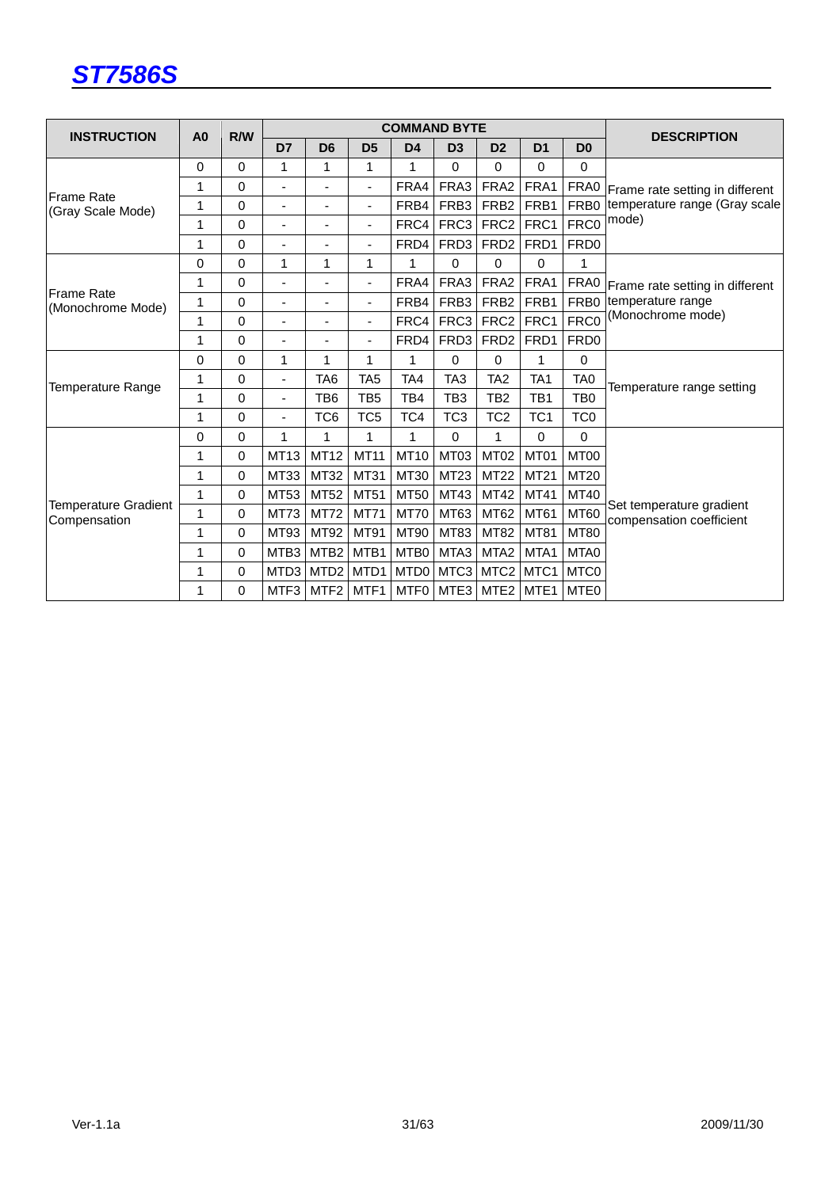| INSTRUCTION | A0 | R/W | COMMAND BYTE | | | | | | | | DESCRIPTION |
|---|---|---|---|---|---|---|---|---|---|---|---|
| | | | D7 | D6 | D5 | D4 | D3 | D2 | D1 | D0 | |
| Frame Rate (Gray Scale Mode) | 0 | 0 | 1 | 1 | 1 | 1 | 0 | 0 | 0 | 0 | Frame rate setting in different temperature range (Gray scale mode) |
| | 1 | 0 | - | - | - | FRA4 | FRA3 | FRA2 | FRA1 | FRA0 | |
| | 1 | 0 | - | - | - | FRB4 | FRB3 | FRB2 | FRB1 | FRB0 | |
| | 1 | 0 | - | - | - | FRC4 | FRC3 | FRC2 | FRC1 | FRC0 | |
| | 1 | 0 | - | - | - | FRD4 | FRD3 | FRD2 | FRD1 | FRD0 | |
| Frame Rate (Monochrome Mode) | 0 | 0 | 1 | 1 | 1 | 1 | 0 | 0 | 0 | 1 | Frame rate setting in different temperature range (Monochrome mode) |
| | 1 | 0 | - | - | - | FRA4 | FRA3 | FRA2 | FRA1 | FRA0 | |
| | 1 | 0 | - | - | - | FRB4 | FRB3 | FRB2 | FRB1 | FRB0 | |
| | 1 | 0 | - | - | - | FRC4 | FRC3 | FRC2 | FRC1 | FRC0 | |
| | 1 | 0 | - | - | - | FRD4 | FRD3 | FRD2 | FRD1 | FRD0 | |
| Temperature Range | 0 | 0 | 1 | 1 | 1 | 1 | 0 | 0 | 1 | 0 | Temperature range setting |
| | 1 | 0 | - | TA6 | TA5 | TA4 | TA3 | TA2 | TA1 | TA0 | |
| | 1 | 0 | - | TB6 | TB5 | TB4 | TB3 | TB2 | TB1 | TB0 | |
| | 1 | 0 | - | TC6 | TC5 | TC4 | TC3 | TC2 | TC1 | TC0 | |
| Temperature Gradient Compensation | 0 | 0 | 1 | 1 | 1 | 1 | 0 | 1 | 0 | 0 | Set temperature gradient compensation coefficient |
| | 1 | 0 | MT13 | MT12 | MT11 | MT10 | MT03 | MT02 | MT01 | MT00 | |
| | 1 | 0 | MT33 | MT32 | MT31 | MT30 | MT23 | MT22 | MT21 | MT20 | |
| | 1 | 0 | MT53 | MT52 | MT51 | MT50 | MT43 | MT42 | MT41 | MT40 | |
| | 1 | 0 | MT73 | MT72 | MT71 | MT70 | MT63 | MT62 | MT61 | MT60 | |
| | 1 | 0 | MT93 | MT92 | MT91 | MT90 | MT83 | MT82 | MT81 | MT80 | |
| | 1 | 0 | MTB3 | MTB2 | MTB1 | MTB0 | MTA3 | MTA2 | MTA1 | MTA0 | |
| | 1 | 0 | MTD3 | MTD2 | MTD1 | MTD0 | MTC3 | MTC2 | MTC1 | MTC0 | |
| | 1 | 0 | MTF3 | MTF2 | MTF1 | MTF0 | MTE3 | MTE2 | MTE1 | MTE0 | |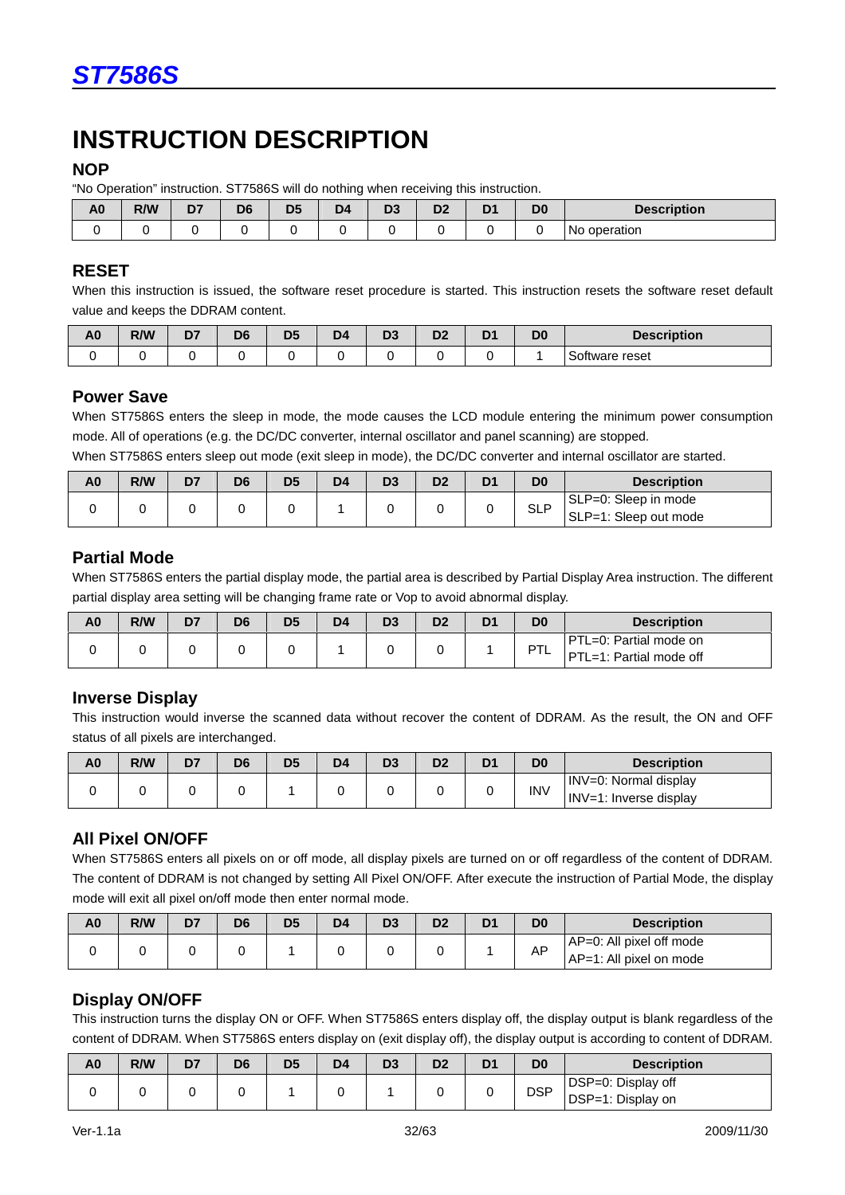# INSTRUCTION DESCRIPTION

## NOP

"No Operation" instruction. ST7586S will do nothing when receiving this instruction.

| A0 | R/W | D7 | D6 | D5 | D4 | D3 | D2 | D1 | D0 | Description |
|---|---|---|---|---|---|---|---|---|---|---|
| 0 | 0 | 0 | 0 | 0 | 0 | 0 | 0 | 0 | 0 | No operation |

## RESET

When this instruction is issued, the software reset procedure is started. This instruction resets the software reset default value and keeps the DDRAM content.

| A0 | R/W | D7 | D6 | D5 | D4 | D3 | D2 | D1 | D0 | Description |
|---|---|---|---|---|---|---|---|---|---|---|
| 0 | 0 | 0 | 0 | 0 | 0 | 0 | 0 | 0 | 1 | Software reset |

## Power Save

When ST7586S enters the sleep in mode, the mode causes the LCD module entering the minimum power consumption mode. All of operations (e.g. the DC/DC converter, internal oscillator and panel scanning) are stopped.

When ST7586S enters sleep out mode (exit sleep in mode), the DC/DC converter and internal oscillator are started.

| A0 | R/W | D7 | D6 | D5 | D4 | D3 | D2 | D1 | D0 | Description |
|---|---|---|---|---|---|---|---|---|---|---|
| 0 | 0 | 0 | 0 | 0 | 1 | 0 | 0 | 0 | SLP | SLP=0: Sleep in mode<br>SLP=1: Sleep out mode |

## Partial Mode

When ST7586S enters the partial display mode, the partial area is described by Partial Display Area instruction. The different partial display area setting will be changing frame rate or Vop to avoid abnormal display.

| A0 | R/W | D7 | D6 | D5 | D4 | D3 | D2 | D1 | D0 | Description |
|---|---|---|---|---|---|---|---|---|---|---|
| 0 | 0 | 0 | 0 | 0 | 1 | 0 | 0 | 1 | PTL | PTL=0: Partial mode on<br>PTL=1: Partial mode off |

## Inverse Display

This instruction would inverse the scanned data without recover the content of DDRAM. As the result, the ON and OFF status of all pixels are interchanged.

| A0 | R/W | D7 | D6 | D5 | D4 | D3 | D2 | D1 | D0 | Description |
|---|---|---|---|---|---|---|---|---|---|---|
| 0 | 0 | 0 | 0 | 1 | 0 | 0 | 0 | 0 | INV | INV=0: Normal display<br>INV=1: Inverse display |

## All Pixel ON/OFF

When ST7586S enters all pixels on or off mode, all display pixels are turned on or off regardless of the content of DDRAM. The content of DDRAM is not changed by setting All Pixel ON/OFF. After execute the instruction of Partial Mode, the display mode will exit all pixel on/off mode then enter normal mode.

| A0 | R/W | D7 | D6 | D5 | D4 | D3 | D2 | D1 | D0 | Description |
|---|---|---|---|---|---|---|---|---|---|---|
| 0 | 0 | 0 | 0 | 1 | 0 | 0 | 0 | 1 | AP | AP=0: All pixel off mode<br>AP=1: All pixel on mode |

## Display ON/OFF

This instruction turns the display ON or OFF. When ST7586S enters display off, the display output is blank regardless of the content of DDRAM. When ST7586S enters display on (exit display off), the display output is according to content of DDRAM.

| A0 | R/W | D7 | D6 | D5 | D4 | D3 | D2 | D1 | D0 | Description |
|---|---|---|---|---|---|---|---|---|---|---|
| 0 | 0 | 0 | 0 | 1 | 0 | 1 | 0 | 0 | DSP | DSP=0: Display off<br>DSP=1: Display on |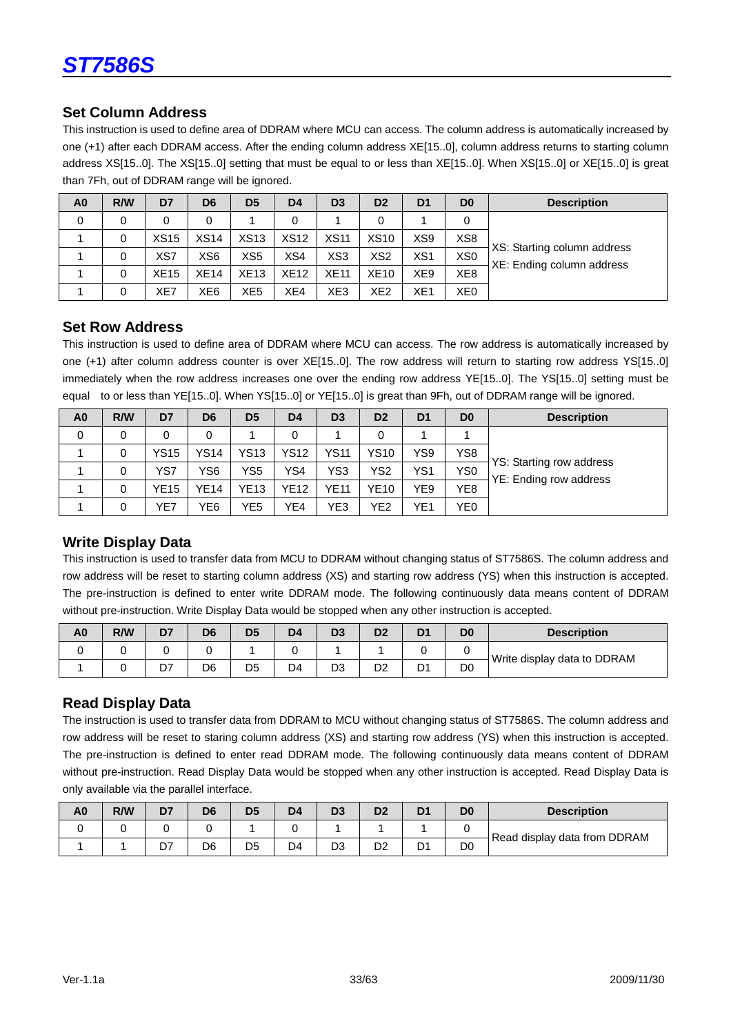## Set Column Address

This instruction is used to define area of DDRAM where MCU can access. The column address is automatically increased by one (+1) after each DDRAM access. After the ending column address XE[15..0], column address returns to starting column address XS[15..0]. The XS[15..0] setting that must be equal to or less than XE[15..0]. When XS[15..0] or XE[15..0] is great than 7Fh, out of DDRAM range will be ignored.

| A0 | R/W | D7 | D6 | D5 | D4 | D3 | D2 | D1 | D0 | Description |
|---|---|---|---|---|---|---|---|---|---|---|
| 0 | 0 | 0 | 0 | 1 | 0 | 1 | 0 | 1 | 0 | XS: Starting column address<br>XE: Ending column address |
| 1 | 0 | XS15 | XS14 | XS13 | XS12 | XS11 | XS10 | XS9 | XS8 | |
| 1 | 0 | XS7 | XS6 | XS5 | XS4 | XS3 | XS2 | XS1 | XS0 | |
| 1 | 0 | XE15 | XE14 | XE13 | XE12 | XE11 | XE10 | XE9 | XE8 | |
| 1 | 0 | XE7 | XE6 | XE5 | XE4 | XE3 | XE2 | XE1 | XE0 | |

## Set Row Address

This instruction is used to define area of DDRAM where MCU can access. The row address is automatically increased by one (+1) after column address counter is over XE[15..0]. The row address will return to starting row address YS[15..0] immediately when the row address increases one over the ending row address YE[15..0]. The YS[15..0] setting must be equal to or less than YE[15..0]. When YS[15..0] or YE[15..0] is great than 9Fh, out of DDRAM range will be ignored.

| A0 | R/W | D7 | D6 | D5 | D4 | D3 | D2 | D1 | D0 | Description |
|---|---|---|---|---|---|---|---|---|---|---|
| 0 | 0 | 0 | 0 | 1 | 0 | 1 | 0 | 1 | 1 | YS: Starting row address<br>YE: Ending row address |
| 1 | 0 | YS15 | YS14 | YS13 | YS12 | YS11 | YS10 | YS9 | YS8 | |
| 1 | 0 | YS7 | YS6 | YS5 | YS4 | YS3 | YS2 | YS1 | YS0 | |
| 1 | 0 | YE15 | YE14 | YE13 | YE12 | YE11 | YE10 | YE9 | YE8 | |
| 1 | 0 | YE7 | YE6 | YE5 | YE4 | YE3 | YE2 | YE1 | YE0 | |

## Write Display Data

This instruction is used to transfer data from MCU to DDRAM without changing status of ST7586S. The column address and row address will be reset to starting column address (XS) and starting row address (YS) when this instruction is accepted. The pre-instruction is defined to enter write DDRAM mode. The following continuously data means content of DDRAM without pre-instruction. Write Display Data would be stopped when any other instruction is accepted.

| A0 | R/W | D7 | D6 | D5 | D4 | D3 | D2 | D1 | D0 | Description |
|---|---|---|---|---|---|---|---|---|---|---|
| 0 | 0 | 0 | 0 | 1 | 0 | 1 | 1 | 0 | 0 | Write display data to DDRAM |
| 1 | 0 | D7 | D6 | D5 | D4 | D3 | D2 | D1 | D0 | |

## Read Display Data

The instruction is used to transfer data from DDRAM to MCU without changing status of ST7586S. The column address and row address will be reset to staring column address (XS) and starting row address (YS) when this instruction is accepted. The pre-instruction is defined to enter read DDRAM mode. The following continuously data means content of DDRAM without pre-instruction. Read Display Data would be stopped when any other instruction is accepted. Read Display Data is only available via the parallel interface.

| A0 | R/W | D7 | D6 | D5 | D4 | D3 | D2 | D1 | D0 | Description |
|---|---|---|---|---|---|---|---|---|---|---|
| 0 | 0 | 0 | 0 | 1 | 0 | 1 | 1 | 1 | 0 | Read display data from DDRAM |
| 1 | 1 | D7 | D6 | D5 | D4 | D3 | D2 | D1 | D0 | |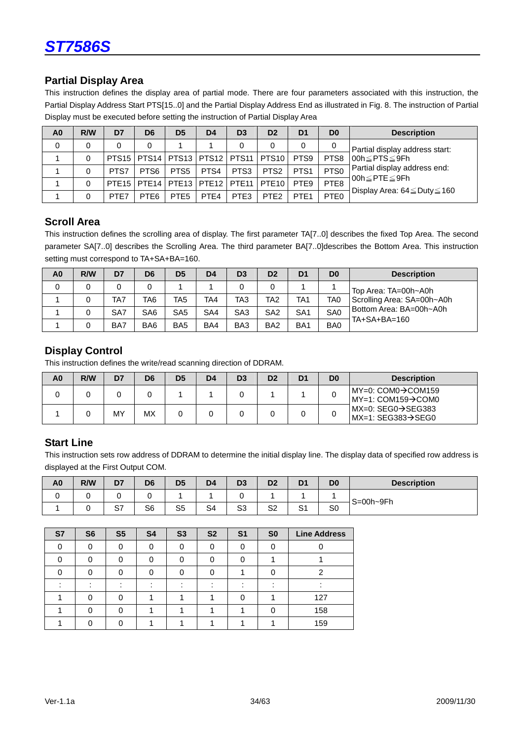## Partial Display Area

This instruction defines the display area of partial mode. There are four parameters associated with this instruction, the Partial Display Address Start PTS[15..0] and the Partial Display Address End as illustrated in Fig. 8. The instruction of Partial Display must be executed before setting the instruction of Partial Display Area

| A0 | R/W | D7 | D6 | D5 | D4 | D3 | D2 | D1 | D0 | Description |
|---|---|---|---|---|---|---|---|---|---|---|
| 0 | 0 | 0 | 0 | 1 | 1 | 0 | 0 | 0 | 0 | Partial display address start: 00h≦PTS≦9Fh<br>Partial display address end: 00h≦PTE≦9Fh<br>Display Area: 64≦Duty≦160 |
| 1 | 0 | PTS15 | PTS14 | PTS13 | PTS12 | PTS11 | PTS10 | PTS9 | PTS8 | |
| 1 | 0 | PTS7 | PTS6 | PTS5 | PTS4 | PTS3 | PTS2 | PTS1 | PTS0 | |
| 1 | 0 | PTE15 | PTE14 | PTE13 | PTE12 | PTE11 | PTE10 | PTE9 | PTE8 | |
| 1 | 0 | PTE7 | PTE6 | PTE5 | PTE4 | PTE3 | PTE2 | PTE1 | PTE0 | |

## Scroll Area

This instruction defines the scrolling area of display. The first parameter TA[7..0] describes the fixed Top Area. The second parameter SA[7..0] describes the Scrolling Area. The third parameter BA[7..0]describes the Bottom Area. This instruction setting must correspond to TA+SA+BA=160.

| A0 | R/W | D7 | D6 | D5 | D4 | D3 | D2 | D1 | D0 | Description |
|---|---|---|---|---|---|---|---|---|---|---|
| 0 | 0 | 0 | 0 | 1 | 1 | 0 | 0 | 1 | 1 | Top Area: TA=00h~A0h<br>Scrolling Area: SA=00h~A0h<br>Bottom Area: BA=00h~A0h<br>TA+SA+BA=160 |
| 1 | 0 | TA7 | TA6 | TA5 | TA4 | TA3 | TA2 | TA1 | TA0 | |
| 1 | 0 | SA7 | SA6 | SA5 | SA4 | SA3 | SA2 | SA1 | SA0 | |
| 1 | 0 | BA7 | BA6 | BA5 | BA4 | BA3 | BA2 | BA1 | BA0 | |

## Display Control

This instruction defines the write/read scanning direction of DDRAM.

| A0 | R/W | D7 | D6 | D5 | D4 | D3 | D2 | D1 | D0 | Description |
|---|---|---|---|---|---|---|---|---|---|---|
| 0 | 0 | 0 | 0 | 1 | 1 | 0 | 1 | 1 | 0 | MY=0: COM0→COM159<br>MY=1: COM159→COM0 |
| 1 | 0 | MY | MX | 0 | 0 | 0 | 0 | 0 | 0 | MX=0: SEG0→SEG383<br>MX=1: SEG383→SEG0 |

## Start Line

This instruction sets row address of DDRAM to determine the initial display line. The display data of specified row address is displayed at the First Output COM.

| A0 | R/W | D7 | D6 | D5 | D4 | D3 | D2 | D1 | D0 | Description |
|---|---|---|---|---|---|---|---|---|---|---|
| 0 | 0 | 0 | 0 | 1 | 1 | 0 | 1 | 1 | 1 | S=00h~9Fh |
| 1 | 0 | S7 | S6 | S5 | S4 | S3 | S2 | S1 | S0 | |

| S7 | S6 | S5 | S4 | S3 | S2 | S1 | S0 | Line Address |
|---|---|---|---|---|---|---|---|---|
| 0 | 0 | 0 | 0 | 0 | 0 | 0 | 0 | 0 |
| 0 | 0 | 0 | 0 | 0 | 0 | 0 | 1 | 1 |
| 0 | 0 | 0 | 0 | 0 | 0 | 1 | 0 | 2 |
| : | : | : | : | : | : | : | : | : |
| 1 | 0 | 0 | 1 | 1 | 1 | 0 | 1 | 127 |
| 1 | 0 | 0 | 1 | 1 | 1 | 1 | 0 | 158 |
| 1 | 0 | 0 | 1 | 1 | 1 | 1 | 1 | 159 |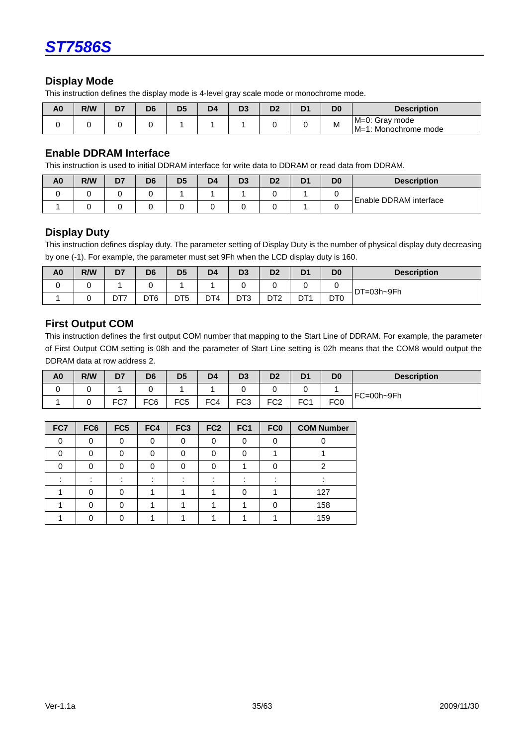## Display Mode

This instruction defines the display mode is 4-level gray scale mode or monochrome mode.

| A0 | R/W | D7 | D6 | D5 | D4 | D3 | D2 | D1 | D0 | Description |
|---|---|---|---|---|---|---|---|---|---|---|
| 0 | 0 | 0 | 0 | 1 | 1 | 1 | 0 | 0 | M | M=0: Gray mode<br>M=1: Monochrome mode |

## Enable DDRAM Interface

This instruction is used to initial DDRAM interface for write data to DDRAM or read data from DDRAM.

| A0 | R/W | D7 | D6 | D5 | D4 | D3 | D2 | D1 | D0 | Description |
|---|---|---|---|---|---|---|---|---|---|---|
| 0 | 0 | 0 | 0 | 1 | 1 | 1 | 0 | 1 | 0 | Enable DDRAM interface |
| 1 | 0 | 0 | 0 | 0 | 0 | 0 | 0 | 1 | 0 | |

## Display Duty

This instruction defines display duty. The parameter setting of Display Duty is the number of physical display duty decreasing by one (-1). For example, the parameter must set 9Fh when the LCD display duty is 160.

| A0 | R/W | D7 | D6 | D5 | D4 | D3 | D2 | D1 | D0 | Description |
|---|---|---|---|---|---|---|---|---|---|---|
| 0 | 0 | 1 | 0 | 1 | 1 | 0 | 0 | 0 | 0 | DT=03h~9Fh |
| 1 | 0 | DT7 | DT6 | DT5 | DT4 | DT3 | DT2 | DT1 | DT0 | |

## First Output COM

This instruction defines the first output COM number that mapping to the Start Line of DDRAM. For example, the parameter of First Output COM setting is 08h and the parameter of Start Line setting is 02h means that the COM8 would output the DDRAM data at row address 2.

| A0 | R/W | D7 | D6 | D5 | D4 | D3 | D2 | D1 | D0 | Description |
|---|---|---|---|---|---|---|---|---|---|---|
| 0 | 0 | 1 | 0 | 1 | 1 | 0 | 0 | 0 | 1 | FC=00h~9Fh |
| 1 | 0 | FC7 | FC6 | FC5 | FC4 | FC3 | FC2 | FC1 | FC0 | |

| FC7 | FC6 | FC5 | FC4 | FC3 | FC2 | FC1 | FC0 | COM Number |
|---|---|---|---|---|---|---|---|---|
| 0 | 0 | 0 | 0 | 0 | 0 | 0 | 0 | 0 |
| 0 | 0 | 0 | 0 | 0 | 0 | 0 | 1 | 1 |
| 0 | 0 | 0 | 0 | 0 | 0 | 1 | 0 | 2 |
| : | : | : | : | : | : | : | : | : |
| 1 | 0 | 0 | 1 | 1 | 1 | 0 | 1 | 127 |
| 1 | 0 | 0 | 1 | 1 | 1 | 1 | 0 | 158 |
| 1 | 0 | 0 | 1 | 1 | 1 | 1 | 1 | 159 |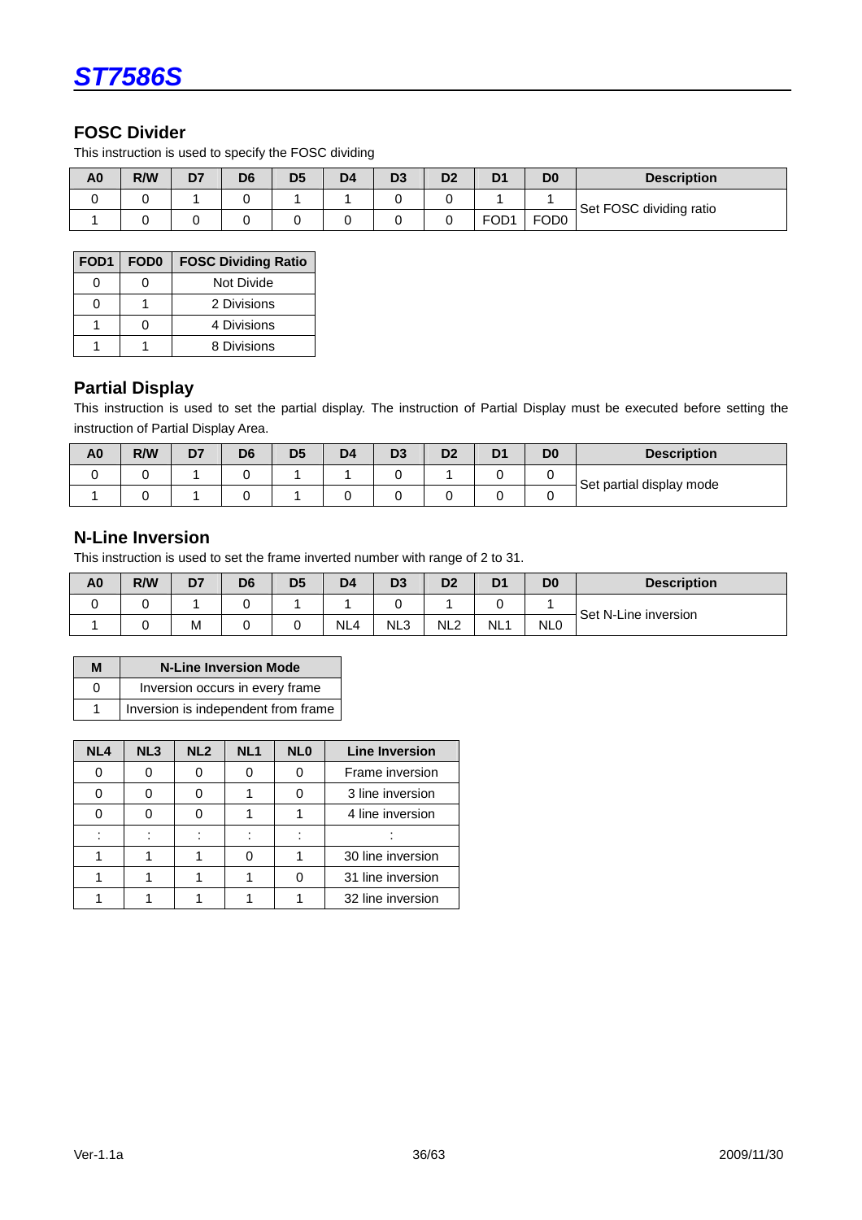## FOSC Divider

This instruction is used to specify the FOSC dividing

| A0 | R/W | D7 | D6 | D5 | D4 | D3 | D2 | D1 | D0 | Description |
|---|---|---|---|---|---|---|---|---|---|---|
| 0 | 0 | 1 | 0 | 1 | 1 | 0 | 0 | 1 | 1 | Set FOSC dividing ratio |
| 1 | 0 | 0 | 0 | 0 | 0 | 0 | 0 | FOD1 | FOD0 | |

| FOD1 | FOD0 | FOSC Dividing Ratio |
|---|---|---|
| 0 | 0 | Not Divide |
| 0 | 1 | 2 Divisions |
| 1 | 0 | 4 Divisions |
| 1 | 1 | 8 Divisions |

## Partial Display

This instruction is used to set the partial display. The instruction of Partial Display must be executed before setting the instruction of Partial Display Area.

| A0 | R/W | D7 | D6 | D5 | D4 | D3 | D2 | D1 | D0 | Description |
|---|---|---|---|---|---|---|---|---|---|---|
| 0 | 0 | 1 | 0 | 1 | 1 | 0 | 1 | 0 | 0 | Set partial display mode |
| 1 | 0 | 1 | 0 | 1 | 0 | 0 | 0 | 0 | 0 | |

## N-Line Inversion

This instruction is used to set the frame inverted number with range of 2 to 31.

| A0 | R/W | D7 | D6 | D5 | D4 | D3 | D2 | D1 | D0 | Description |
|---|---|---|---|---|---|---|---|---|---|---|
| 0 | 0 | 1 | 0 | 1 | 1 | 0 | 1 | 0 | 1 | Set N-Line inversion |
| 1 | 0 | M | 0 | 0 | NL4 | NL3 | NL2 | NL1 | NL0 | |

| M | N-Line Inversion Mode |
|---|---|
| 0 | Inversion occurs in every frame |
| 1 | Inversion is independent from frame |

| NL4 | NL3 | NL2 | NL1 | NL0 | Line Inversion |
|---|---|---|---|---|---|
| 0 | 0 | 0 | 0 | 0 | Frame inversion |
| 0 | 0 | 0 | 1 | 0 | 3 line inversion |
| 0 | 0 | 0 | 1 | 1 | 4 line inversion |
| : | : | : | : | : | : |
| 1 | 1 | 1 | 0 | 1 | 30 line inversion |
| 1 | 1 | 1 | 1 | 0 | 31 line inversion |
| 1 | 1 | 1 | 1 | 1 | 32 line inversion |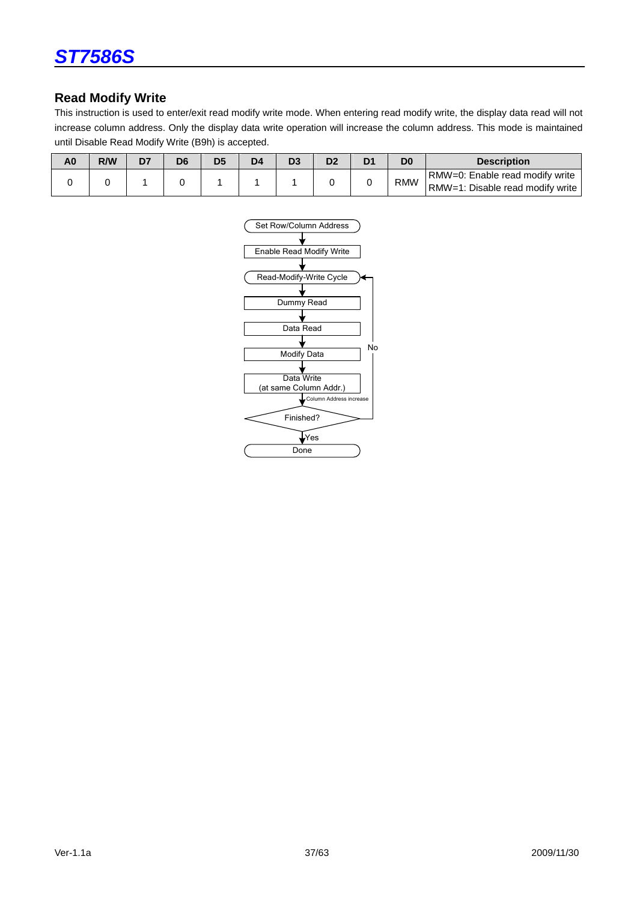## Read Modify Write

This instruction is used to enter/exit read modify write mode. When entering read modify write, the display data read will not increase column address. Only the display data write operation will increase the column address. This mode is maintained until Disable Read Modify Write (B9h) is accepted.

| A0 | R/W | D7 | D6 | D5 | D4 | D3 | D2 | D1 | D0 | Description |
|---|---|---|---|---|---|---|---|---|---|---|
| 0 | 0 | 1 | 0 | 1 | 1 | 1 | 0 | 0 | RMW | RMW=0: Enable read modify write<br>RMW=1: Disable read modify write |

```
Set Row/Column Address
        ↓
Enable Read Modify Write
        ↓
Read-Modify-Write Cycle  ←──────────┐
        ↓                           │
Dummy Read                          │
        ↓                           │
Data Read                           │
        ↓                           │ No
Modify Data                         │
        ↓                           │
Data Write                          │
(at same Column Addr.)              │
        ↓ Column Address increase   │
Finished? ──────────────────────────┘
        ↓ Yes
Done
```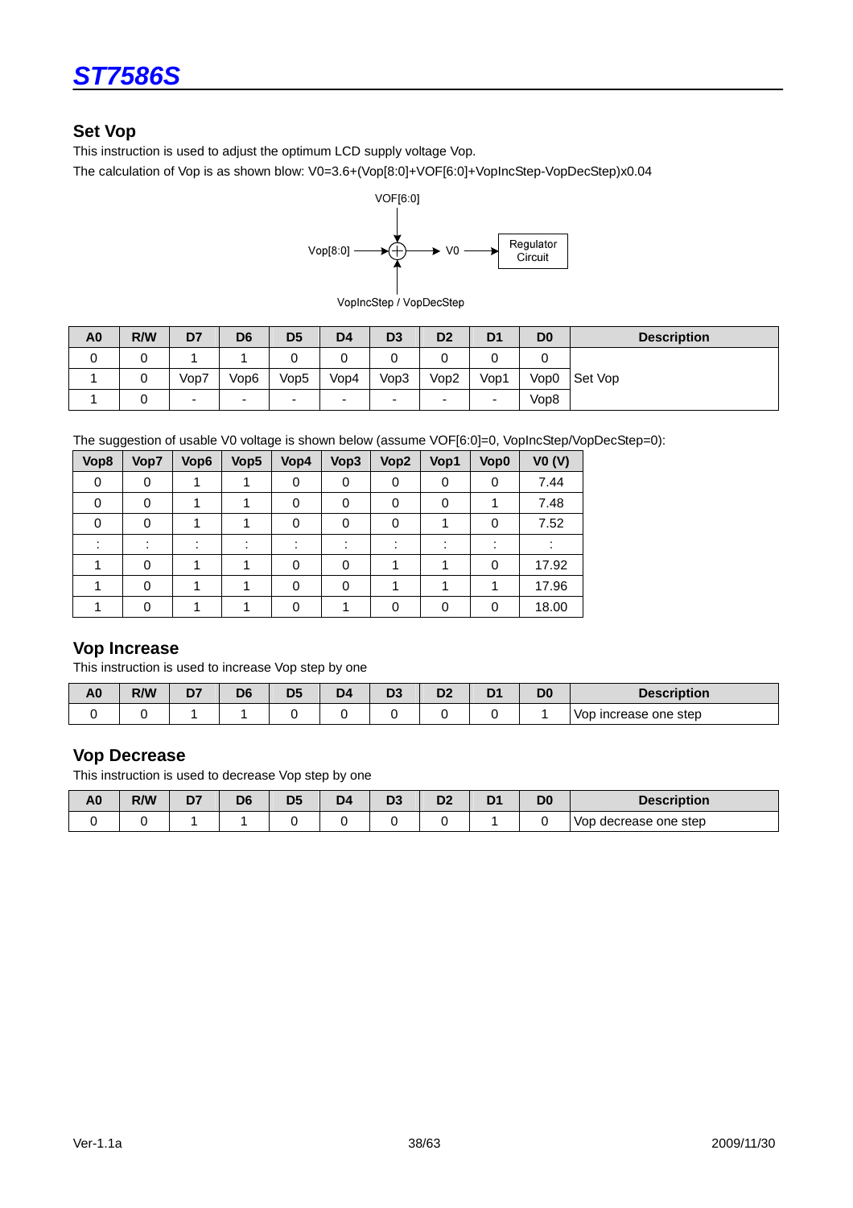## Set Vop

This instruction is used to adjust the optimum LCD supply voltage Vop.

The calculation of Vop is as shown blow: V0=3.6+(Vop[8:0]+VOF[6:0]+VopIncStep-VopDecStep)x0.04

VOF[6:0]

Vop[8:0] → ⊕ → V0 → Regulator Circuit

VopIncStep / VopDecStep

| A0 | R/W | D7 | D6 | D5 | D4 | D3 | D2 | D1 | D0 | Description |
|---|---|---|---|---|---|---|---|---|---|---|
| 0 | 0 | 1 | 1 | 0 | 0 | 0 | 0 | 0 | 0 | Set Vop |
| 1 | 0 | Vop7 | Vop6 | Vop5 | Vop4 | Vop3 | Vop2 | Vop1 | Vop0 | |
| 1 | 0 | - | - | - | - | - | - | - | Vop8 | |

The suggestion of usable V0 voltage is shown below (assume VOF[6:0]=0, VopIncStep/VopDecStep=0):

| Vop8 | Vop7 | Vop6 | Vop5 | Vop4 | Vop3 | Vop2 | Vop1 | Vop0 | V0 (V) |
|---|---|---|---|---|---|---|---|---|---|
| 0 | 0 | 1 | 1 | 0 | 0 | 0 | 0 | 0 | 7.44 |
| 0 | 0 | 1 | 1 | 0 | 0 | 0 | 0 | 1 | 7.48 |
| 0 | 0 | 1 | 1 | 0 | 0 | 0 | 1 | 0 | 7.52 |
| : | : | : | : | : | : | : | : | : | : |
| 1 | 0 | 1 | 1 | 0 | 0 | 1 | 1 | 0 | 17.92 |
| 1 | 0 | 1 | 1 | 0 | 0 | 1 | 1 | 1 | 17.96 |
| 1 | 0 | 1 | 1 | 0 | 1 | 0 | 0 | 0 | 18.00 |

## Vop Increase

This instruction is used to increase Vop step by one

| A0 | R/W | D7 | D6 | D5 | D4 | D3 | D2 | D1 | D0 | Description |
|---|---|---|---|---|---|---|---|---|---|---|
| 0 | 0 | 1 | 1 | 0 | 0 | 0 | 0 | 0 | 1 | Vop increase one step |

## Vop Decrease

This instruction is used to decrease Vop step by one

| A0 | R/W | D7 | D6 | D5 | D4 | D3 | D2 | D1 | D0 | Description |
|---|---|---|---|---|---|---|---|---|---|---|
| 0 | 0 | 1 | 1 | 0 | 0 | 0 | 0 | 1 | 0 | Vop decrease one step |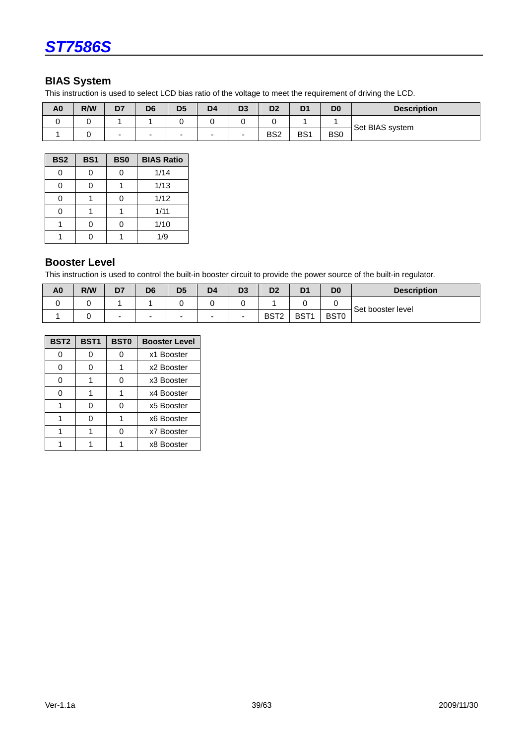## BIAS System

This instruction is used to select LCD bias ratio of the voltage to meet the requirement of driving the LCD.

| A0 | R/W | D7 | D6 | D5 | D4 | D3 | D2 | D1 | D0 | Description |
|---|---|---|---|---|---|---|---|---|---|---|
| 0 | 0 | 1 | 1 | 0 | 0 | 0 | 0 | 1 | 1 | Set BIAS system |
| 1 | 0 | - | - | - | - | - | BS2 | BS1 | BS0 | |

| BS2 | BS1 | BS0 | BIAS Ratio |
|---|---|---|---|
| 0 | 0 | 0 | 1/14 |
| 0 | 0 | 1 | 1/13 |
| 0 | 1 | 0 | 1/12 |
| 0 | 1 | 1 | 1/11 |
| 1 | 0 | 0 | 1/10 |
| 1 | 0 | 1 | 1/9 |

## Booster Level

This instruction is used to control the built-in booster circuit to provide the power source of the built-in regulator.

| A0 | R/W | D7 | D6 | D5 | D4 | D3 | D2 | D1 | D0 | Description |
|---|---|---|---|---|---|---|---|---|---|---|
| 0 | 0 | 1 | 1 | 0 | 0 | 0 | 1 | 0 | 0 | Set booster level |
| 1 | 0 | - | - | - | - | - | BST2 | BST1 | BST0 | |

| BST2 | BST1 | BST0 | Booster Level |
|---|---|---|---|
| 0 | 0 | 0 | x1 Booster |
| 0 | 0 | 1 | x2 Booster |
| 0 | 1 | 0 | x3 Booster |
| 0 | 1 | 1 | x4 Booster |
| 1 | 0 | 0 | x5 Booster |
| 1 | 0 | 1 | x6 Booster |
| 1 | 1 | 0 | x7 Booster |
| 1 | 1 | 1 | x8 Booster |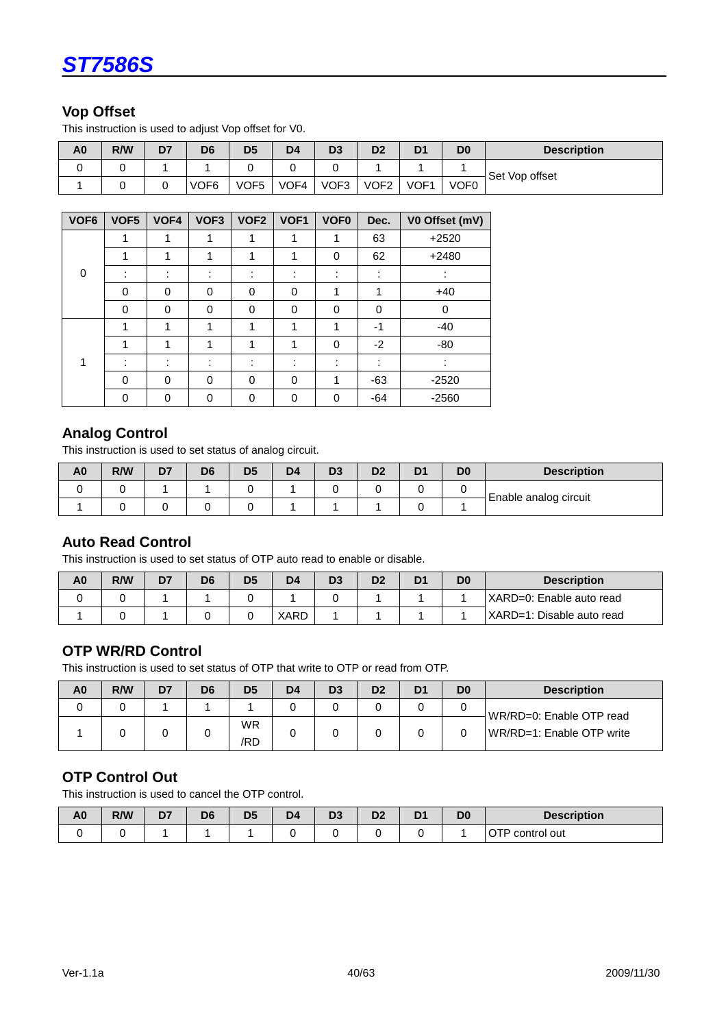### Vop Offset

This instruction is used to adjust Vop offset for V0.

| A0 | R/W | D7 | D6 | D5 | D4 | D3 | D2 | D1 | D0 | Description |
|---|---|---|---|---|---|---|---|---|---|---|
| 0 | 0 | 1 | 1 | 0 | 0 | 0 | 1 | 1 | 1 | Set Vop offset |
| 1 | 0 | 0 | VOF6 | VOF5 | VOF4 | VOF3 | VOF2 | VOF1 | VOF0 | |

| VOF6 | VOF5 | VOF4 | VOF3 | VOF2 | VOF1 | VOF0 | Dec. | V0 Offset (mV) |
|---|---|---|---|---|---|---|---|---|
| 0 | 1 | 1 | 1 | 1 | 1 | 1 | 63 | +2520 |
| | 1 | 1 | 1 | 1 | 1 | 0 | 62 | +2480 |
| | : | : | : | : | : | : | : | : |
| | 0 | 0 | 0 | 0 | 0 | 1 | 1 | +40 |
| | 0 | 0 | 0 | 0 | 0 | 0 | 0 | 0 |
| 1 | 1 | 1 | 1 | 1 | 1 | 1 | -1 | -40 |
| | 1 | 1 | 1 | 1 | 1 | 0 | -2 | -80 |
| | : | : | : | : | : | : | : | : |
| | 0 | 0 | 0 | 0 | 0 | 1 | -63 | -2520 |
| | 0 | 0 | 0 | 0 | 0 | 0 | -64 | -2560 |

### Analog Control

This instruction is used to set status of analog circuit.

| A0 | R/W | D7 | D6 | D5 | D4 | D3 | D2 | D1 | D0 | Description |
|---|---|---|---|---|---|---|---|---|---|---|
| 0 | 0 | 1 | 1 | 0 | 1 | 0 | 0 | 0 | 0 | Enable analog circuit |
| 1 | 0 | 0 | 0 | 0 | 1 | 1 | 1 | 0 | 1 | |

### Auto Read Control

This instruction is used to set status of OTP auto read to enable or disable.

| A0 | R/W | D7 | D6 | D5 | D4 | D3 | D2 | D1 | D0 | Description |
|---|---|---|---|---|---|---|---|---|---|---|
| 0 | 0 | 1 | 1 | 0 | 1 | 0 | 1 | 1 | 1 | XARD=0: Enable auto read |
| 1 | 0 | 1 | 0 | 0 | XARD | 1 | 1 | 1 | 1 | XARD=1: Disable auto read |

### OTP WR/RD Control

This instruction is used to set status of OTP that write to OTP or read from OTP.

| A0 | R/W | D7 | D6 | D5 | D4 | D3 | D2 | D1 | D0 | Description |
|---|---|---|---|---|---|---|---|---|---|---|
| 0 | 0 | 1 | 1 | 1 | 0 | 0 | 0 | 0 | 0 | WR/RD=0: Enable OTP read |
| 1 | 0 | 0 | 0 | WR/RD | 0 | 0 | 0 | 0 | 0 | WR/RD=1: Enable OTP write |

### OTP Control Out

This instruction is used to cancel the OTP control.

| A0 | R/W | D7 | D6 | D5 | D4 | D3 | D2 | D1 | D0 | Description |
|---|---|---|---|---|---|---|---|---|---|---|
| 0 | 0 | 1 | 1 | 1 | 0 | 0 | 0 | 0 | 1 | OTP control out |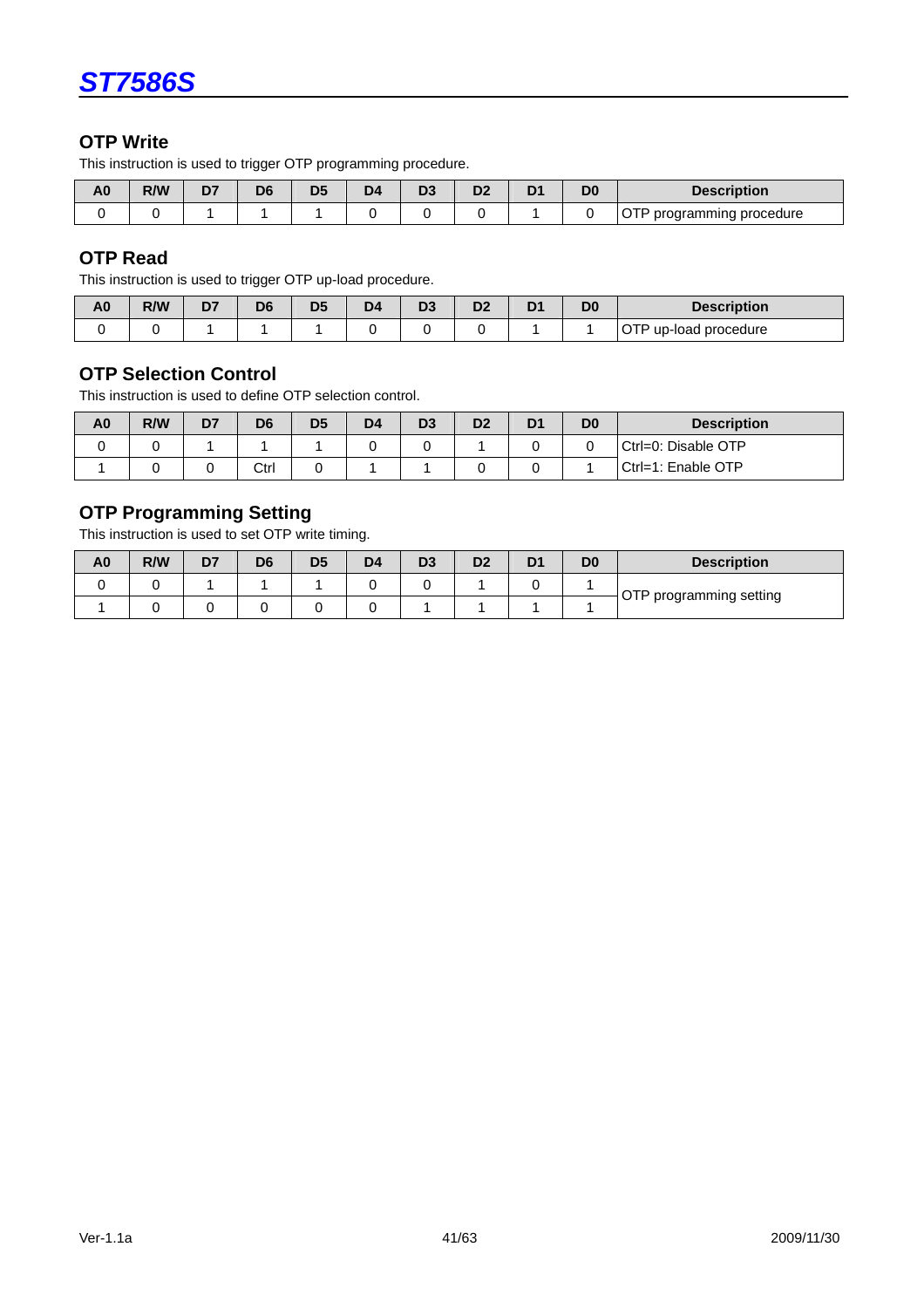### OTP Write

This instruction is used to trigger OTP programming procedure.

| A0 | R/W | D7 | D6 | D5 | D4 | D3 | D2 | D1 | D0 | Description |
|---|---|---|---|---|---|---|---|---|---|---|
| 0 | 0 | 1 | 1 | 1 | 0 | 0 | 0 | 1 | 0 | OTP programming procedure |

### OTP Read

This instruction is used to trigger OTP up-load procedure.

| A0 | R/W | D7 | D6 | D5 | D4 | D3 | D2 | D1 | D0 | Description |
|---|---|---|---|---|---|---|---|---|---|---|
| 0 | 0 | 1 | 1 | 1 | 0 | 0 | 0 | 1 | 1 | OTP up-load procedure |

### OTP Selection Control

This instruction is used to define OTP selection control.

| A0 | R/W | D7 | D6 | D5 | D4 | D3 | D2 | D1 | D0 | Description |
|---|---|---|---|---|---|---|---|---|---|---|
| 0 | 0 | 1 | 1 | 1 | 0 | 0 | 1 | 0 | 0 | Ctrl=0: Disable OTP |
| 1 | 0 | 0 | Ctrl | 0 | 1 | 1 | 0 | 0 | 1 | Ctrl=1: Enable OTP |

### OTP Programming Setting

This instruction is used to set OTP write timing.

| A0 | R/W | D7 | D6 | D5 | D4 | D3 | D2 | D1 | D0 | Description |
|---|---|---|---|---|---|---|---|---|---|---|
| 0 | 0 | 1 | 1 | 1 | 0 | 0 | 1 | 0 | 1 | OTP programming setting |
| 1 | 0 | 0 | 0 | 0 | 0 | 1 | 1 | 1 | 1 | |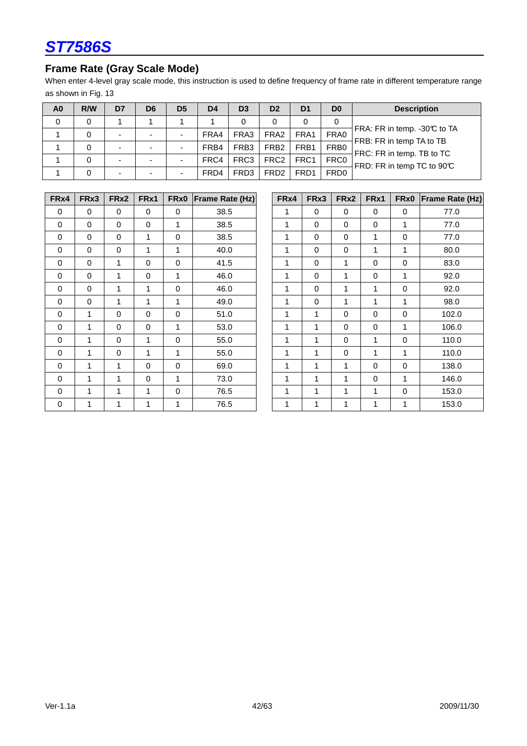## Frame Rate (Gray Scale Mode)

When enter 4-level gray scale mode, this instruction is used to define frequency of frame rate in different temperature range as shown in Fig. 13

| A0 | R/W | D7 | D6 | D5 | D4 | D3 | D2 | D1 | D0 | Description |
|---|---|---|---|---|---|---|---|---|---|---|
| 0 | 0 | 1 | 1 | 1 | 1 | 0 | 0 | 0 | 0 | FRA: FR in temp. -30℃ to TA<br>FRB: FR in temp TA to TB<br>FRC: FR in temp. TB to TC<br>FRD: FR in temp TC to 90℃ |
| 1 | 0 | - | - | - | FRA4 | FRA3 | FRA2 | FRA1 | FRA0 | |
| 1 | 0 | - | - | - | FRB4 | FRB3 | FRB2 | FRB1 | FRB0 | |
| 1 | 0 | - | - | - | FRC4 | FRC3 | FRC2 | FRC1 | FRC0 | |
| 1 | 0 | - | - | - | FRD4 | FRD3 | FRD2 | FRD1 | FRD0 | |

| FRx4 | FRx3 | FRx2 | FRx1 | FRx0 | Frame Rate (Hz) |
|---|---|---|---|---|---|
| 0 | 0 | 0 | 0 | 0 | 38.5 |
| 0 | 0 | 0 | 0 | 1 | 38.5 |
| 0 | 0 | 0 | 1 | 0 | 38.5 |
| 0 | 0 | 0 | 1 | 1 | 40.0 |
| 0 | 0 | 1 | 0 | 0 | 41.5 |
| 0 | 0 | 1 | 0 | 1 | 46.0 |
| 0 | 0 | 1 | 1 | 0 | 46.0 |
| 0 | 0 | 1 | 1 | 1 | 49.0 |
| 0 | 1 | 0 | 0 | 0 | 51.0 |
| 0 | 1 | 0 | 0 | 1 | 53.0 |
| 0 | 1 | 0 | 1 | 0 | 55.0 |
| 0 | 1 | 0 | 1 | 1 | 55.0 |
| 0 | 1 | 1 | 0 | 0 | 69.0 |
| 0 | 1 | 1 | 0 | 1 | 73.0 |
| 0 | 1 | 1 | 1 | 0 | 76.5 |
| 0 | 1 | 1 | 1 | 1 | 76.5 |

| FRx4 | FRx3 | FRx2 | FRx1 | FRx0 | Frame Rate (Hz) |
|---|---|---|---|---|---|
| 1 | 0 | 0 | 0 | 0 | 77.0 |
| 1 | 0 | 0 | 0 | 1 | 77.0 |
| 1 | 0 | 0 | 1 | 0 | 77.0 |
| 1 | 0 | 0 | 1 | 1 | 80.0 |
| 1 | 0 | 1 | 0 | 0 | 83.0 |
| 1 | 0 | 1 | 0 | 1 | 92.0 |
| 1 | 0 | 1 | 1 | 0 | 92.0 |
| 1 | 0 | 1 | 1 | 1 | 98.0 |
| 1 | 1 | 0 | 0 | 0 | 102.0 |
| 1 | 1 | 0 | 0 | 1 | 106.0 |
| 1 | 1 | 0 | 1 | 0 | 110.0 |
| 1 | 1 | 0 | 1 | 1 | 110.0 |
| 1 | 1 | 1 | 0 | 0 | 138.0 |
| 1 | 1 | 1 | 0 | 1 | 146.0 |
| 1 | 1 | 1 | 1 | 0 | 153.0 |
| 1 | 1 | 1 | 1 | 1 | 153.0 |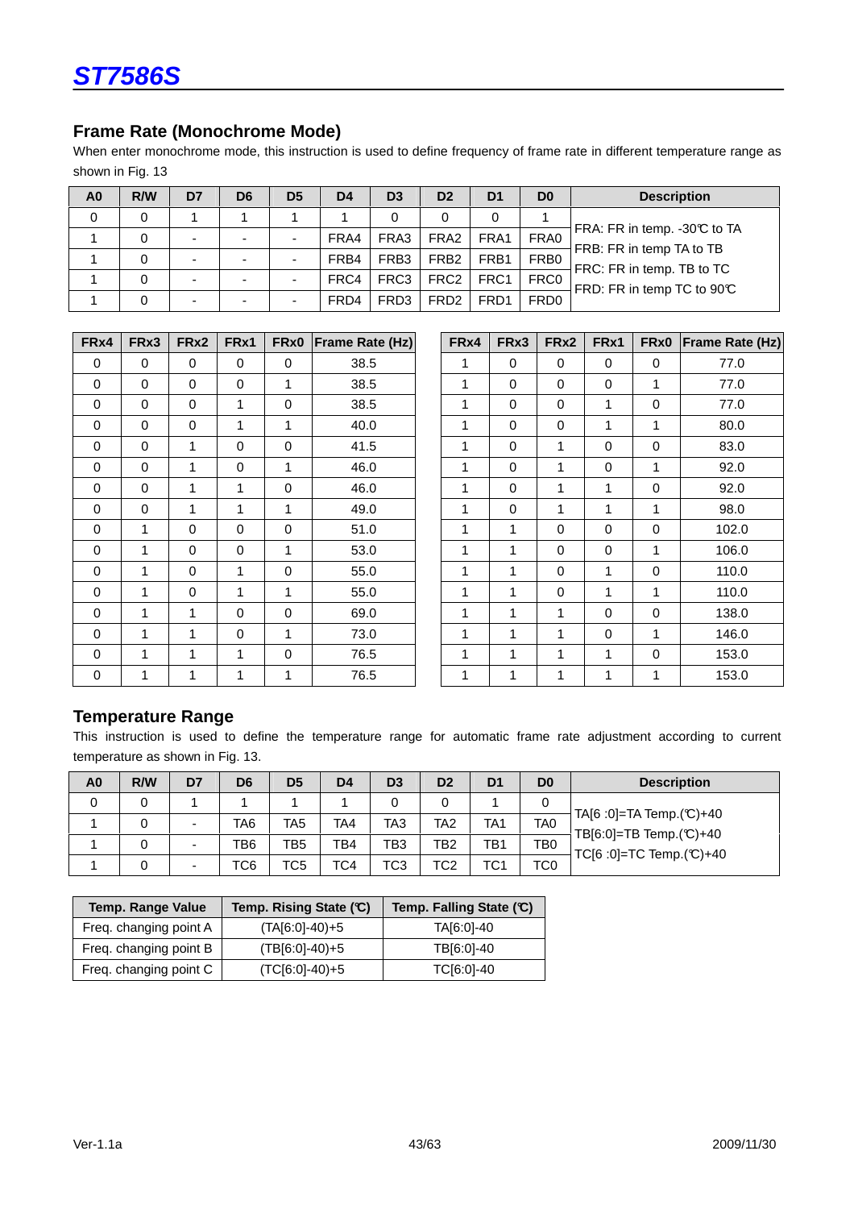## Frame Rate (Monochrome Mode)

When enter monochrome mode, this instruction is used to define frequency of frame rate in different temperature range as shown in Fig. 13

| A0 | R/W | D7 | D6 | D5 | D4 | D3 | D2 | D1 | D0 | Description |
|---|---|---|---|---|---|---|---|---|---|---|
| 0 | 0 | 1 | 1 | 1 | 1 | 0 | 0 | 0 | 1 | FRA: FR in temp. -30℃ to TA<br>FRB: FR in temp TA to TB<br>FRC: FR in temp. TB to TC<br>FRD: FR in temp TC to 90℃ |
| 1 | 0 | - | - | - | FRA4 | FRA3 | FRA2 | FRA1 | FRA0 | |
| 1 | 0 | - | - | - | FRB4 | FRB3 | FRB2 | FRB1 | FRB0 | |
| 1 | 0 | - | - | - | FRC4 | FRC3 | FRC2 | FRC1 | FRC0 | |
| 1 | 0 | - | - | - | FRD4 | FRD3 | FRD2 | FRD1 | FRD0 | |

| FRx4 | FRx3 | FRx2 | FRx1 | FRx0 | Frame Rate (Hz) |
|---|---|---|---|---|---|
| 0 | 0 | 0 | 0 | 0 | 38.5 |
| 0 | 0 | 0 | 0 | 1 | 38.5 |
| 0 | 0 | 0 | 1 | 0 | 38.5 |
| 0 | 0 | 0 | 1 | 1 | 40.0 |
| 0 | 0 | 1 | 0 | 0 | 41.5 |
| 0 | 0 | 1 | 0 | 1 | 46.0 |
| 0 | 0 | 1 | 1 | 0 | 46.0 |
| 0 | 0 | 1 | 1 | 1 | 49.0 |
| 0 | 1 | 0 | 0 | 0 | 51.0 |
| 0 | 1 | 0 | 0 | 1 | 53.0 |
| 0 | 1 | 0 | 1 | 0 | 55.0 |
| 0 | 1 | 0 | 1 | 1 | 55.0 |
| 0 | 1 | 1 | 0 | 0 | 69.0 |
| 0 | 1 | 1 | 0 | 1 | 73.0 |
| 0 | 1 | 1 | 1 | 0 | 76.5 |
| 0 | 1 | 1 | 1 | 1 | 76.5 |

| FRx4 | FRx3 | FRx2 | FRx1 | FRx0 | Frame Rate (Hz) |
|---|---|---|---|---|---|
| 1 | 0 | 0 | 0 | 0 | 77.0 |
| 1 | 0 | 0 | 0 | 1 | 77.0 |
| 1 | 0 | 0 | 1 | 0 | 77.0 |
| 1 | 0 | 0 | 1 | 1 | 80.0 |
| 1 | 0 | 1 | 0 | 0 | 83.0 |
| 1 | 0 | 1 | 0 | 1 | 92.0 |
| 1 | 0 | 1 | 1 | 0 | 92.0 |
| 1 | 0 | 1 | 1 | 1 | 98.0 |
| 1 | 1 | 0 | 0 | 0 | 102.0 |
| 1 | 1 | 0 | 0 | 1 | 106.0 |
| 1 | 1 | 0 | 1 | 0 | 110.0 |
| 1 | 1 | 0 | 1 | 1 | 110.0 |
| 1 | 1 | 1 | 0 | 0 | 138.0 |
| 1 | 1 | 1 | 0 | 1 | 146.0 |
| 1 | 1 | 1 | 1 | 0 | 153.0 |
| 1 | 1 | 1 | 1 | 1 | 153.0 |

## Temperature Range

This instruction is used to define the temperature range for automatic frame rate adjustment according to current temperature as shown in Fig. 13.

| A0 | R/W | D7 | D6 | D5 | D4 | D3 | D2 | D1 | D0 | Description |
|---|---|---|---|---|---|---|---|---|---|---|
| 0 | 0 | 1 | 1 | 1 | 1 | 0 | 0 | 1 | 0 | TA[6 :0]=TA Temp.(℃)+40<br>TB[6:0]=TB Temp.(℃)+40<br>TC[6 :0]=TC Temp.(℃)+40 |
| 1 | 0 | - | TA6 | TA5 | TA4 | TA3 | TA2 | TA1 | TA0 | |
| 1 | 0 | - | TB6 | TB5 | TB4 | TB3 | TB2 | TB1 | TB0 | |
| 1 | 0 | - | TC6 | TC5 | TC4 | TC3 | TC2 | TC1 | TC0 | |

| Temp. Range Value | Temp. Rising State (℃) | Temp. Falling State (℃) |
|---|---|---|
| Freq. changing point A | (TA[6:0]-40)+5 | TA[6:0]-40 |
| Freq. changing point B | (TB[6:0]-40)+5 | TB[6:0]-40 |
| Freq. changing point C | (TC[6:0]-40)+5 | TC[6:0]-40 |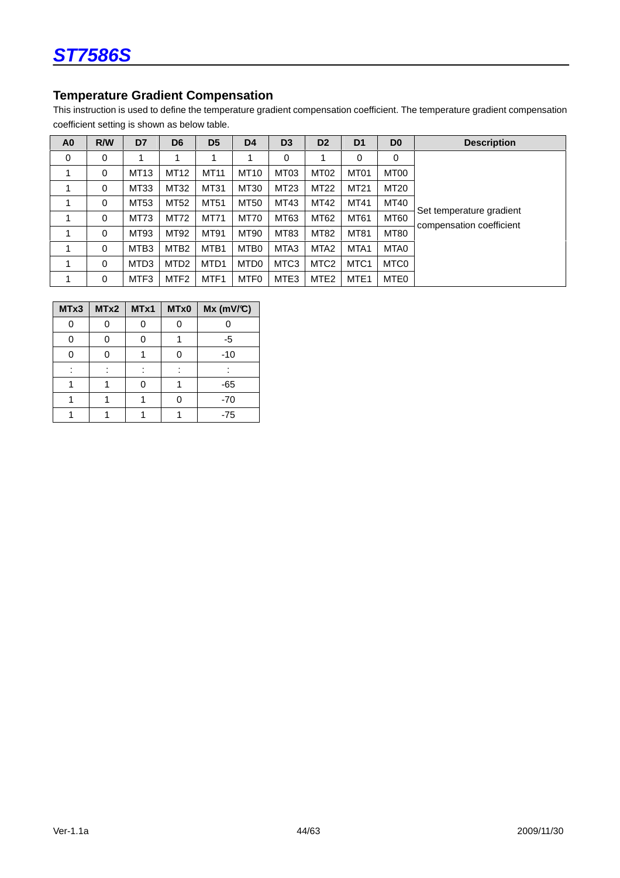## Temperature Gradient Compensation

This instruction is used to define the temperature gradient compensation coefficient. The temperature gradient compensation coefficient setting is shown as below table.

| A0 | R/W | D7 | D6 | D5 | D4 | D3 | D2 | D1 | D0 | Description |
|---|---|---|---|---|---|---|---|---|---|---|
| 0 | 0 | 1 | 1 | 1 | 1 | 0 | 1 | 0 | 0 | Set temperature gradient compensation coefficient |
| 1 | 0 | MT13 | MT12 | MT11 | MT10 | MT03 | MT02 | MT01 | MT00 | |
| 1 | 0 | MT33 | MT32 | MT31 | MT30 | MT23 | MT22 | MT21 | MT20 | |
| 1 | 0 | MT53 | MT52 | MT51 | MT50 | MT43 | MT42 | MT41 | MT40 | |
| 1 | 0 | MT73 | MT72 | MT71 | MT70 | MT63 | MT62 | MT61 | MT60 | |
| 1 | 0 | MT93 | MT92 | MT91 | MT90 | MT83 | MT82 | MT81 | MT80 | |
| 1 | 0 | MTB3 | MTB2 | MTB1 | MTB0 | MTA3 | MTA2 | MTA1 | MTA0 | |
| 1 | 0 | MTD3 | MTD2 | MTD1 | MTD0 | MTC3 | MTC2 | MTC1 | MTC0 | |
| 1 | 0 | MTF3 | MTF2 | MTF1 | MTF0 | MTE3 | MTE2 | MTE1 | MTE0 | |

| MTx3 | MTx2 | MTx1 | MTx0 | Mx (mV/℃) |
|---|---|---|---|---|
| 0 | 0 | 0 | 0 | 0 |
| 0 | 0 | 0 | 1 | -5 |
| 0 | 0 | 1 | 0 | -10 |
| : | : | : | : | : |
| 1 | 1 | 0 | 1 | -65 |
| 1 | 1 | 1 | 0 | -70 |
| 1 | 1 | 1 | 1 | -75 |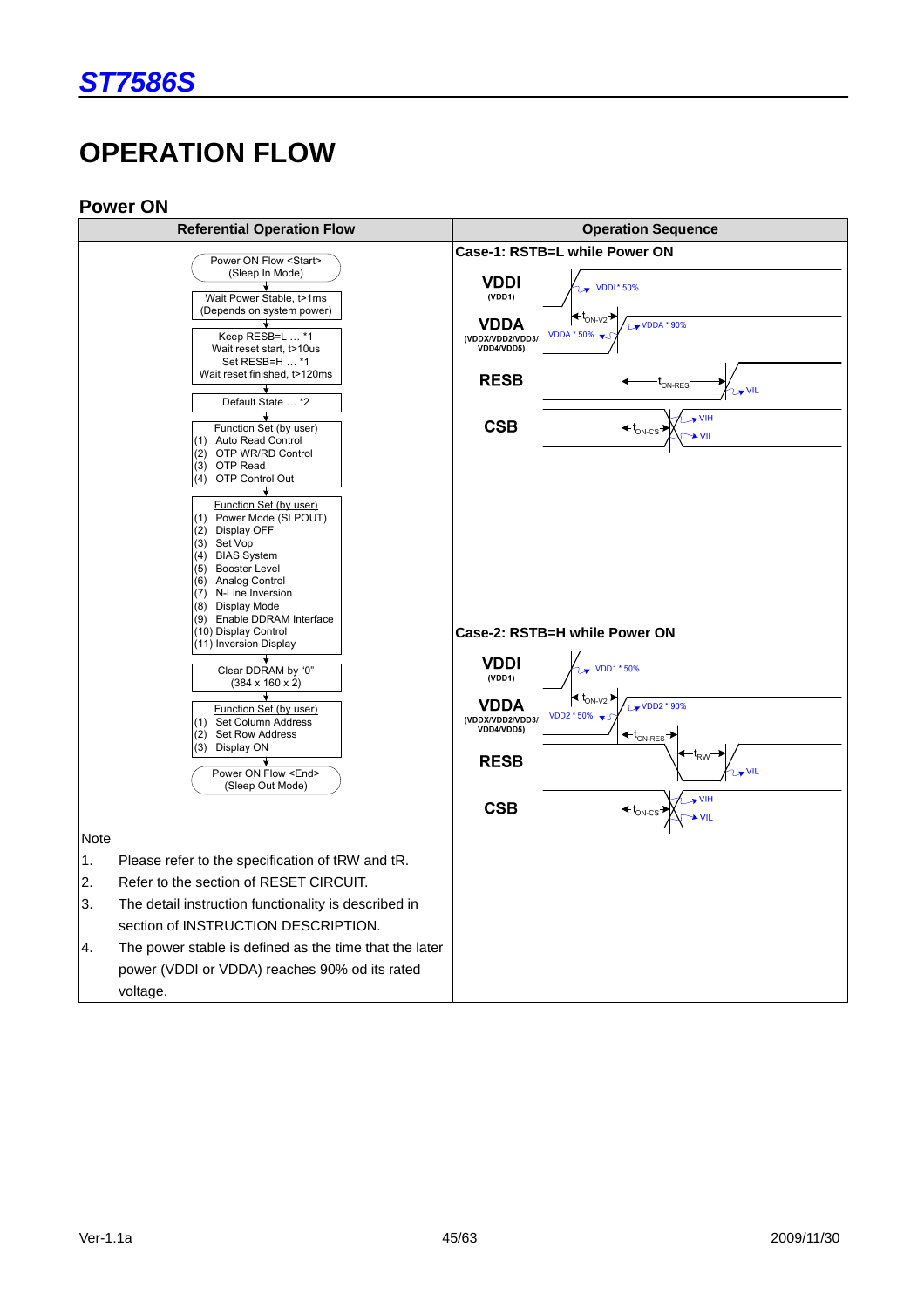# OPERATION FLOW

## Power ON

| Referential Operation Flow | Operation Sequence |
|---|---|
| Power ON Flow <Start> (Sleep In Mode) | **Case-1: RSTB=L while Power ON** |
| ↓ | VDDI (VDD1): VDDI * 50% |
| Wait Power Stable, t>1ms (Depends on system power) | $t_{ON-V2}$ |
| ↓ | VDDA (VDDX/VDD2/VDD3/ VDD4/VDD5): VDDA * 50%, VDDA * 90% |
| Keep RESB=L … *1<br>Wait reset start, t>10us<br>Set RESB=H … *1<br>Wait reset finished, t>120ms | RESB: $t_{ON-RES}$, VIL |
| ↓ | CSB: $t_{ON-CS}$, VIH, VIL |
| Default State … *2 | |
| ↓ | |
| Function Set (by user)<br>(1) Auto Read Control<br>(2) OTP WR/RD Control<br>(3) OTP Read<br>(4) OTP Control Out | |
| ↓ | |
| Function Set (by user)<br>(1) Power Mode (SLPOUT)<br>(2) Display OFF<br>(3) Set Vop<br>(4) BIAS System<br>(5) Booster Level<br>(6) Analog Control<br>(7) N-Line Inversion<br>(8) Display Mode<br>(9) Enable DDRAM Interface<br>(10) Display Control<br>(11) Inversion Display | **Case-2: RSTB=H while Power ON** |
| ↓ | VDDI (VDD1): VDD1 * 50% |
| Clear DDRAM by "0" (384 x 160 x 2) | $t_{ON-V2}$ |
| ↓ | VDDA (VDDX/VDD2/VDD3/ VDD4/VDD5): VDD2 * 50%, VDD2 * 90% |
| Function Set (by user)<br>(1) Set Column Address<br>(2) Set Row Address<br>(3) Display ON | RESB: $t_{ON-RES}$, $t_{RW}$, VIL |
| ↓ | CSB: $t_{ON-CS}$, VIH, VIL |
| Power ON Flow <End> (Sleep Out Mode) | |

Note

1. Please refer to the specification of tRW and tR.
2. Refer to the section of RESET CIRCUIT.
3. The detail instruction functionality is described in section of INSTRUCTION DESCRIPTION.
4. The power stable is defined as the time that the later power (VDDI or VDDA) reaches 90% od its rated voltage.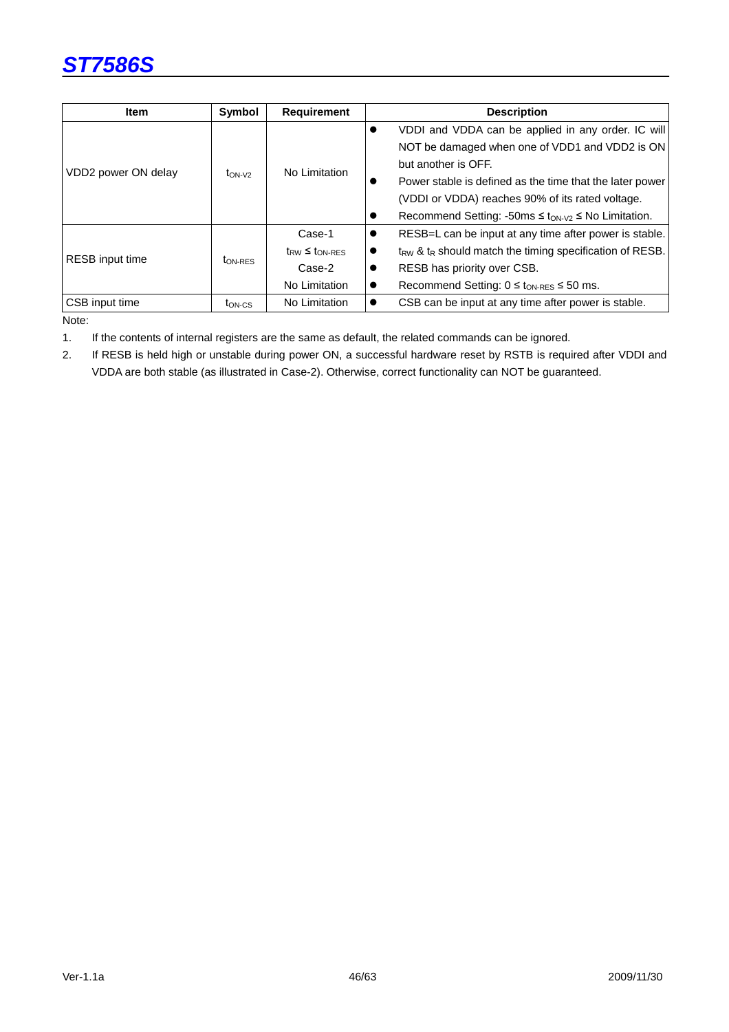| Item | Symbol | Requirement | Description |
|---|---|---|---|
| VDD2 power ON delay | $t_{ON-V2}$ | No Limitation | ● VDDI and VDDA can be applied in any order. IC will NOT be damaged when one of VDD1 and VDD2 is ON but another is OFF.<br>● Power stable is defined as the time that the later power (VDDI or VDDA) reaches 90% of its rated voltage.<br>● Recommend Setting: -50ms ≤ $t_{ON-V2}$ ≤ No Limitation. |
| RESB input time | $t_{ON-RES}$ | Case-1<br>$t_{RW}$ ≤ $t_{ON-RES}$<br>Case-2<br>No Limitation | ● RESB=L can be input at any time after power is stable.<br>● $t_{RW}$ & $t_R$ should match the timing specification of RESB.<br>● RESB has priority over CSB.<br>● Recommend Setting: 0 ≤ $t_{ON-RES}$ ≤ 50 ms. |
| CSB input time | $t_{ON-CS}$ | No Limitation | ● CSB can be input at any time after power is stable. |

Note:

1. If the contents of internal registers are the same as default, the related commands can be ignored.
2. If RESB is held high or unstable during power ON, a successful hardware reset by RSTB is required after VDDI and VDDA are both stable (as illustrated in Case-2). Otherwise, correct functionality can NOT be guaranteed.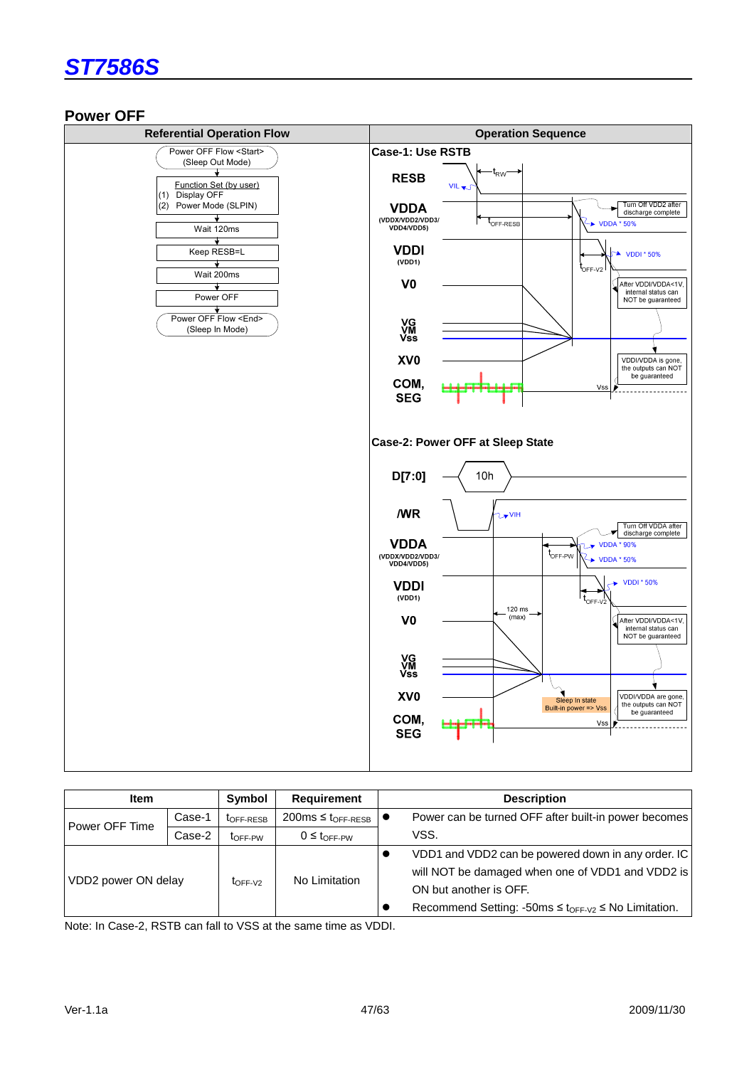## Power OFF

| Referential Operation Flow | Operation Sequence |
|---|---|
| Power OFF Flow <Start> (Sleep Out Mode) → Function Set (by user) (1) Display OFF (2) Power Mode (SLPIN) → Wait 120ms → Keep RESB=L → Wait 200ms → Power OFF → Power OFF Flow <End> (Sleep In Mode) | **Case-1: Use RSTB** / **Case-2: Power OFF at Sleep State** |

**Case-1: Use RSTB**

Signals: RESB, VDDA (VDDX/VDD2/VDD3/VDD4/VDD5), VDDI (VDD1), V0, VG/VM/Vss, XV0, COM, SEG

Annotations: $t_{RW}$, VIL, $t_{OFF-RESB}$, Turn Off VDD2 after discharge complete, VDDA * 50%, VDDI * 50%, $t_{OFF-V2}$, After VDDI/VDDA<1V, internal status can NOT be guaranteed, VDDI/VDDA is gone, the outputs can NOT be guaranteed, Vss

**Case-2: Power OFF at Sleep State**

Signals: D[7:0] (10h), /WR, VDDA (VDDX/VDD2/VDD3/VDD4/VDD5), VDDI (VDD1), V0, VG/VM/Vss, XV0, COM, SEG

Annotations: VIH, Turn Off VDDA after discharge complete, VDDA * 90%, VDDA * 50%, $t_{OFF-PW}$, VDDI * 50%, $t_{OFF-V2}$, 120 ms (max), After VDDI/VDDA<1V, internal status can NOT be guaranteed, Sleep In state Built-in power => Vss, VDDI/VDDA are gone, the outputs can NOT be guaranteed, Vss

| Item | | Symbol | Requirement | Description |
|---|---|---|---|---|
| Power OFF Time | Case-1 | $t_{OFF-RESB}$ | 200ms ≤ $t_{OFF-RESB}$ | ● Power can be turned OFF after built-in power becomes VSS. |
| | Case-2 | $t_{OFF-PW}$ | 0 ≤ $t_{OFF-PW}$ | |
| VDD2 power ON delay | | $t_{OFF-V2}$ | No Limitation | ● VDD1 and VDD2 can be powered down in any order. IC will NOT be damaged when one of VDD1 and VDD2 is ON but another is OFF. ● Recommend Setting: -50ms ≤ $t_{OFF-V2}$ ≤ No Limitation. |

Note: In Case-2, RSTB can fall to VSS at the same time as VDDI.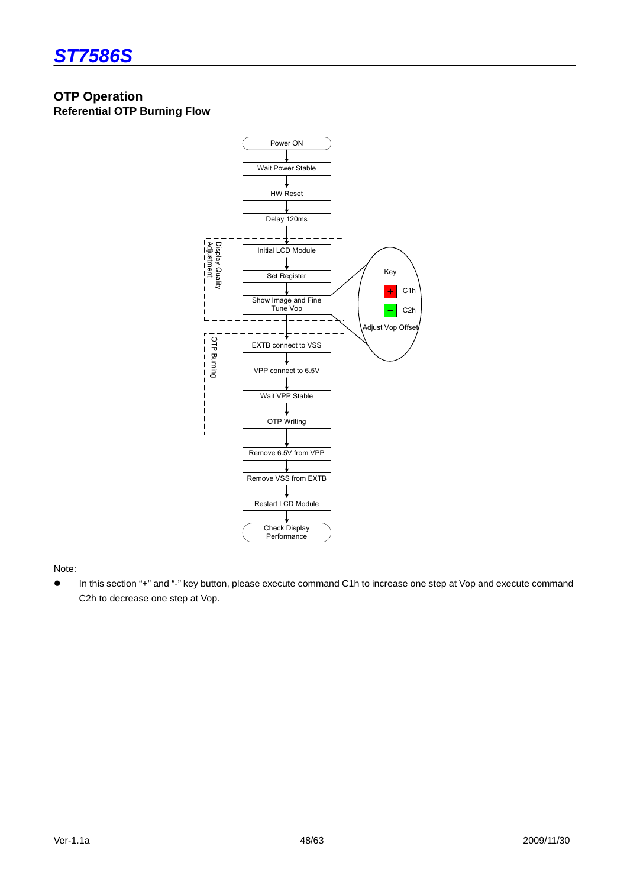## OTP Operation

### Referential OTP Burning Flow

Power ON
Wait Power Stable
HW Reset
Delay 120ms

Display Quality Adjustment
Initial LCD Module
Set Register
Show Image and Fine Tune Vop

Key
+ C1h
– C2h
Adjust Vop Offset

OTP Burning
EXTB connect to VSS
VPP connect to 6.5V
Wait VPP Stable
OTP Writing

Remove 6.5V from VPP
Remove VSS from EXTB
Restart LCD Module
Check Display Performance

Note:

- In this section "+" and "-" key button, please execute command C1h to increase one step at Vop and execute command C2h to decrease one step at Vop.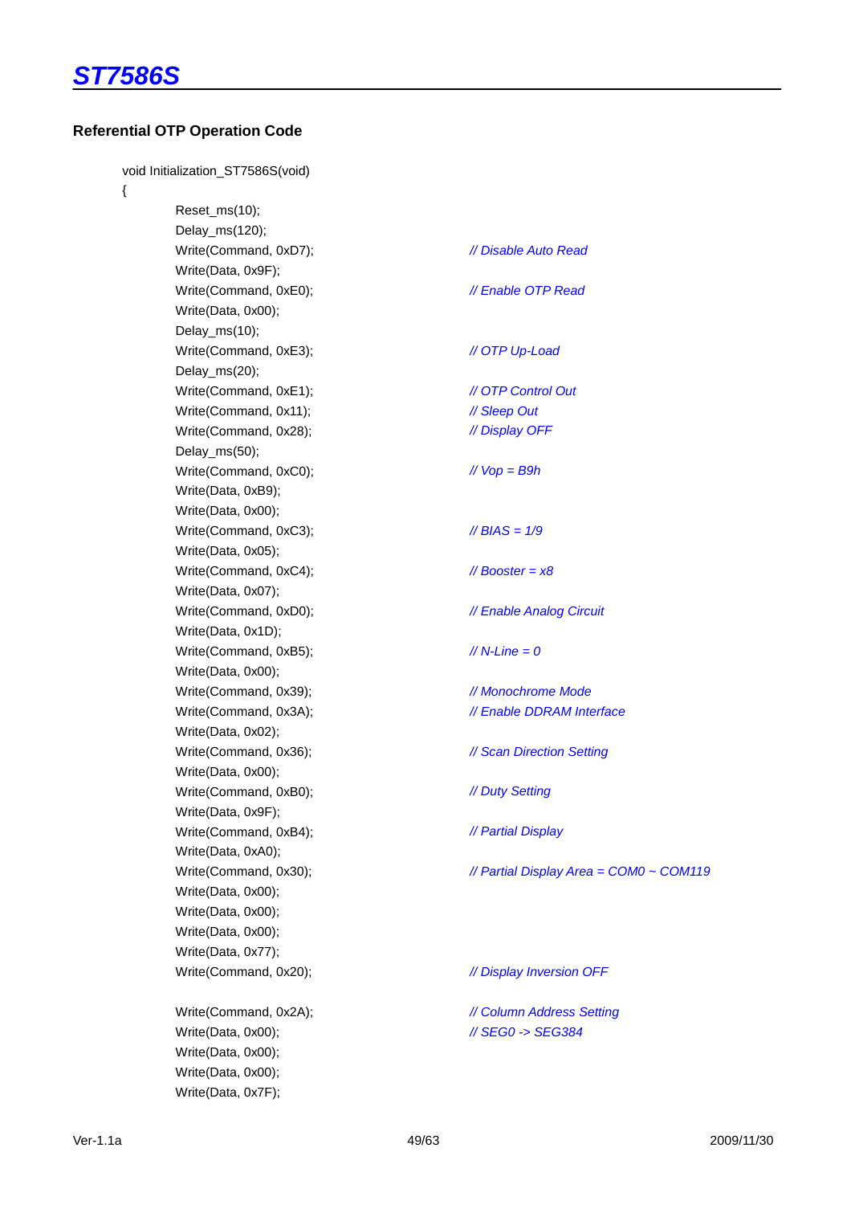### Referential OTP Operation Code

```
void Initialization_ST7586S(void)
{
        Reset_ms(10);
        Delay_ms(120);
        Write(Command, 0xD7);           // Disable Auto Read
        Write(Data, 0x9F);
        Write(Command, 0xE0);           // Enable OTP Read
        Write(Data, 0x00);
        Delay_ms(10);
        Write(Command, 0xE3);           // OTP Up-Load
        Delay_ms(20);
        Write(Command, 0xE1);           // OTP Control Out
        Write(Command, 0x11);           // Sleep Out
        Write(Command, 0x28);           // Display OFF
        Delay_ms(50);
        Write(Command, 0xC0);           // Vop = B9h
        Write(Data, 0xB9);
        Write(Data, 0x00);
        Write(Command, 0xC3);           // BIAS = 1/9
        Write(Data, 0x05);
        Write(Command, 0xC4);           // Booster = x8
        Write(Data, 0x07);
        Write(Command, 0xD0);           // Enable Analog Circuit
        Write(Data, 0x1D);
        Write(Command, 0xB5);           // N-Line = 0
        Write(Data, 0x00);
        Write(Command, 0x39);           // Monochrome Mode
        Write(Command, 0x3A);           // Enable DDRAM Interface
        Write(Data, 0x02);
        Write(Command, 0x36);           // Scan Direction Setting
        Write(Data, 0x00);
        Write(Command, 0xB0);           // Duty Setting
        Write(Data, 0x9F);
        Write(Command, 0xB4);           // Partial Display
        Write(Data, 0xA0);
        Write(Command, 0x30);           // Partial Display Area = COM0 ~ COM119
        Write(Data, 0x00);
        Write(Data, 0x00);
        Write(Data, 0x00);
        Write(Data, 0x77);
        Write(Command, 0x20);           // Display Inversion OFF

        Write(Command, 0x2A);           // Column Address Setting
        Write(Data, 0x00);              // SEG0 -> SEG384
        Write(Data, 0x00);
        Write(Data, 0x00);
        Write(Data, 0x7F);
```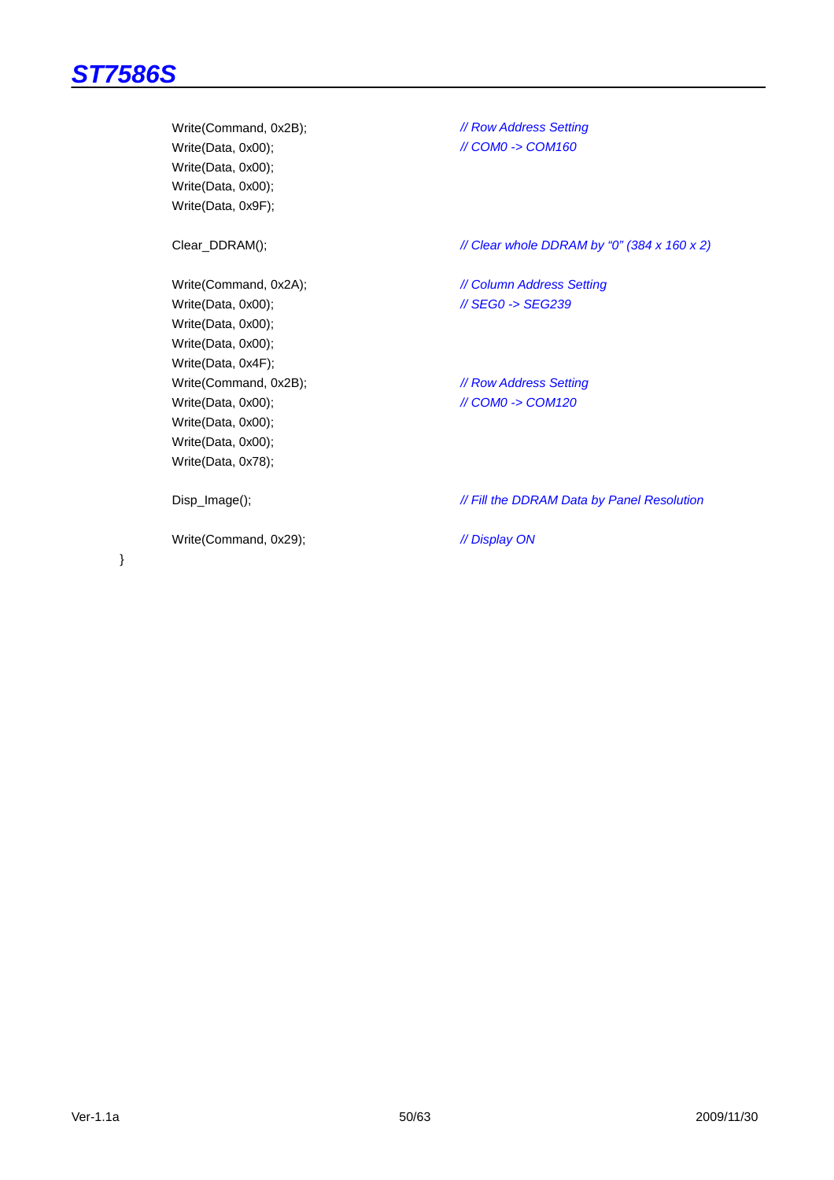```
    Write(Command, 0x2B);           // Row Address Setting
    Write(Data, 0x00);              // COM0 -> COM160
    Write(Data, 0x00);
    Write(Data, 0x00);
    Write(Data, 0x9F);

    Clear_DDRAM();                  // Clear whole DDRAM by "0" (384 x 160 x 2)

    Write(Command, 0x2A);           // Column Address Setting
    Write(Data, 0x00);              // SEG0 -> SEG239
    Write(Data, 0x00);
    Write(Data, 0x00);
    Write(Data, 0x4F);
    Write(Command, 0x2B);           // Row Address Setting
    Write(Data, 0x00);              // COM0 -> COM120
    Write(Data, 0x00);
    Write(Data, 0x00);
    Write(Data, 0x78);

    Disp_Image();                   // Fill the DDRAM Data by Panel Resolution

    Write(Command, 0x29);           // Display ON
}
```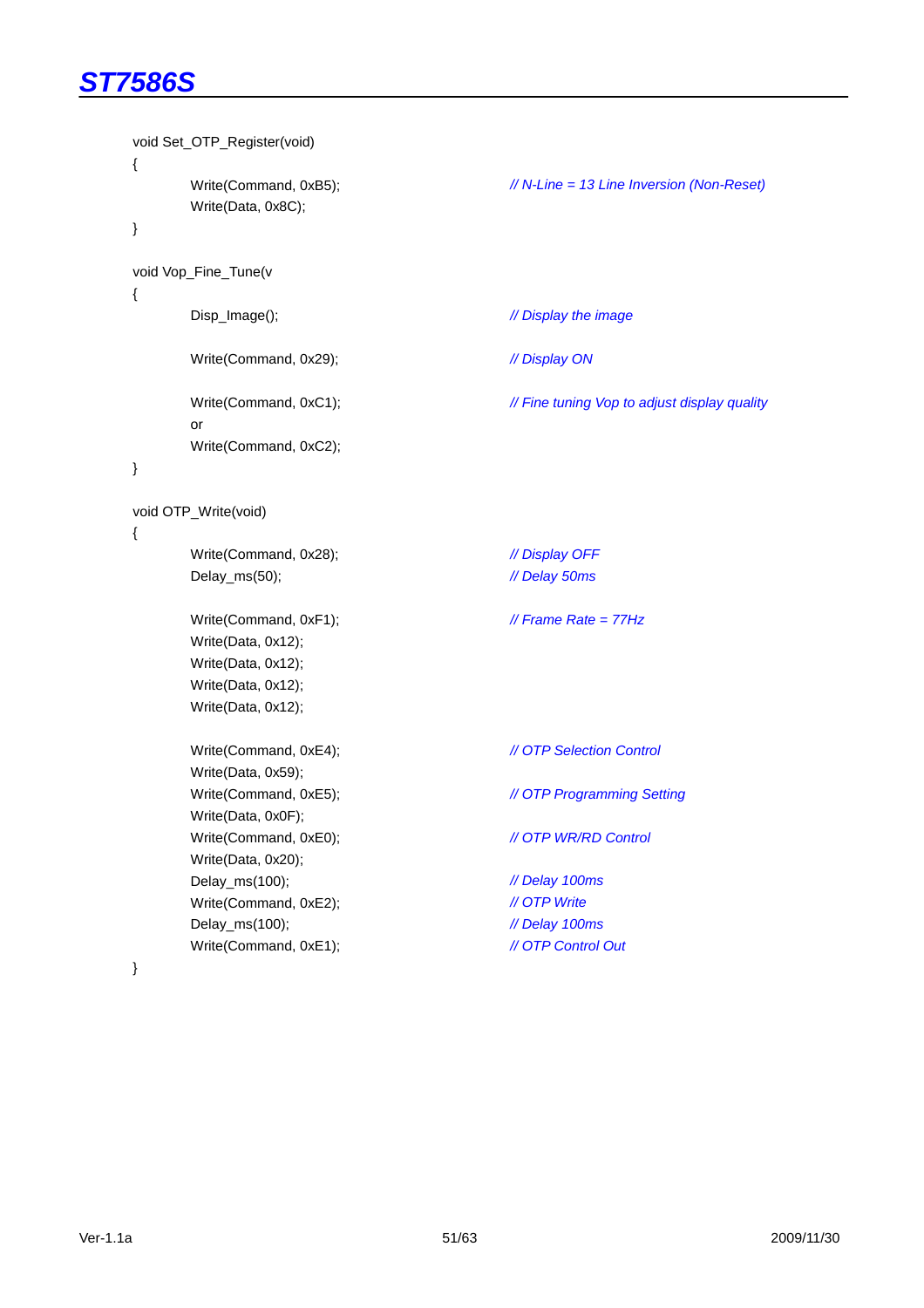```
void Set_OTP_Register(void)
{
        Write(Command, 0xB5);                   // N-Line = 13 Line Inversion (Non-Reset)
        Write(Data, 0x8C);
}

void Vop_Fine_Tune(v
{
        Disp_Image();                           // Display the image

        Write(Command, 0x29);                   // Display ON

        Write(Command, 0xC1);                   // Fine tuning Vop to adjust display quality
        or
        Write(Command, 0xC2);
}

void OTP_Write(void)
{
        Write(Command, 0x28);                   // Display OFF
        Delay_ms(50);                           // Delay 50ms

        Write(Command, 0xF1);                   // Frame Rate = 77Hz
        Write(Data, 0x12);
        Write(Data, 0x12);
        Write(Data, 0x12);
        Write(Data, 0x12);

        Write(Command, 0xE4);                   // OTP Selection Control
        Write(Data, 0x59);
        Write(Command, 0xE5);                   // OTP Programming Setting
        Write(Data, 0x0F);
        Write(Command, 0xE0);                   // OTP WR/RD Control
        Write(Data, 0x20);
        Delay_ms(100);                          // Delay 100ms
        Write(Command, 0xE2);                   // OTP Write
        Delay_ms(100);                          // Delay 100ms
        Write(Command, 0xE1);                   // OTP Control Out
}
```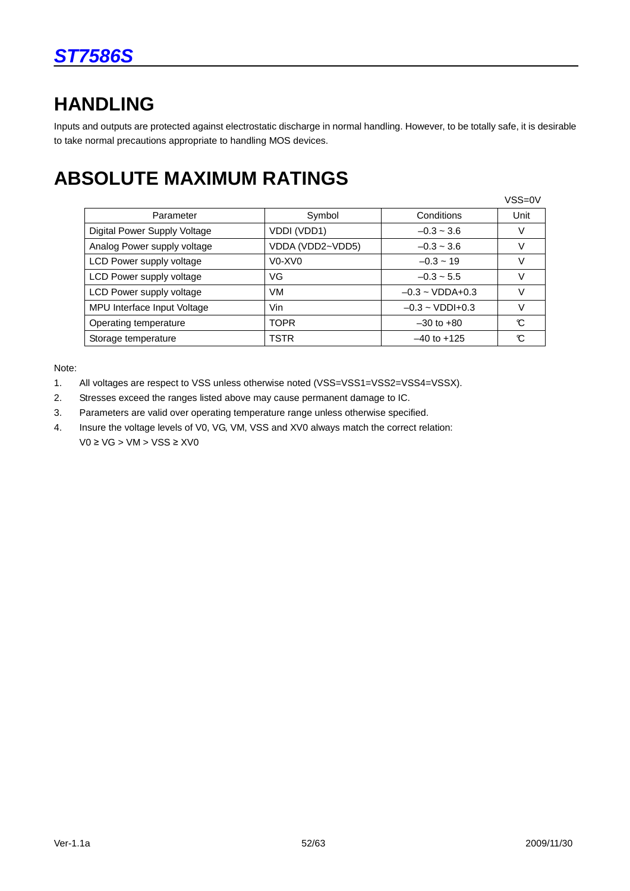# HANDLING

Inputs and outputs are protected against electrostatic discharge in normal handling. However, to be totally safe, it is desirable to take normal precautions appropriate to handling MOS devices.

# ABSOLUTE MAXIMUM RATINGS

VSS=0V

| Parameter | Symbol | Conditions | Unit |
|---|---|---|---|
| Digital Power Supply Voltage | VDDI (VDD1) | –0.3 ~ 3.6 | V |
| Analog Power supply voltage | VDDA (VDD2~VDD5) | –0.3 ~ 3.6 | V |
| LCD Power supply voltage | V0-XV0 | –0.3 ~ 19 | V |
| LCD Power supply voltage | VG | –0.3 ~ 5.5 | V |
| LCD Power supply voltage | VM | –0.3 ~ VDDA+0.3 | V |
| MPU Interface Input Voltage | Vin | –0.3 ~ VDDI+0.3 | V |
| Operating temperature | TOPR | –30 to +80 | ℃ |
| Storage temperature | TSTR | –40 to +125 | ℃ |

Note:

1. All voltages are respect to VSS unless otherwise noted (VSS=VSS1=VSS2=VSS4=VSSX).
2. Stresses exceed the ranges listed above may cause permanent damage to IC.
3. Parameters are valid over operating temperature range unless otherwise specified.
4. Insure the voltage levels of V0, VG, VM, VSS and XV0 always match the correct relation: V0 ≥ VG > VM > VSS ≥ XV0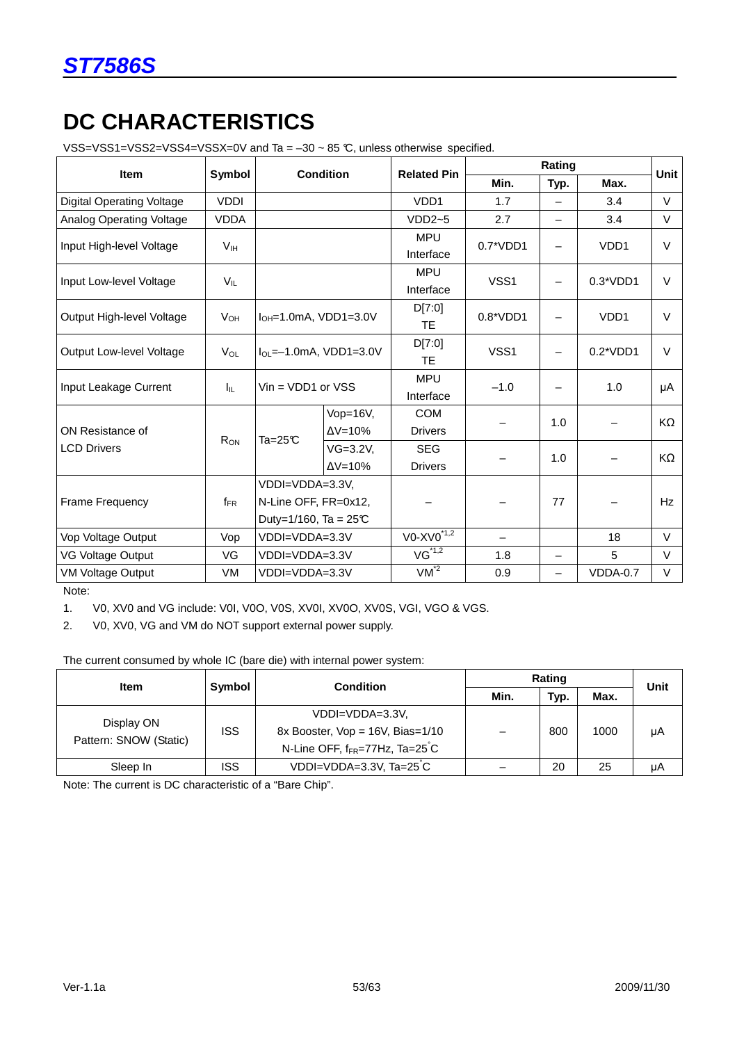# DC CHARACTERISTICS

VSS=VSS1=VSS2=VSS4=VSSX=0V and Ta = –30 ~ 85 ℃, unless otherwise specified.

| Item | Symbol | Condition | | Related Pin | Rating | | | Unit |
|---|---|---|---|---|---|---|---|---|
| | | | | | Min. | Typ. | Max. | |
| Digital Operating Voltage | VDDI | | | VDD1 | 1.7 | – | 3.4 | V |
| Analog Operating Voltage | VDDA | | | VDD2~5 | 2.7 | – | 3.4 | V |
| Input High-level Voltage | $V_{IH}$ | | | MPU Interface | 0.7*VDD1 | – | VDD1 | V |
| Input Low-level Voltage | $V_{IL}$ | | | MPU Interface | VSS1 | – | 0.3*VDD1 | V |
| Output High-level Voltage | $V_{OH}$ | $I_{OH}$=1.0mA, VDD1=3.0V | | D[7:0] TE | 0.8*VDD1 | – | VDD1 | V |
| Output Low-level Voltage | $V_{OL}$ | $I_{OL}$=–1.0mA, VDD1=3.0V | | D[7:0] TE | VSS1 | – | 0.2*VDD1 | V |
| Input Leakage Current | $I_{IL}$ | Vin = VDD1 or VSS | | MPU Interface | –1.0 | – | 1.0 | μA |
| ON Resistance of LCD Drivers | $R_{ON}$ | Ta=25℃ | Vop=16V, ΔV=10% | COM Drivers | – | 1.0 | – | KΩ |
| | | | VG=3.2V, ΔV=10% | SEG Drivers | – | 1.0 | – | KΩ |
| Frame Frequency | $f_{FR}$ | VDDI=VDDA=3.3V, N-Line OFF, FR=0x12, Duty=1/160, Ta = 25℃ | | – | – | 77 | – | Hz |
| Vop Voltage Output | Vop | VDDI=VDDA=3.3V | | V0-XV0[*1,2] | – | | 18 | V |
| VG Voltage Output | VG | VDDI=VDDA=3.3V | | VG[*1,2] | 1.8 | – | 5 | V |
| VM Voltage Output | VM | VDDI=VDDA=3.3V | | VM[*2] | 0.9 | – | VDDA-0.7 | V |

Note:

1. V0, XV0 and VG include: V0I, V0O, V0S, XV0I, XV0O, XV0S, VGI, VGO & VGS.
2. V0, XV0, VG and VM do NOT support external power supply.

The current consumed by whole IC (bare die) with internal power system:

| Item | Symbol | Condition | Rating | | | Unit |
|---|---|---|---|---|---|---|
| | | | Min. | Typ. | Max. | |
| Display ON Pattern: SNOW (Static) | ISS | VDDI=VDDA=3.3V, 8x Booster, Vop = 16V, Bias=1/10 N-Line OFF, $f_{FR}$=77Hz, Ta=25°C | – | 800 | 1000 | μA |
| Sleep In | ISS | VDDI=VDDA=3.3V, Ta=25°C | – | 20 | 25 | μA |

Note: The current is DC characteristic of a "Bare Chip".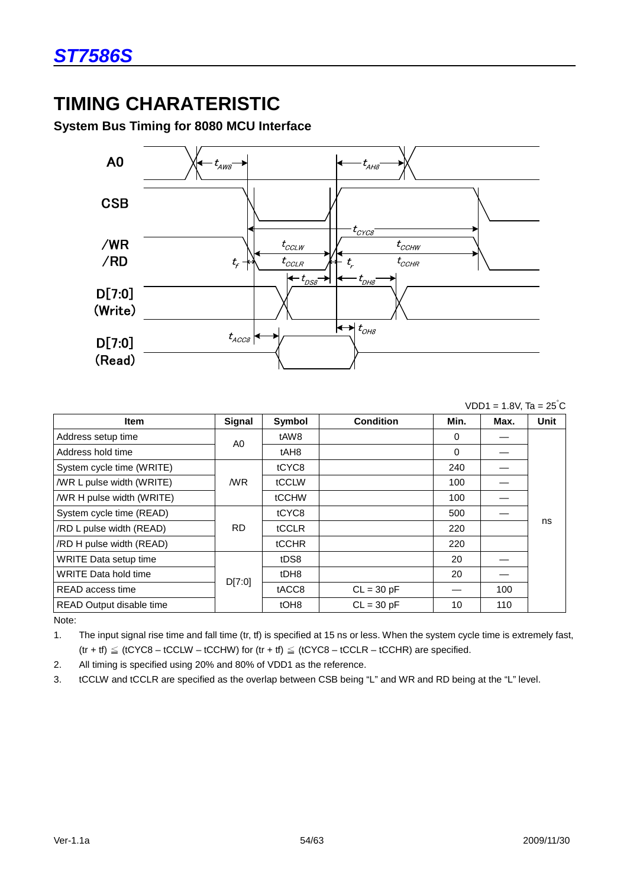# TIMING CHARATERISTIC

## System Bus Timing for 8080 MCU Interface

VDD1 = 1.8V, Ta = 25°C

| Item | Signal | Symbol | Condition | Min. | Max. | Unit |
|---|---|---|---|---|---|---|
| Address setup time | A0 | tAW8 | | 0 | — | ns |
| Address hold time | | tAH8 | | 0 | — | |
| System cycle time (WRITE) | /WR | tCYC8 | | 240 | — | |
| /WR L pulse width (WRITE) | | tCCLW | | 100 | — | |
| /WR H pulse width (WRITE) | | tCCHW | | 100 | — | |
| System cycle time (READ) | RD | tCYC8 | | 500 | — | |
| /RD L pulse width (READ) | | tCCLR | | 220 | | |
| /RD H pulse width (READ) | | tCCHR | | 220 | | |
| WRITE Data setup time | D[7:0] | tDS8 | | 20 | — | |
| WRITE Data hold time | | tDH8 | | 20 | — | |
| READ access time | | tACC8 | CL = 30 pF | — | 100 | |
| READ Output disable time | | tOH8 | CL = 30 pF | 10 | 110 | |

Note:

1. The input signal rise time and fall time (tr, tf) is specified at 15 ns or less. When the system cycle time is extremely fast, (tr + tf) ≦ (tCYC8 – tCCLW – tCCHW) for (tr + tf) ≦ (tCYC8 – tCCLR – tCCHR) are specified.
2. All timing is specified using 20% and 80% of VDD1 as the reference.
3. tCCLW and tCCLR are specified as the overlap between CSB being "L" and WR and RD being at the "L" level.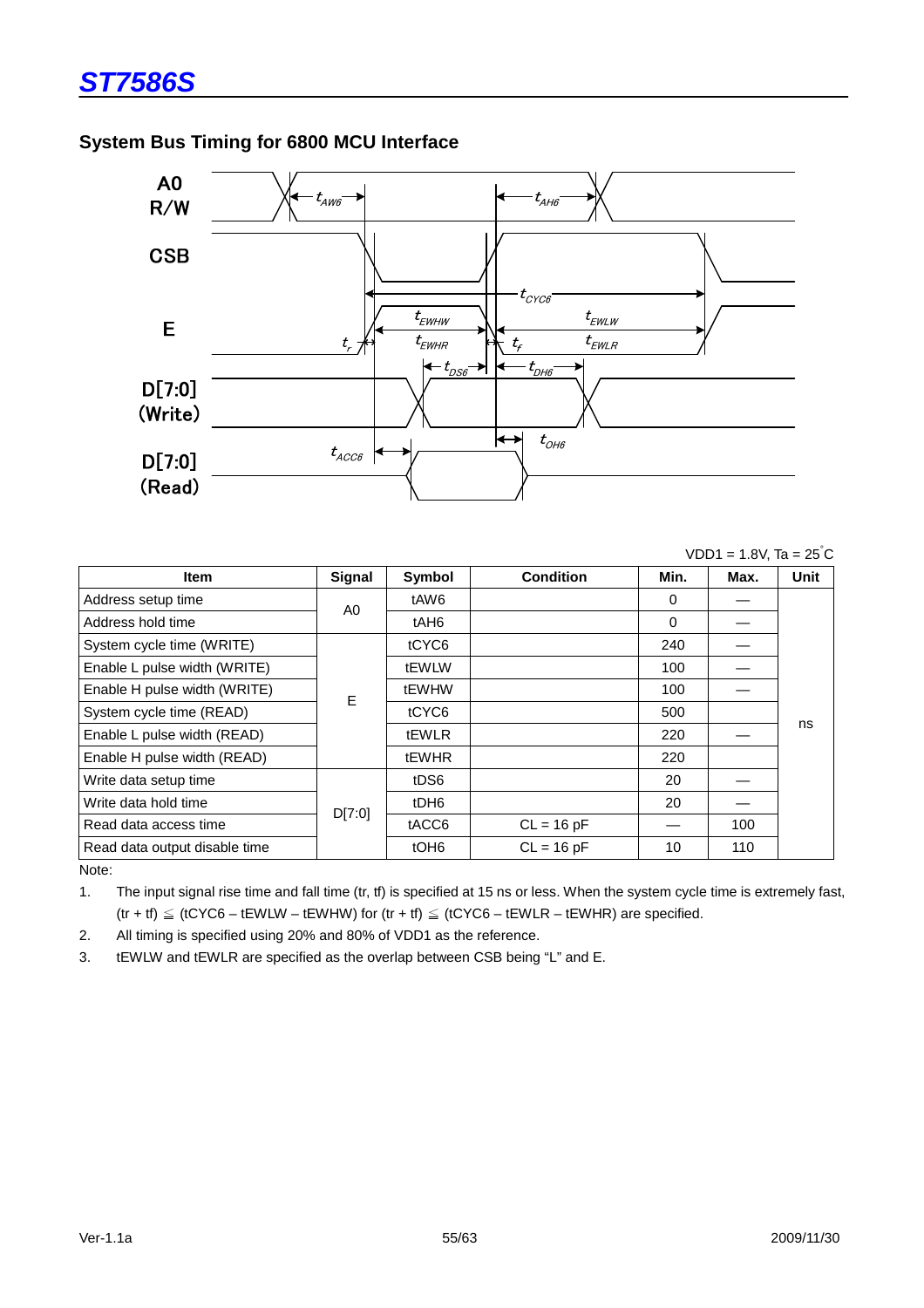## System Bus Timing for 6800 MCU Interface

VDD1 = 1.8V, Ta = 25°C

| Item | Signal | Symbol | Condition | Min. | Max. | Unit |
|---|---|---|---|---|---|---|
| Address setup time | A0 | tAW6 | | 0 | — | ns |
| Address hold time | | tAH6 | | 0 | — | |
| System cycle time (WRITE) | E | tCYC6 | | 240 | — | |
| Enable L pulse width (WRITE) | | tEWLW | | 100 | — | |
| Enable H pulse width (WRITE) | | tEWHW | | 100 | — | |
| System cycle time (READ) | | tCYC6 | | 500 | | |
| Enable L pulse width (READ) | | tEWLR | | 220 | — | |
| Enable H pulse width (READ) | | tEWHR | | 220 | | |
| Write data setup time | D[7:0] | tDS6 | | 20 | — | |
| Write data hold time | | tDH6 | | 20 | — | |
| Read data access time | | tACC6 | CL = 16 pF | — | 100 | |
| Read data output disable time | | tOH6 | CL = 16 pF | 10 | 110 | |

Note:

1. The input signal rise time and fall time (tr, tf) is specified at 15 ns or less. When the system cycle time is extremely fast, (tr + tf) ≦ (tCYC6 – tEWLW – tEWHW) for (tr + tf) ≦ (tCYC6 – tEWLR – tEWHR) are specified.
2. All timing is specified using 20% and 80% of VDD1 as the reference.
3. tEWLW and tEWLR are specified as the overlap between CSB being "L" and E.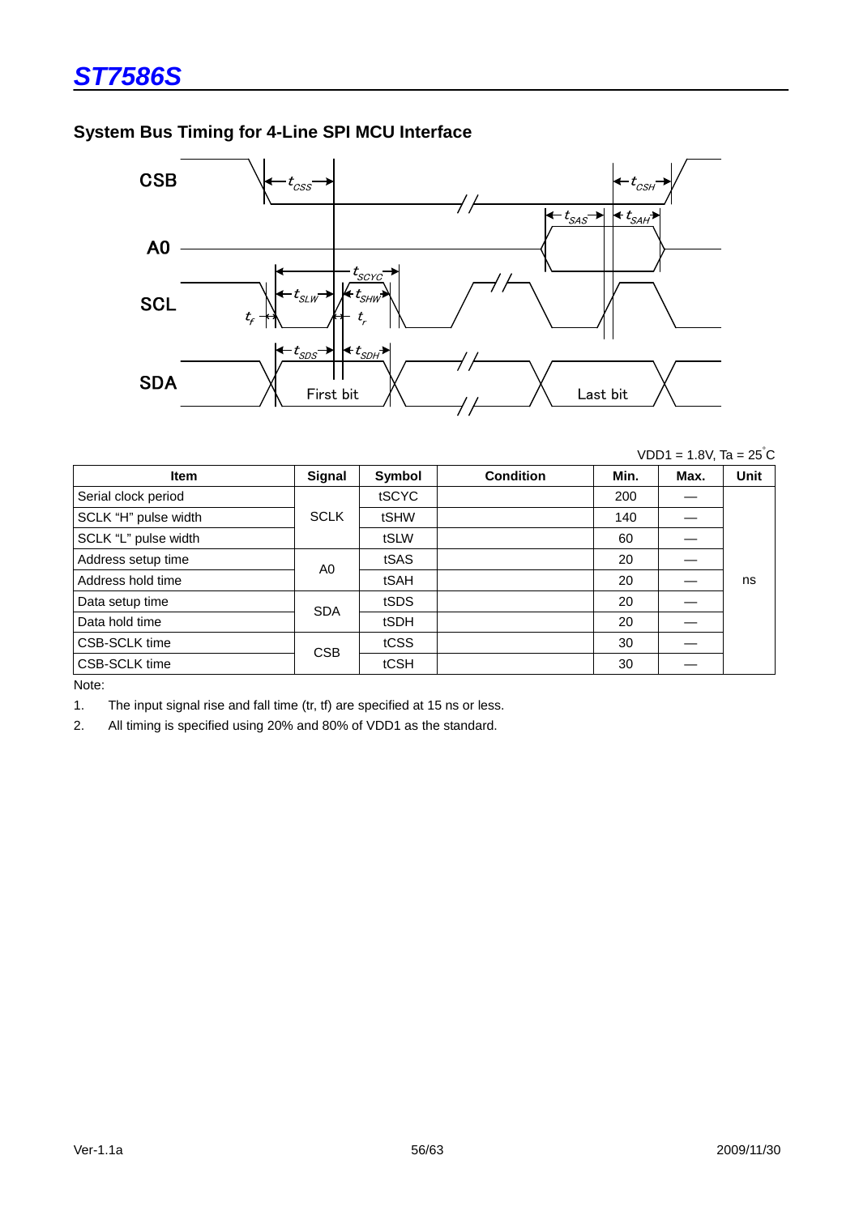## System Bus Timing for 4-Line SPI MCU Interface

VDD1 = 1.8V, Ta = 25°C

| Item | Signal | Symbol | Condition | Min. | Max. | Unit |
|---|---|---|---|---|---|---|
| Serial clock period | SCLK | tSCYC | | 200 | — | ns |
| SCLK "H" pulse width | | tSHW | | 140 | — | |
| SCLK "L" pulse width | | tSLW | | 60 | — | |
| Address setup time | A0 | tSAS | | 20 | — | |
| Address hold time | | tSAH | | 20 | — | |
| Data setup time | SDA | tSDS | | 20 | — | |
| Data hold time | | tSDH | | 20 | — | |
| CSB-SCLK time | CSB | tCSS | | 30 | — | |
| CSB-SCLK time | | tCSH | | 30 | — | |

Note:

1. The input signal rise and fall time (tr, tf) are specified at 15 ns or less.
2. All timing is specified using 20% and 80% of VDD1 as the standard.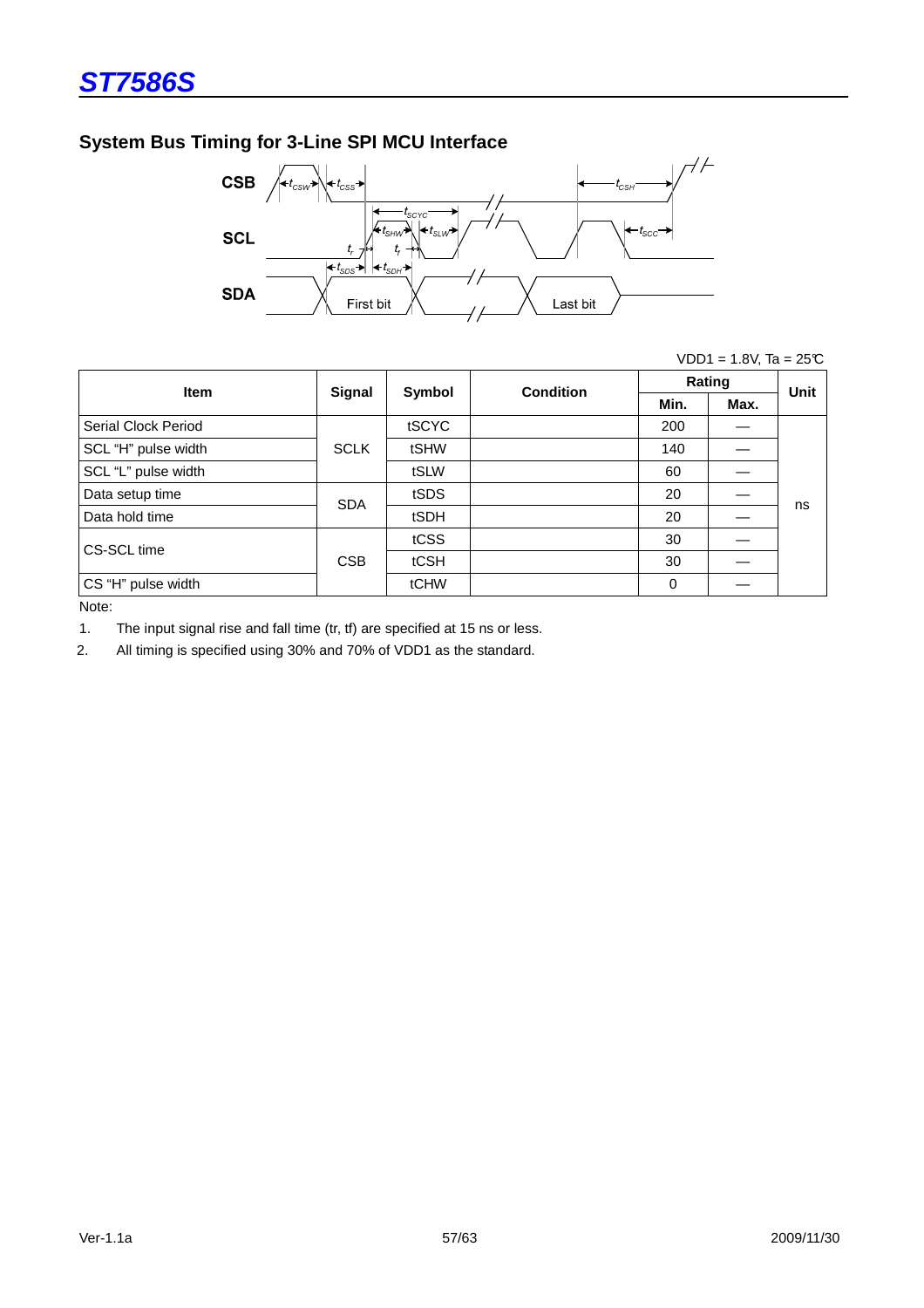## System Bus Timing for 3-Line SPI MCU Interface

VDD1 = 1.8V, Ta = 25℃

| Item | Signal | Symbol | Condition | Rating | | Unit |
|---|---|---|---|---|---|---|
| | | | | Min. | Max. | |
| Serial Clock Period | SCLK | tSCYC | | 200 | — | ns |
| SCL "H" pulse width | | tSHW | | 140 | — | |
| SCL "L" pulse width | | tSLW | | 60 | — | |
| Data setup time | SDA | tSDS | | 20 | — | |
| Data hold time | | tSDH | | 20 | — | |
| CS-SCL time | CSB | tCSS | | 30 | — | |
| | | tCSH | | 30 | — | |
| CS "H" pulse width | | tCHW | | 0 | — | |

Note:

1. The input signal rise and fall time (tr, tf) are specified at 15 ns or less.
2. All timing is specified using 30% and 70% of VDD1 as the standard.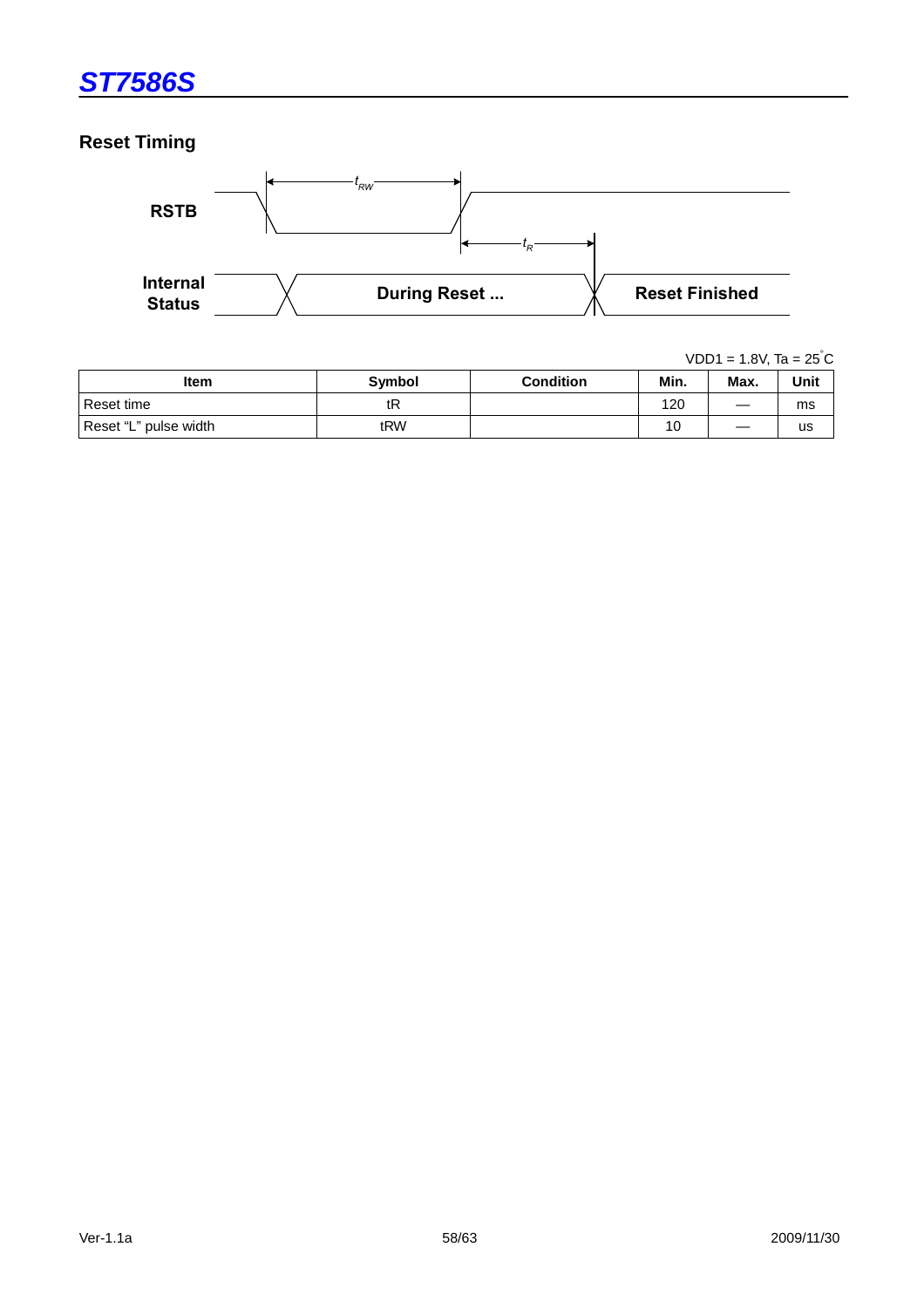## Reset Timing

RSTB

Internal Status

During Reset ...

Reset Finished

$t_{RW}$

$t_R$

VDD1 = 1.8V, Ta = 25°C

| Item | Symbol | Condition | Min. | Max. | Unit |
|---|---|---|---|---|---|
| Reset time | tR | | 120 | — | ms |
| Reset "L" pulse width | tRW | | 10 | — | us |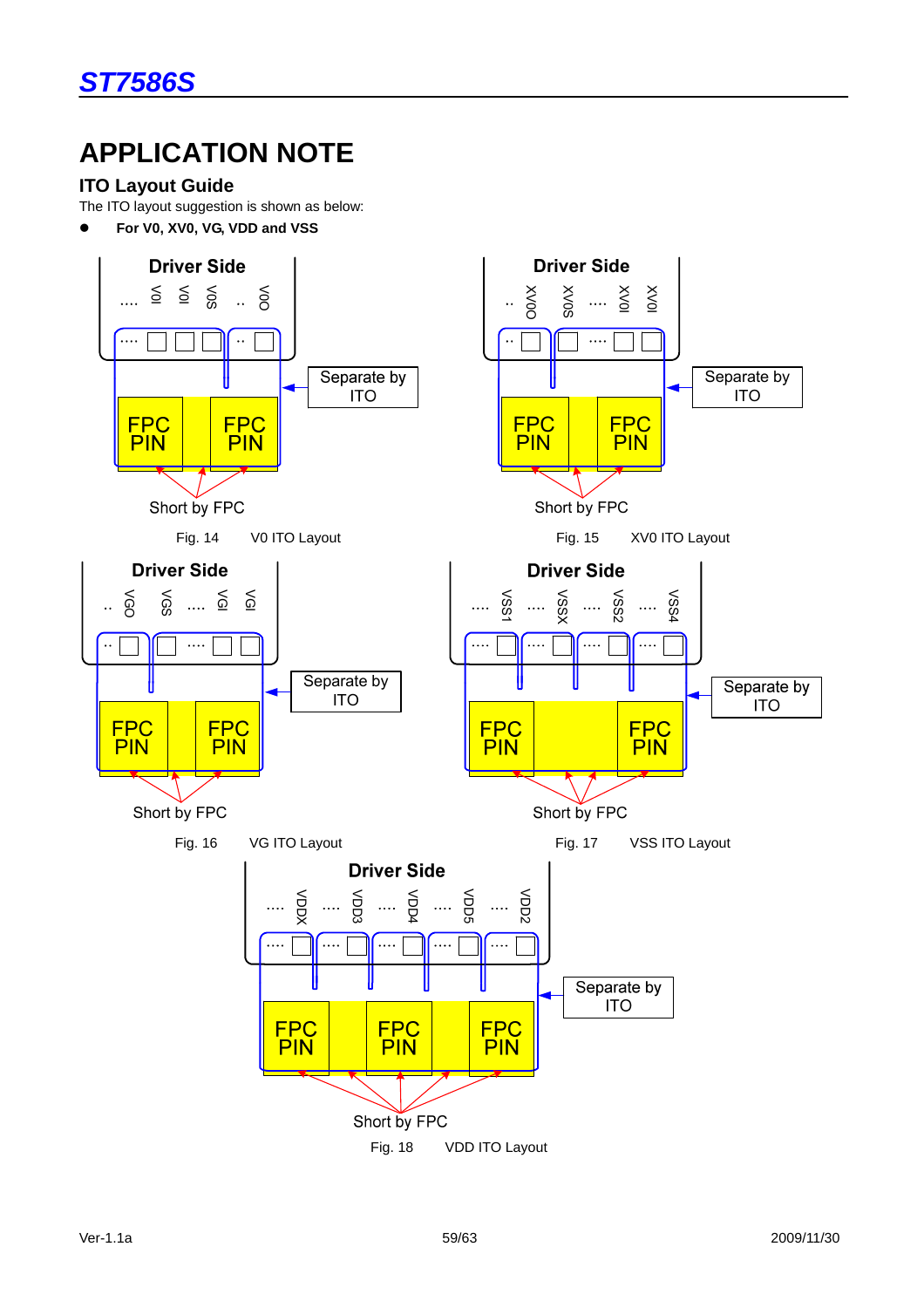# APPLICATION NOTE

## ITO Layout Guide

The ITO layout suggestion is shown as below:

- **For V0, XV0, VG, VDD and VSS**

Driver Side

.... V0I V0I V0S .. V0O

.... .. 

Separate by ITO

FPC PIN FPC PIN

Short by FPC

Fig. 14 V0 ITO Layout

Driver Side

.. XV0O XV0S .... XV0I XV0I

.. ....

Separate by ITO

FPC PIN FPC PIN

Short by FPC

Fig. 15 XV0 ITO Layout

Driver Side

.. VGO VGS .... VGI VGI

.. ....

Separate by ITO

FPC PIN FPC PIN

Short by FPC

Fig. 16 VG ITO Layout

Driver Side

.... VSS1 .... VSSX .... VSS2 .... VSS4

.... .... .... ....

Separate by ITO

FPC PIN FPC PIN

Short by FPC

Fig. 17 VSS ITO Layout

Driver Side

.... VDDX .... VDD3 .... VDD4 .... VDD5 .... VDD2

.... .... .... .... ....

Separate by ITO

FPC PIN FPC PIN FPC PIN

Short by FPC

Fig. 18 VDD ITO Layout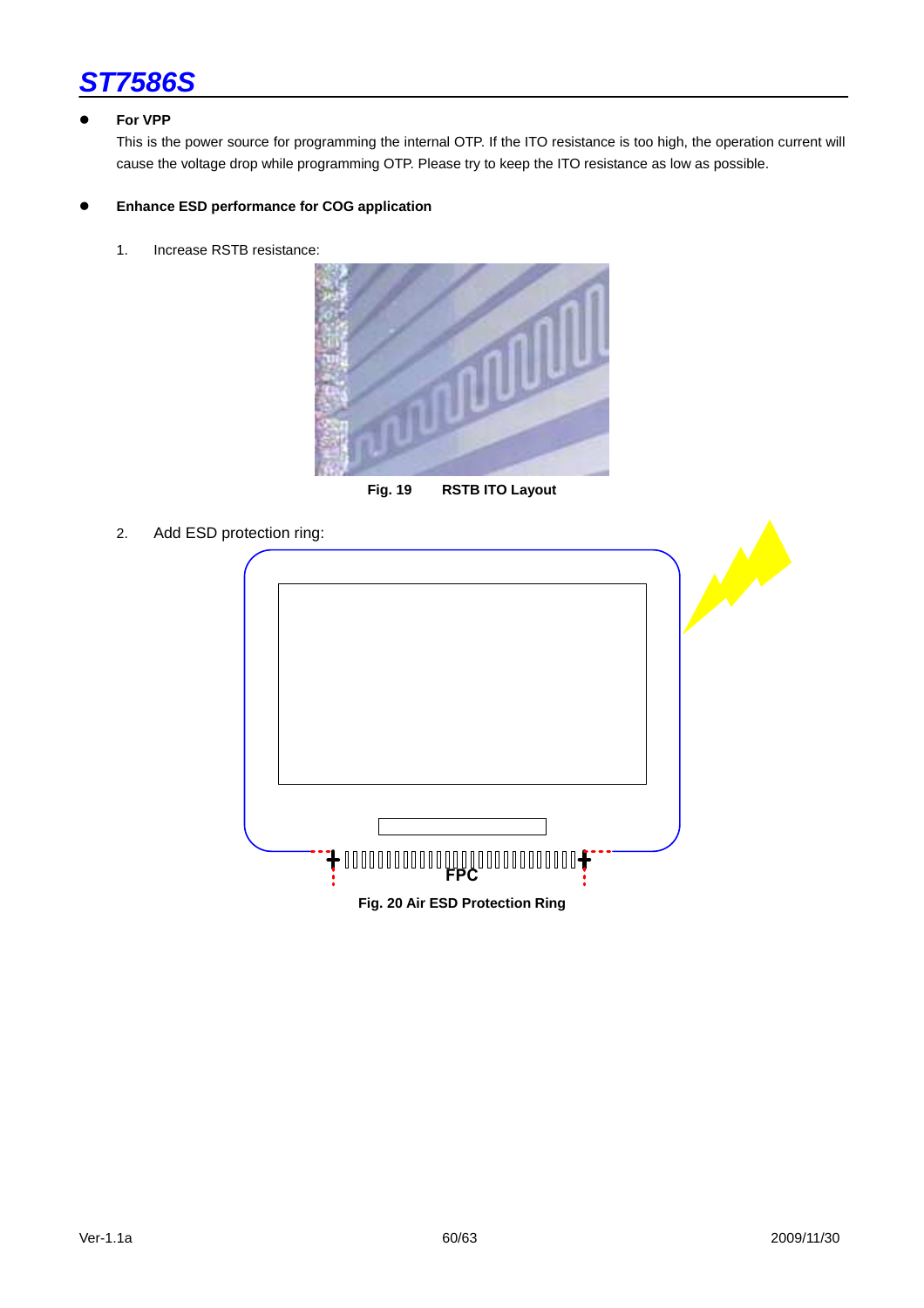- **For VPP**

  This is the power source for programming the internal OTP. If the ITO resistance is too high, the operation current will cause the voltage drop while programming OTP. Please try to keep the ITO resistance as low as possible.

- **Enhance ESD performance for COG application**

  1. Increase RSTB resistance:

**Fig. 19 RSTB ITO Layout**

  2. Add ESD protection ring:

FPC

**Fig. 20 Air ESD Protection Ring**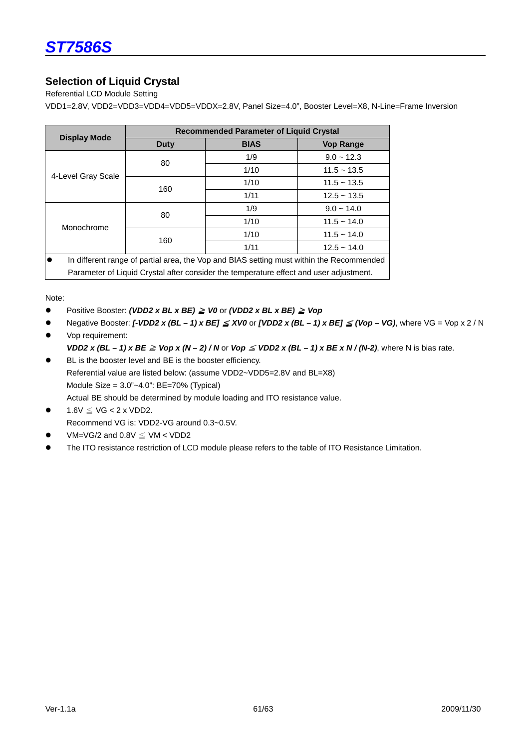## Selection of Liquid Crystal

Referential LCD Module Setting

VDD1=2.8V, VDD2=VDD3=VDD4=VDD5=VDDX=2.8V, Panel Size=4.0", Booster Level=X8, N-Line=Frame Inversion

| Display Mode | Recommended Parameter of Liquid Crystal | | |
|---|---|---|---|
| | Duty | BIAS | Vop Range |
| 4-Level Gray Scale | 80 | 1/9 | 9.0 ~ 12.3 |
| | | 1/10 | 11.5 ~ 13.5 |
| | 160 | 1/10 | 11.5 ~ 13.5 |
| | | 1/11 | 12.5 ~ 13.5 |
| Monochrome | 80 | 1/9 | 9.0 ~ 14.0 |
| | | 1/10 | 11.5 ~ 14.0 |
| | 160 | 1/10 | 11.5 ~ 14.0 |
| | | 1/11 | 12.5 ~ 14.0 |

- In different range of partial area, the Vop and BIAS setting must within the Recommended Parameter of Liquid Crystal after consider the temperature effect and user adjustment.

Note:

- Positive Booster: ***(VDD2 x BL x BE) ≧ V0*** or ***(VDD2 x BL x BE) ≧ Vop***
- Negative Booster: ***[-VDD2 x (BL – 1) x BE] ≦ XV0*** or ***[VDD2 x (BL – 1) x BE] ≦ (Vop – VG)***, where VG = Vop x 2 / N
- Vop requirement:
  ***VDD2 x (BL – 1) x BE ≧ Vop x (N – 2) / N*** or ***Vop ≦ VDD2 x (BL – 1) x BE x N / (N-2)***, where N is bias rate.
- BL is the booster level and BE is the booster efficiency.
  Referential value are listed below: (assume VDD2~VDD5=2.8V and BL=X8)
  Module Size = 3.0"~4.0": BE=70% (Typical)
  Actual BE should be determined by module loading and ITO resistance value.
- 1.6V ≦ VG < 2 x VDD2.
  Recommend VG is: VDD2-VG around 0.3~0.5V.
- VM=VG/2 and 0.8V ≦ VM < VDD2
- The ITO resistance restriction of LCD module please refers to the table of ITO Resistance Limitation.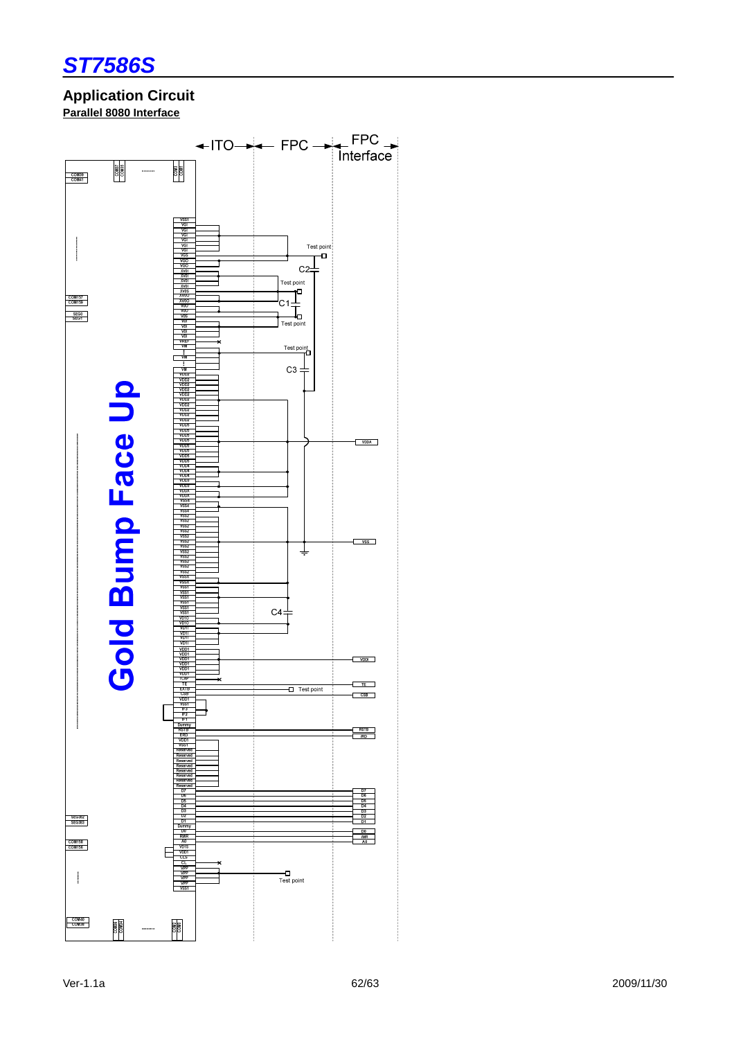## Application Circuit

**Parallel 8080 Interface**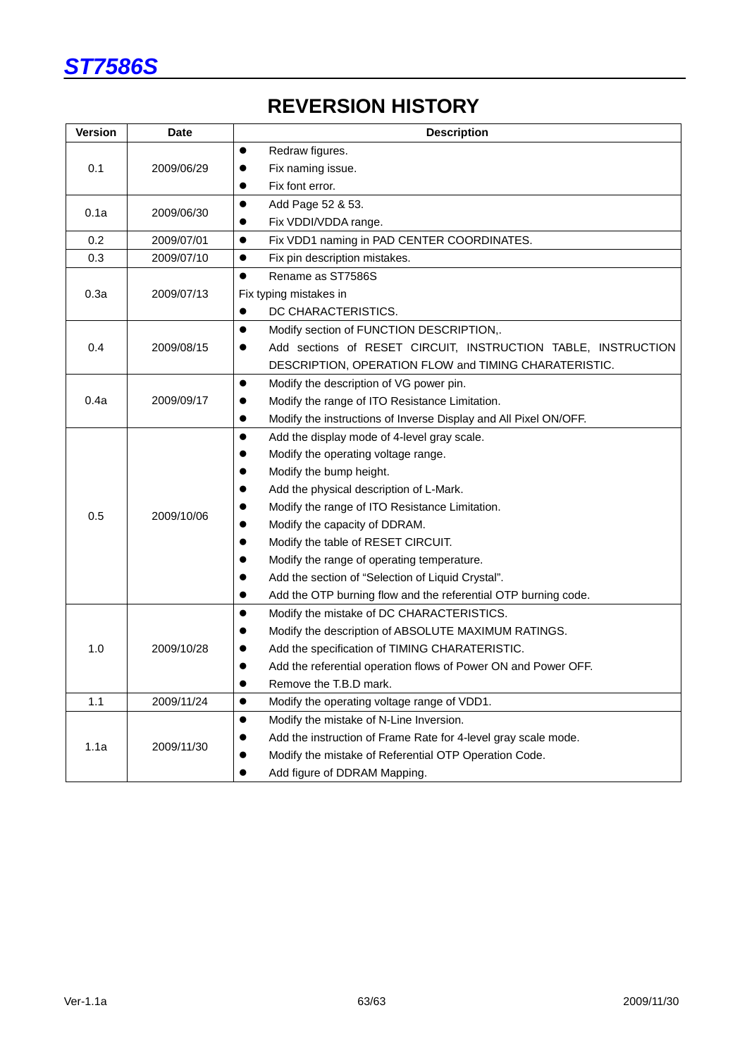# REVERSION HISTORY

| Version | Date | Description |
|---|---|---|
| 0.1 | 2009/06/29 | ● Redraw figures.<br>● Fix naming issue.<br>● Fix font error. |
| 0.1a | 2009/06/30 | ● Add Page 52 & 53.<br>● Fix VDDI/VDDA range. |
| 0.2 | 2009/07/01 | ● Fix VDD1 naming in PAD CENTER COORDINATES. |
| 0.3 | 2009/07/10 | ● Fix pin description mistakes. |
| 0.3a | 2009/07/13 | ● Rename as ST7586S<br>Fix typing mistakes in<br>● DC CHARACTERISTICS. |
| 0.4 | 2009/08/15 | ● Modify section of FUNCTION DESCRIPTION,.<br>● Add sections of RESET CIRCUIT, INSTRUCTION TABLE, INSTRUCTION DESCRIPTION, OPERATION FLOW and TIMING CHARATERISTIC. |
| 0.4a | 2009/09/17 | ● Modify the description of VG power pin.<br>● Modify the range of ITO Resistance Limitation.<br>● Modify the instructions of Inverse Display and All Pixel ON/OFF. |
| 0.5 | 2009/10/06 | ● Add the display mode of 4-level gray scale.<br>● Modify the operating voltage range.<br>● Modify the bump height.<br>● Add the physical description of L-Mark.<br>● Modify the range of ITO Resistance Limitation.<br>● Modify the capacity of DDRAM.<br>● Modify the table of RESET CIRCUIT.<br>● Modify the range of operating temperature.<br>● Add the section of "Selection of Liquid Crystal".<br>● Add the OTP burning flow and the referential OTP burning code. |
| 1.0 | 2009/10/28 | ● Modify the mistake of DC CHARACTERISTICS.<br>● Modify the description of ABSOLUTE MAXIMUM RATINGS.<br>● Add the specification of TIMING CHARATERISTIC.<br>● Add the referential operation flows of Power ON and Power OFF.<br>● Remove the T.B.D mark. |
| 1.1 | 2009/11/24 | ● Modify the operating voltage range of VDD1. |
| 1.1a | 2009/11/30 | ● Modify the mistake of N-Line Inversion.<br>● Add the instruction of Frame Rate for 4-level gray scale mode.<br>● Modify the mistake of Referential OTP Operation Code.<br>● Add figure of DDRAM Mapping. |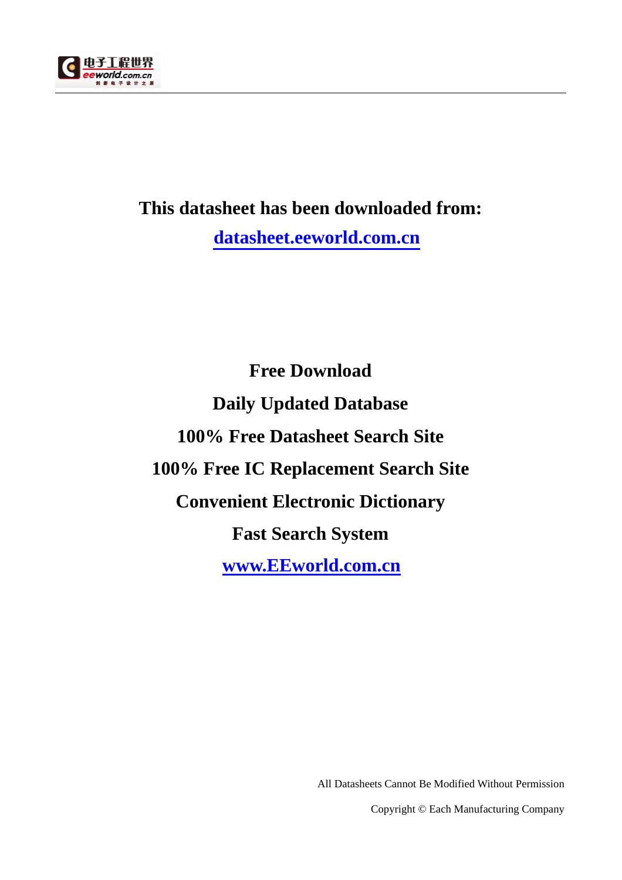**This datasheet has been downloaded from:**

**[datasheet.eeworld.com.cn](http://datasheet.eeworld.com.cn)**

**Free Download**

**Daily Updated Database**

**100% Free Datasheet Search Site**

**100% Free IC Replacement Search Site**

**Convenient Electronic Dictionary**

**Fast Search System**

**[www.EEworld.com.cn](http://www.EEworld.com.cn)**

All Datasheets Cannot Be Modified Without Permission

Copyright © Each Manufacturing Company